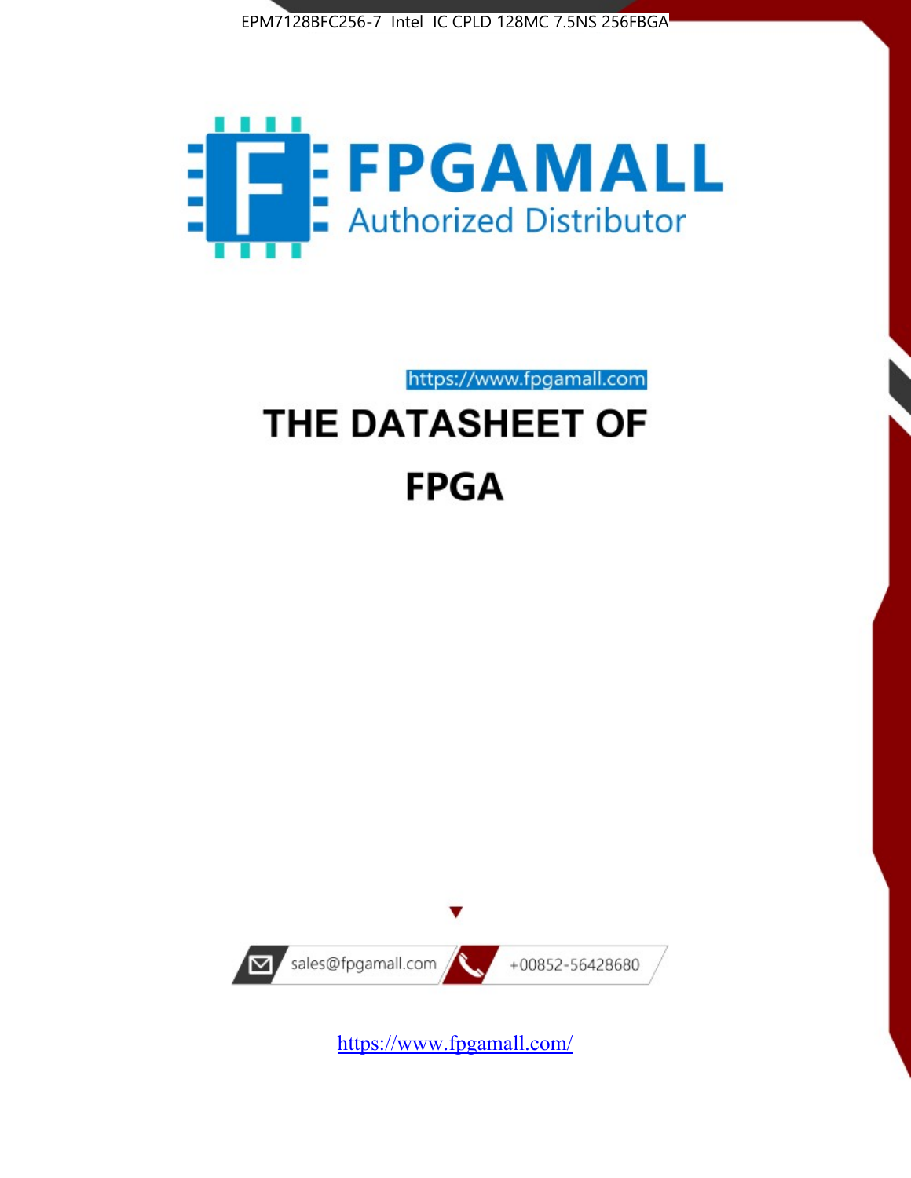EPM7128BFC256-7 Intel IC CPLD 128MC 7.5NS 256FBGA

FPGAMALL

Authorized Distributor

https://www.fpgamall.com

# THE DATASHEET OF

# FPGA

sales@fpgamall.com

+00852-56428680

https://www.fpgamall.com/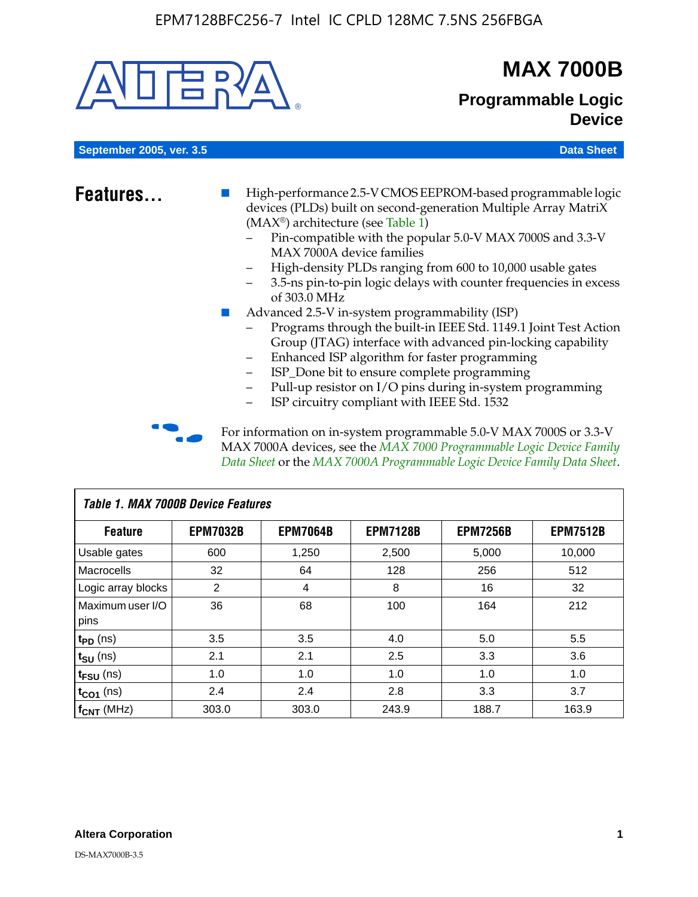# MAX 7000B

## Programmable Logic Device

**September 2005, ver. 3.5** **Data Sheet**

## Features...

- High-performance 2.5-V CMOS EEPROM-based programmable logic devices (PLDs) built on second-generation Multiple Array MatriX (MAX®) architecture (see Table 1)
  - Pin-compatible with the popular 5.0-V MAX 7000S and 3.3-V MAX 7000A device families
  - High-density PLDs ranging from 600 to 10,000 usable gates
  - 3.5-ns pin-to-pin logic delays with counter frequencies in excess of 303.0 MHz
- Advanced 2.5-V in-system programmability (ISP)
  - Programs through the built-in IEEE Std. 1149.1 Joint Test Action Group (JTAG) interface with advanced pin-locking capability
  - Enhanced ISP algorithm for faster programming
  - ISP_Done bit to ensure complete programming
  - Pull-up resistor on I/O pins during in-system programming
  - ISP circuitry compliant with IEEE Std. 1532

For information on in-system programmable 5.0-V MAX 7000S or 3.3-V MAX 7000A devices, see the *MAX 7000 Programmable Logic Device Family Data Sheet* or the *MAX 7000A Programmable Logic Device Family Data Sheet*.

**Table 1. MAX 7000B Device Features**

| Feature | EPM7032B | EPM7064B | EPM7128B | EPM7256B | EPM7512B |
|---|---|---|---|---|---|
| Usable gates | 600 | 1,250 | 2,500 | 5,000 | 10,000 |
| Macrocells | 32 | 64 | 128 | 256 | 512 |
| Logic array blocks | 2 | 4 | 8 | 16 | 32 |
| Maximum user I/O pins | 36 | 68 | 100 | 164 | 212 |
| $t_{PD}$ (ns) | 3.5 | 3.5 | 4.0 | 5.0 | 5.5 |
| $t_{SU}$ (ns) | 2.1 | 2.1 | 2.5 | 3.3 | 3.6 |
| $t_{FSU}$ (ns) | 1.0 | 1.0 | 1.0 | 1.0 | 1.0 |
| $t_{CO1}$ (ns) | 2.4 | 2.4 | 2.8 | 3.3 | 3.7 |
| $f_{CNT}$ (MHz) | 303.0 | 303.0 | 243.9 | 188.7 | 163.9 |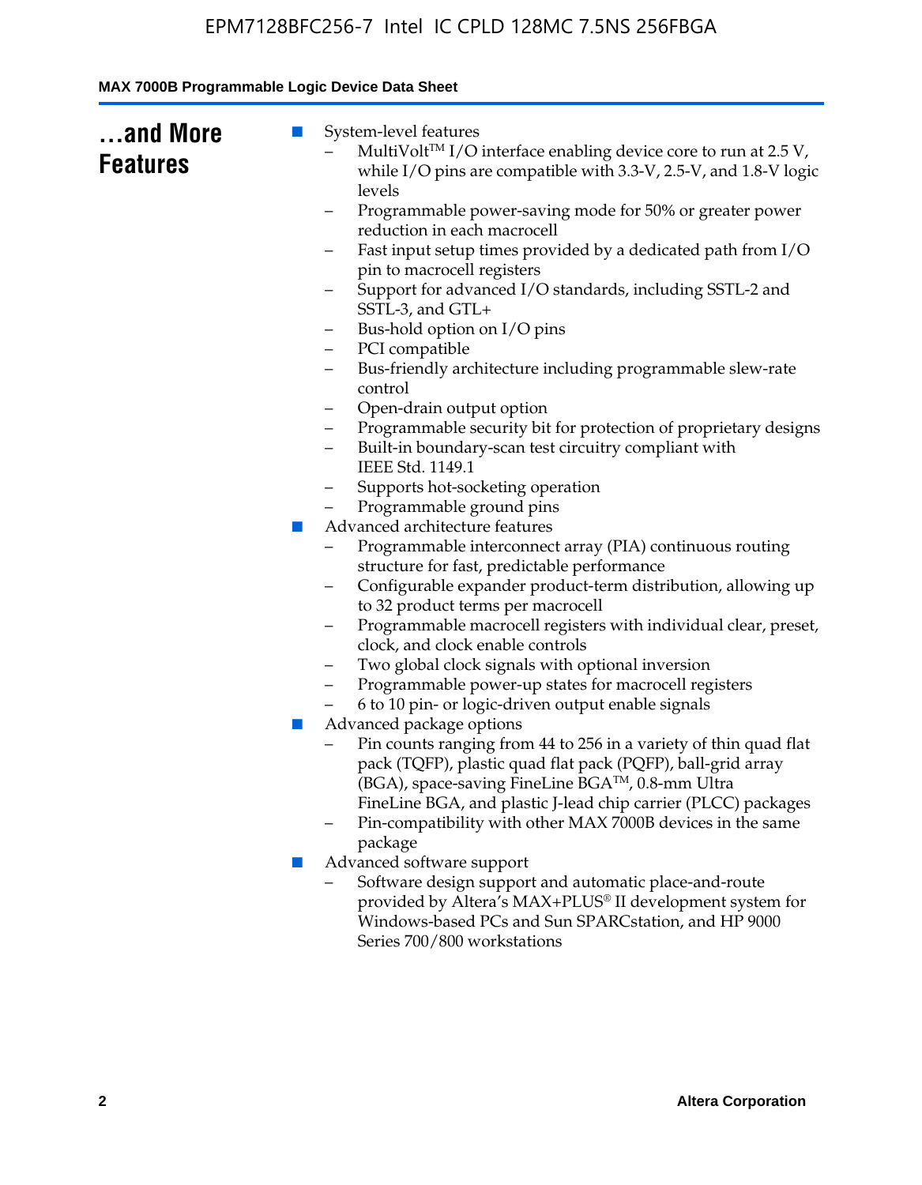## ...and More Features

- System-level features
  - MultiVolt™ I/O interface enabling device core to run at 2.5 V, while I/O pins are compatible with 3.3-V, 2.5-V, and 1.8-V logic levels
  - Programmable power-saving mode for 50% or greater power reduction in each macrocell
  - Fast input setup times provided by a dedicated path from I/O pin to macrocell registers
  - Support for advanced I/O standards, including SSTL-2 and SSTL-3, and GTL+
  - Bus-hold option on I/O pins
  - PCI compatible
  - Bus-friendly architecture including programmable slew-rate control
  - Open-drain output option
  - Programmable security bit for protection of proprietary designs
  - Built-in boundary-scan test circuitry compliant with IEEE Std. 1149.1
  - Supports hot-socketing operation
  - Programmable ground pins
- Advanced architecture features
  - Programmable interconnect array (PIA) continuous routing structure for fast, predictable performance
  - Configurable expander product-term distribution, allowing up to 32 product terms per macrocell
  - Programmable macrocell registers with individual clear, preset, clock, and clock enable controls
  - Two global clock signals with optional inversion
  - Programmable power-up states for macrocell registers
  - 6 to 10 pin- or logic-driven output enable signals
- Advanced package options
  - Pin counts ranging from 44 to 256 in a variety of thin quad flat pack (TQFP), plastic quad flat pack (PQFP), ball-grid array (BGA), space-saving FineLine BGA™, 0.8-mm Ultra FineLine BGA, and plastic J-lead chip carrier (PLCC) packages
  - Pin-compatibility with other MAX 7000B devices in the same package
- Advanced software support
  - Software design support and automatic place-and-route provided by Altera's MAX+PLUS® II development system for Windows-based PCs and Sun SPARCstation, and HP 9000 Series 700/800 workstations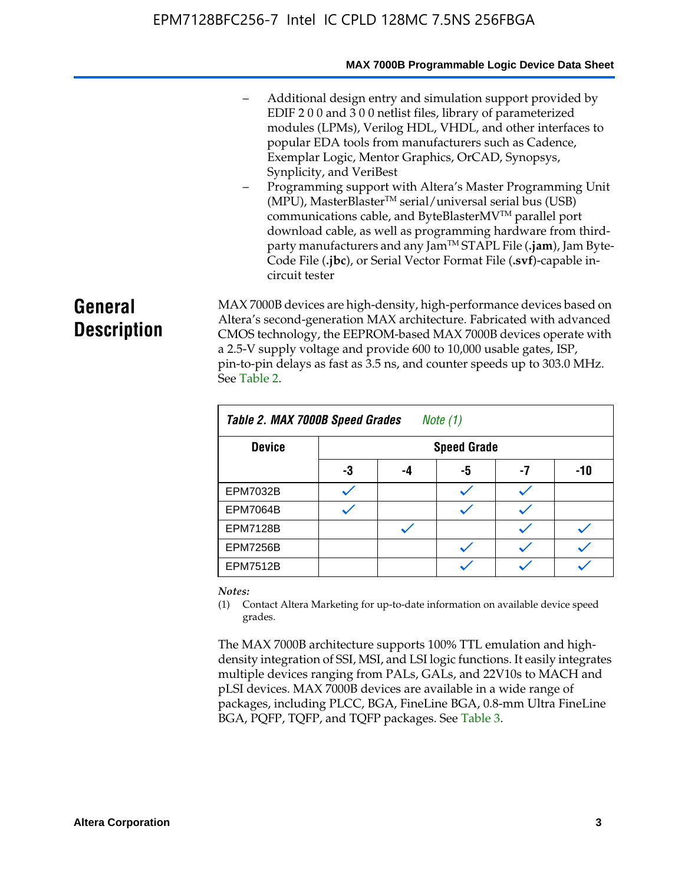- Additional design entry and simulation support provided by EDIF 2 0 0 and 3 0 0 netlist files, library of parameterized modules (LPMs), Verilog HDL, VHDL, and other interfaces to popular EDA tools from manufacturers such as Cadence, Exemplar Logic, Mentor Graphics, OrCAD, Synopsys, Synplicity, and VeriBest
- Programming support with Altera's Master Programming Unit (MPU), MasterBlaster™ serial/universal serial bus (USB) communications cable, and ByteBlasterMV™ parallel port download cable, as well as programming hardware from third-party manufacturers and any Jam™ STAPL File (**.jam**), Jam Byte-Code File (**.jbc**), or Serial Vector Format File (**.svf**)-capable in-circuit tester

## General Description

MAX 7000B devices are high-density, high-performance devices based on Altera's second-generation MAX architecture. Fabricated with advanced CMOS technology, the EEPROM-based MAX 7000B devices operate with a 2.5-V supply voltage and provide 600 to 10,000 usable gates, ISP, pin-to-pin delays as fast as 3.5 ns, and counter speeds up to 303.0 MHz. See Table 2.

*Table 2. MAX 7000B Speed Grades Note (1)*

| Device | Speed Grade | | | | |
|---|---|---|---|---|---|
| | -3 | -4 | -5 | -7 | -10 |
| EPM7032B | ✓ | | ✓ | ✓ | |
| EPM7064B | ✓ | | ✓ | ✓ | |
| EPM7128B | | ✓ | | ✓ | ✓ |
| EPM7256B | | | ✓ | ✓ | ✓ |
| EPM7512B | | | ✓ | ✓ | ✓ |

*Notes:*

(1) Contact Altera Marketing for up-to-date information on available device speed grades.

The MAX 7000B architecture supports 100% TTL emulation and high-density integration of SSI, MSI, and LSI logic functions. It easily integrates multiple devices ranging from PALs, GALs, and 22V10s to MACH and pLSI devices. MAX 7000B devices are available in a wide range of packages, including PLCC, BGA, FineLine BGA, 0.8-mm Ultra FineLine BGA, PQFP, TQFP, and TQFP packages. See Table 3.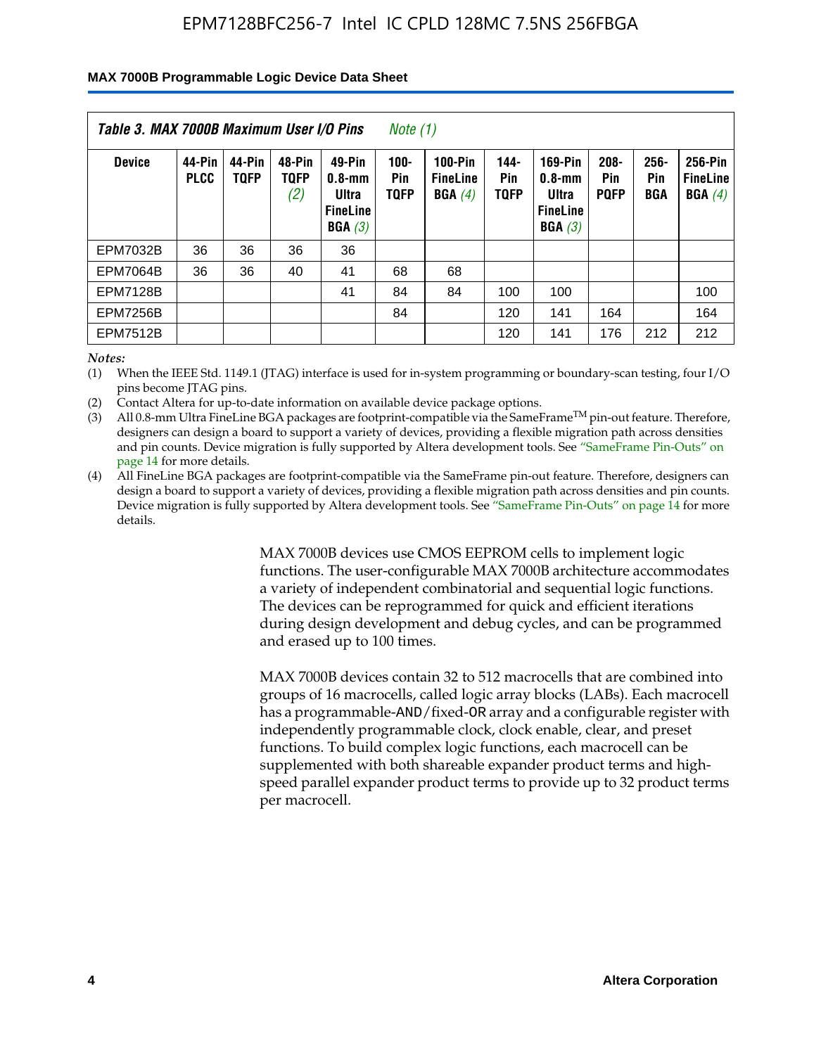**Table 3. MAX 7000B Maximum User I/O Pins** *Note (1)*

| Device | 44-Pin PLCC | 44-Pin TQFP | 48-Pin TQFP *(2)* | 49-Pin 0.8-mm Ultra FineLine BGA *(3)* | 100-Pin TQFP | 100-Pin FineLine BGA *(4)* | 144-Pin TQFP | 169-Pin 0.8-mm Ultra FineLine BGA *(3)* | 208-Pin PQFP | 256-Pin BGA | 256-Pin FineLine BGA *(4)* |
|---|---|---|---|---|---|---|---|---|---|---|---|
| EPM7032B | 36 | 36 | 36 | 36 | | | | | | | |
| EPM7064B | 36 | 36 | 40 | 41 | 68 | 68 | | | | | |
| EPM7128B | | | | 41 | 84 | 84 | 100 | 100 | | | 100 |
| EPM7256B | | | | | 84 | | 120 | 141 | 164 | | 164 |
| EPM7512B | | | | | | | 120 | 141 | 176 | 212 | 212 |

*Notes:*

(1) When the IEEE Std. 1149.1 (JTAG) interface is used for in-system programming or boundary-scan testing, four I/O pins become JTAG pins.

(2) Contact Altera for up-to-date information on available device package options.

(3) All 0.8-mm Ultra FineLine BGA packages are footprint-compatible via the SameFrame™ pin-out feature. Therefore, designers can design a board to support a variety of devices, providing a flexible migration path across densities and pin counts. Device migration is fully supported by Altera development tools. See "SameFrame Pin-Outs" on page 14 for more details.

(4) All FineLine BGA packages are footprint-compatible via the SameFrame pin-out feature. Therefore, designers can design a board to support a variety of devices, providing a flexible migration path across densities and pin counts. Device migration is fully supported by Altera development tools. See "SameFrame Pin-Outs" on page 14 for more details.

MAX 7000B devices use CMOS EEPROM cells to implement logic functions. The user-configurable MAX 7000B architecture accommodates a variety of independent combinatorial and sequential logic functions. The devices can be reprogrammed for quick and efficient iterations during design development and debug cycles, and can be programmed and erased up to 100 times.

MAX 7000B devices contain 32 to 512 macrocells that are combined into groups of 16 macrocells, called logic array blocks (LABs). Each macrocell has a programmable-AND/fixed-OR array and a configurable register with independently programmable clock, clock enable, clear, and preset functions. To build complex logic functions, each macrocell can be supplemented with both shareable expander product terms and high-speed parallel expander product terms to provide up to 32 product terms per macrocell.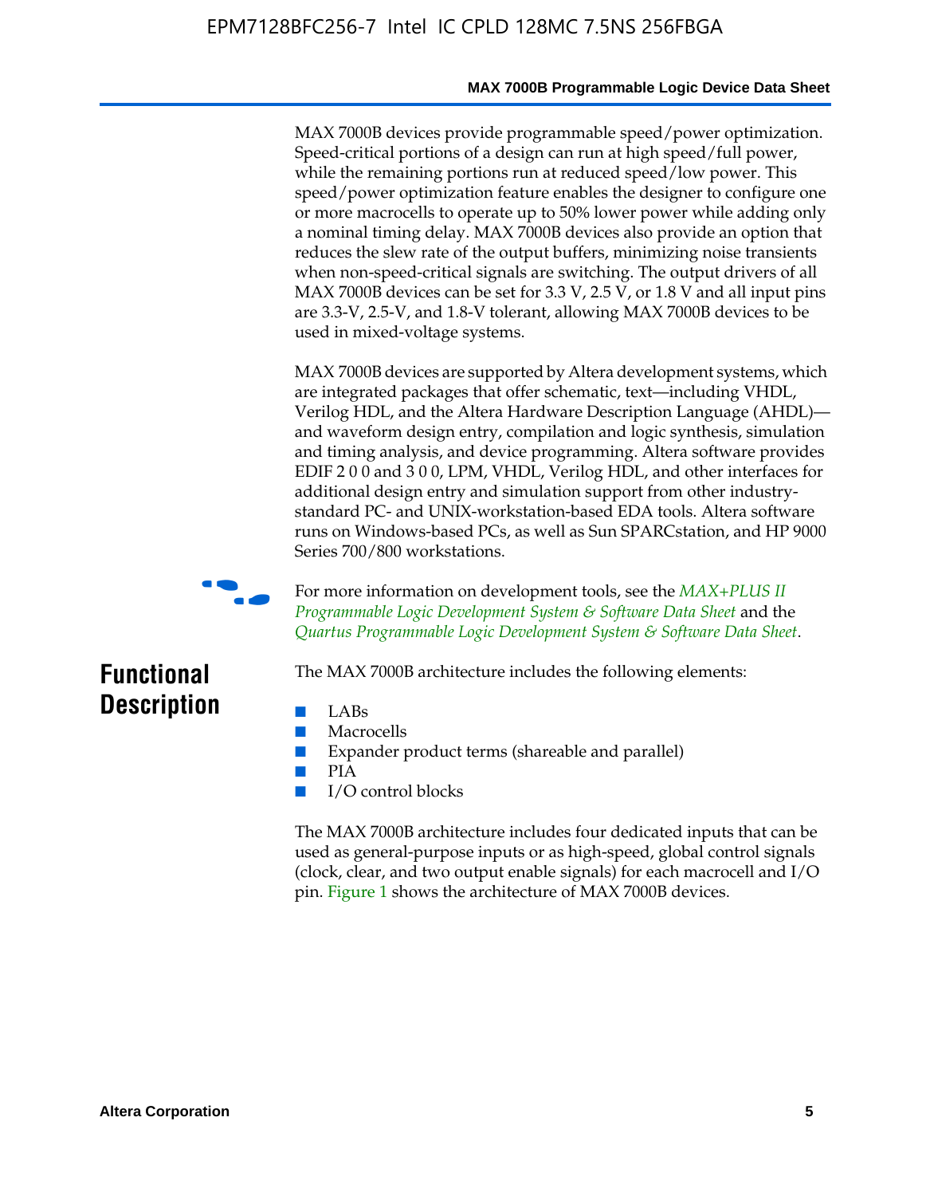MAX 7000B devices provide programmable speed/power optimization. Speed-critical portions of a design can run at high speed/full power, while the remaining portions run at reduced speed/low power. This speed/power optimization feature enables the designer to configure one or more macrocells to operate up to 50% lower power while adding only a nominal timing delay. MAX 7000B devices also provide an option that reduces the slew rate of the output buffers, minimizing noise transients when non-speed-critical signals are switching. The output drivers of all MAX 7000B devices can be set for 3.3 V, 2.5 V, or 1.8 V and all input pins are 3.3-V, 2.5-V, and 1.8-V tolerant, allowing MAX 7000B devices to be used in mixed-voltage systems.

MAX 7000B devices are supported by Altera development systems, which are integrated packages that offer schematic, text—including VHDL, Verilog HDL, and the Altera Hardware Description Language (AHDL)—and waveform design entry, compilation and logic synthesis, simulation and timing analysis, and device programming. Altera software provides EDIF 2 0 0 and 3 0 0, LPM, VHDL, Verilog HDL, and other interfaces for additional design entry and simulation support from other industry-standard PC- and UNIX-workstation-based EDA tools. Altera software runs on Windows-based PCs, as well as Sun SPARCstation, and HP 9000 Series 700/800 workstations.

For more information on development tools, see the *MAX+PLUS II Programmable Logic Development System & Software Data Sheet* and the *Quartus Programmable Logic Development System & Software Data Sheet*.

## Functional Description

The MAX 7000B architecture includes the following elements:

- LABs
- Macrocells
- Expander product terms (shareable and parallel)
- PIA
- I/O control blocks

The MAX 7000B architecture includes four dedicated inputs that can be used as general-purpose inputs or as high-speed, global control signals (clock, clear, and two output enable signals) for each macrocell and I/O pin. Figure 1 shows the architecture of MAX 7000B devices.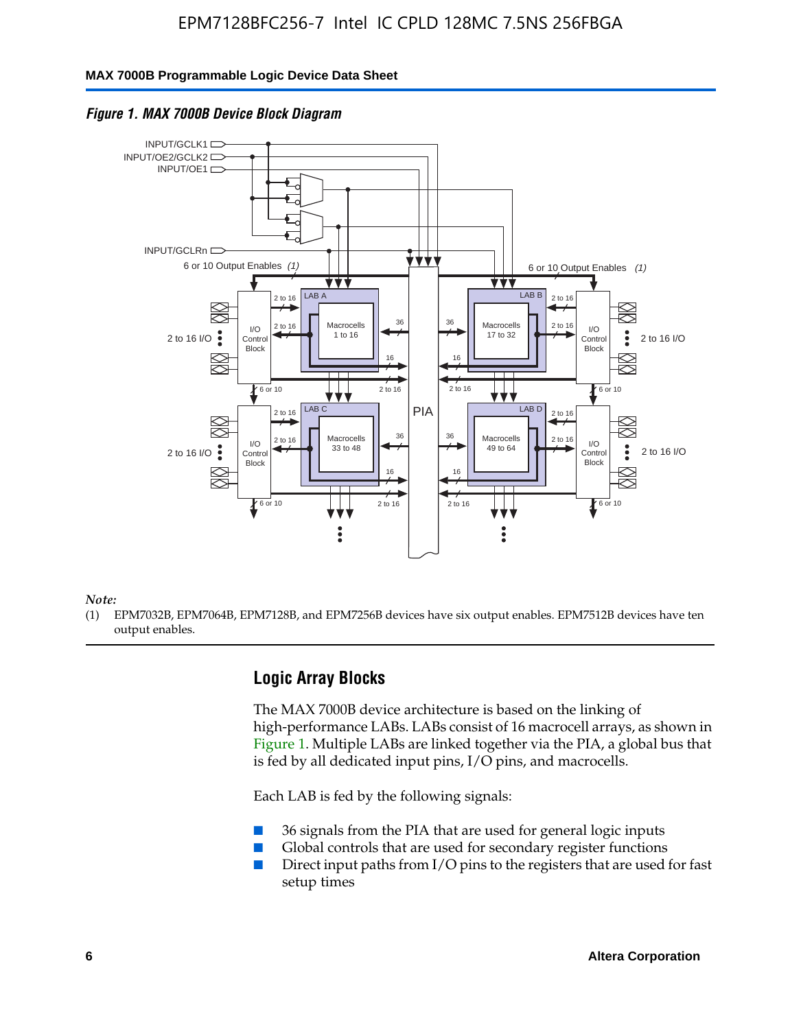*Figure 1. MAX 7000B Device Block Diagram*

*Note:*

(1) EPM7032B, EPM7064B, EPM7128B, and EPM7256B devices have six output enables. EPM7512B devices have ten output enables.

## Logic Array Blocks

The MAX 7000B device architecture is based on the linking of high-performance LABs. LABs consist of 16 macrocell arrays, as shown in Figure 1. Multiple LABs are linked together via the PIA, a global bus that is fed by all dedicated input pins, I/O pins, and macrocells.

Each LAB is fed by the following signals:

- 36 signals from the PIA that are used for general logic inputs
- Global controls that are used for secondary register functions
- Direct input paths from I/O pins to the registers that are used for fast setup times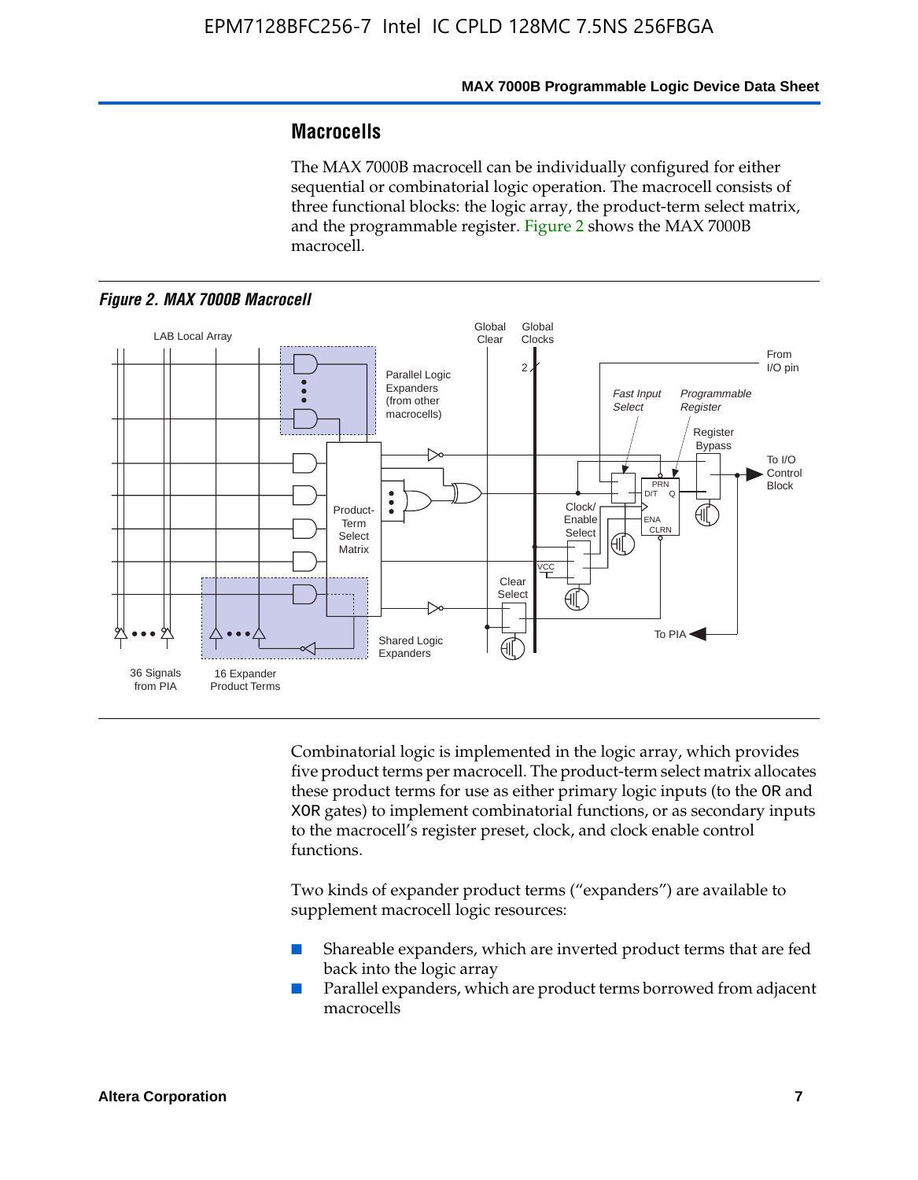## Macrocells

The MAX 7000B macrocell can be individually configured for either sequential or combinatorial logic operation. The macrocell consists of three functional blocks: the logic array, the product-term select matrix, and the programmable register. Figure 2 shows the MAX 7000B macrocell.

*Figure 2. MAX 7000B Macrocell*

Combinatorial logic is implemented in the logic array, which provides five product terms per macrocell. The product-term select matrix allocates these product terms for use as either primary logic inputs (to the OR and XOR gates) to implement combinatorial functions, or as secondary inputs to the macrocell's register preset, clock, and clock enable control functions.

Two kinds of expander product terms ("expanders") are available to supplement macrocell logic resources:

- Shareable expanders, which are inverted product terms that are fed back into the logic array
- Parallel expanders, which are product terms borrowed from adjacent macrocells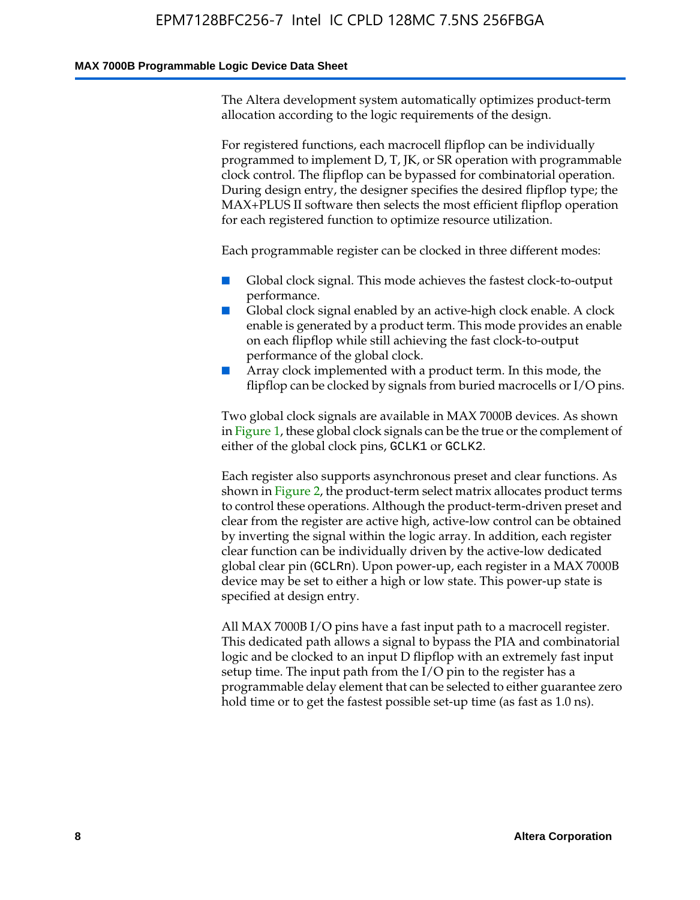The Altera development system automatically optimizes product-term allocation according to the logic requirements of the design.

For registered functions, each macrocell flipflop can be individually programmed to implement D, T, JK, or SR operation with programmable clock control. The flipflop can be bypassed for combinatorial operation. During design entry, the designer specifies the desired flipflop type; the MAX+PLUS II software then selects the most efficient flipflop operation for each registered function to optimize resource utilization.

Each programmable register can be clocked in three different modes:

- Global clock signal. This mode achieves the fastest clock-to-output performance.
- Global clock signal enabled by an active-high clock enable. A clock enable is generated by a product term. This mode provides an enable on each flipflop while still achieving the fast clock-to-output performance of the global clock.
- Array clock implemented with a product term. In this mode, the flipflop can be clocked by signals from buried macrocells or I/O pins.

Two global clock signals are available in MAX 7000B devices. As shown in Figure 1, these global clock signals can be the true or the complement of either of the global clock pins, `GCLK1` or `GCLK2`.

Each register also supports asynchronous preset and clear functions. As shown in Figure 2, the product-term select matrix allocates product terms to control these operations. Although the product-term-driven preset and clear from the register are active high, active-low control can be obtained by inverting the signal within the logic array. In addition, each register clear function can be individually driven by the active-low dedicated global clear pin (`GCLRn`). Upon power-up, each register in a MAX 7000B device may be set to either a high or low state. This power-up state is specified at design entry.

All MAX 7000B I/O pins have a fast input path to a macrocell register. This dedicated path allows a signal to bypass the PIA and combinatorial logic and be clocked to an input D flipflop with an extremely fast input setup time. The input path from the I/O pin to the register has a programmable delay element that can be selected to either guarantee zero hold time or to get the fastest possible set-up time (as fast as 1.0 ns).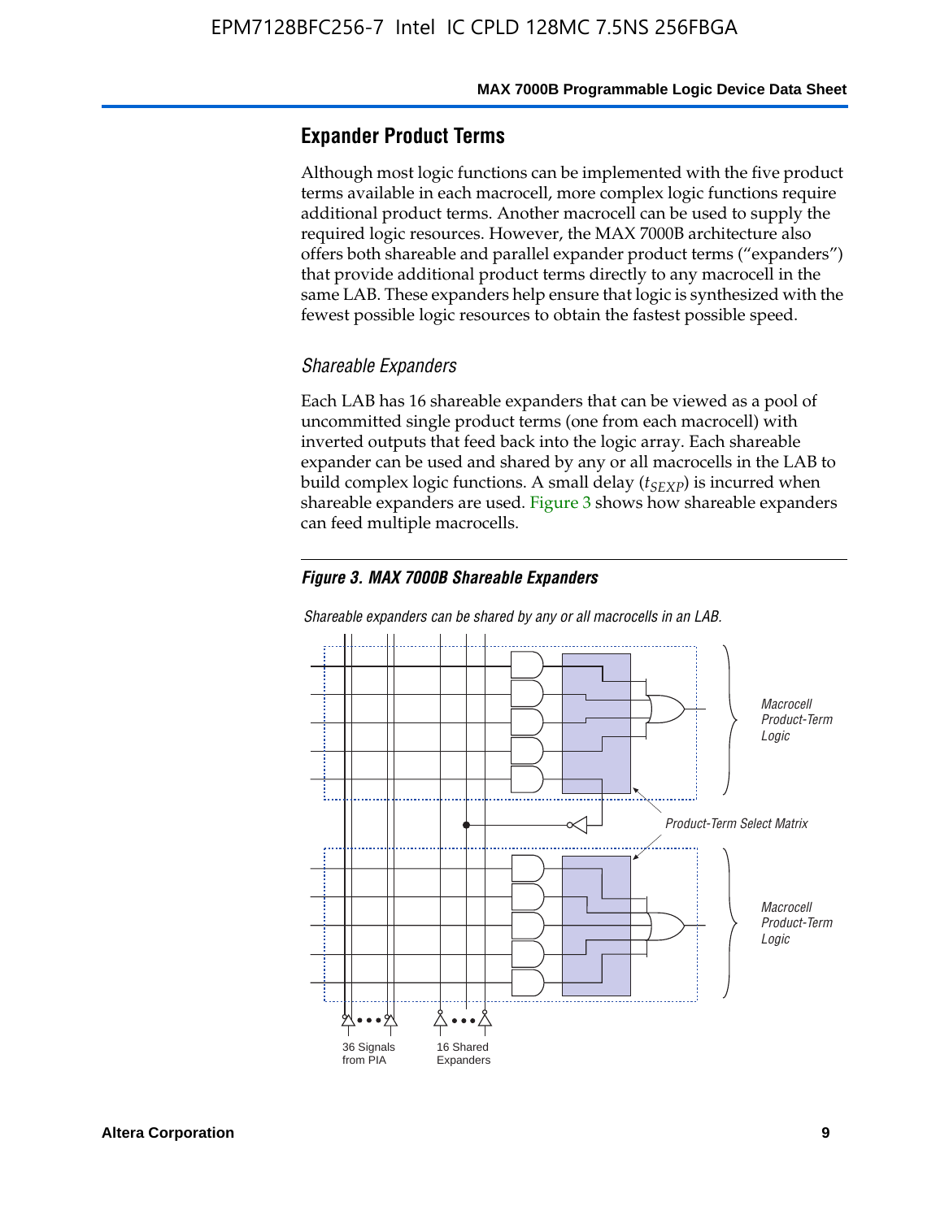## Expander Product Terms

Although most logic functions can be implemented with the five product terms available in each macrocell, more complex logic functions require additional product terms. Another macrocell can be used to supply the required logic resources. However, the MAX 7000B architecture also offers both shareable and parallel expander product terms ("expanders") that provide additional product terms directly to any macrocell in the same LAB. These expanders help ensure that logic is synthesized with the fewest possible logic resources to obtain the fastest possible speed.

### *Shareable Expanders*

Each LAB has 16 shareable expanders that can be viewed as a pool of uncommitted single product terms (one from each macrocell) with inverted outputs that feed back into the logic array. Each shareable expander can be used and shared by any or all macrocells in the LAB to build complex logic functions. A small delay ($t_{SEXP}$) is incurred when shareable expanders are used. Figure 3 shows how shareable expanders can feed multiple macrocells.

***Figure 3. MAX 7000B Shareable Expanders***

*Shareable expanders can be shared by any or all macrocells in an LAB.*

*Macrocell Product-Term Logic*

*Product-Term Select Matrix*

*Macrocell Product-Term Logic*

36 Signals from PIA

16 Shared Expanders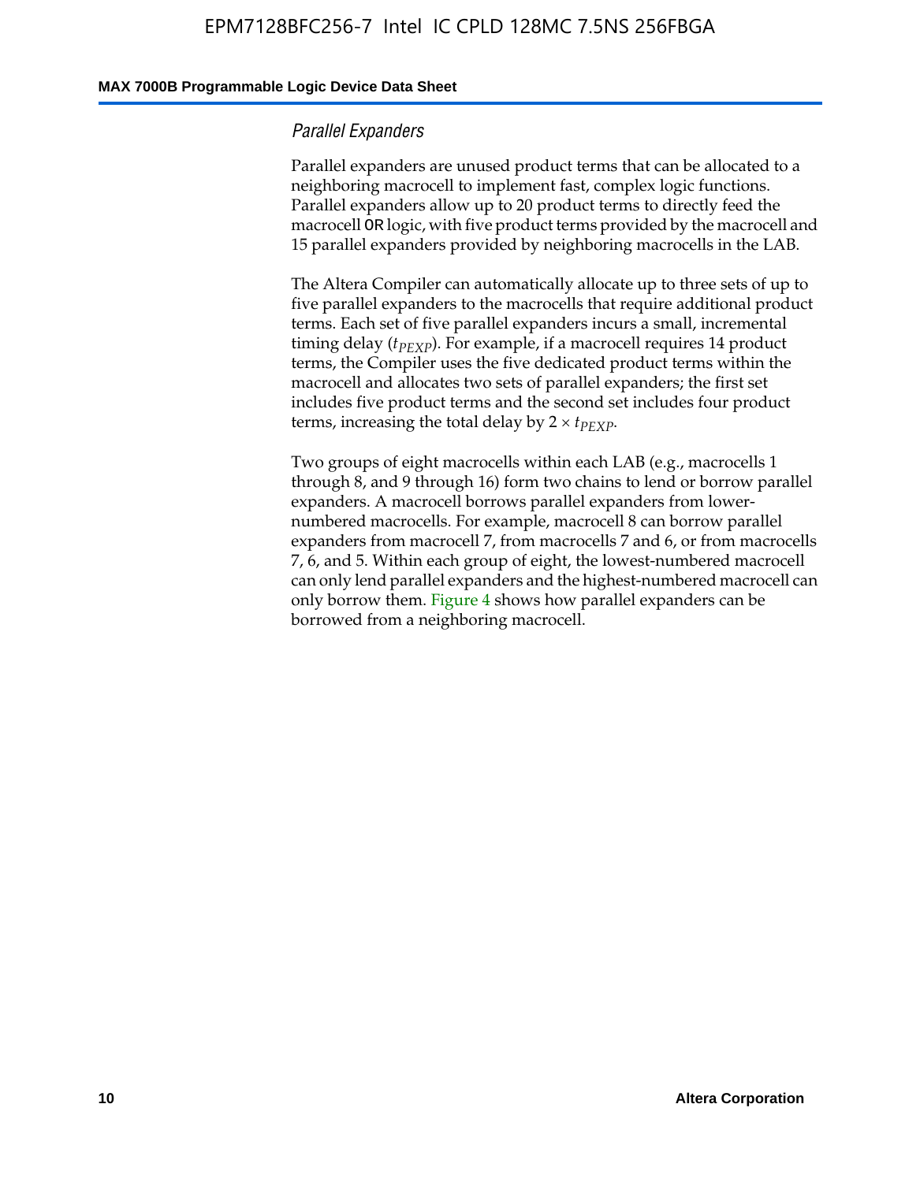### *Parallel Expanders*

Parallel expanders are unused product terms that can be allocated to a neighboring macrocell to implement fast, complex logic functions. Parallel expanders allow up to 20 product terms to directly feed the macrocell OR logic, with five product terms provided by the macrocell and 15 parallel expanders provided by neighboring macrocells in the LAB.

The Altera Compiler can automatically allocate up to three sets of up to five parallel expanders to the macrocells that require additional product terms. Each set of five parallel expanders incurs a small, incremental timing delay ($t_{PEXP}$). For example, if a macrocell requires 14 product terms, the Compiler uses the five dedicated product terms within the macrocell and allocates two sets of parallel expanders; the first set includes five product terms and the second set includes four product terms, increasing the total delay by $2 \times t_{PEXP}$.

Two groups of eight macrocells within each LAB (e.g., macrocells 1 through 8, and 9 through 16) form two chains to lend or borrow parallel expanders. A macrocell borrows parallel expanders from lower-numbered macrocells. For example, macrocell 8 can borrow parallel expanders from macrocell 7, from macrocells 7 and 6, or from macrocells 7, 6, and 5. Within each group of eight, the lowest-numbered macrocell can only lend parallel expanders and the highest-numbered macrocell can only borrow them. Figure 4 shows how parallel expanders can be borrowed from a neighboring macrocell.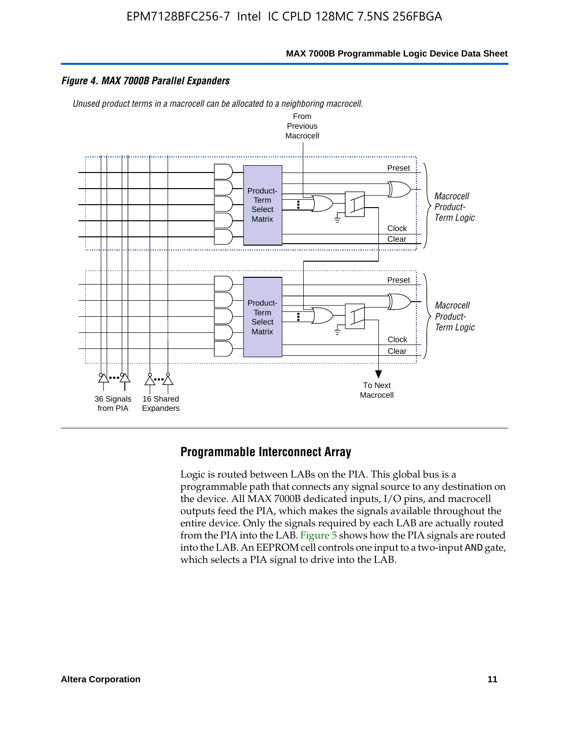*Figure 4. MAX 7000B Parallel Expanders*

*Unused product terms in a macrocell can be allocated to a neighboring macrocell.*

From Previous Macrocell

Preset

Product-Term Select Matrix

Clock

Clear

*Macrocell Product-Term Logic*

Preset

Product-Term Select Matrix

Clock

Clear

*Macrocell Product-Term Logic*

36 Signals from PIA

16 Shared Expanders

To Next Macrocell

## Programmable Interconnect Array

Logic is routed between LABs on the PIA. This global bus is a programmable path that connects any signal source to any destination on the device. All MAX 7000B dedicated inputs, I/O pins, and macrocell outputs feed the PIA, which makes the signals available throughout the entire device. Only the signals required by each LAB are actually routed from the PIA into the LAB. Figure 5 shows how the PIA signals are routed into the LAB. An EEPROM cell controls one input to a two-input AND gate, which selects a PIA signal to drive into the LAB.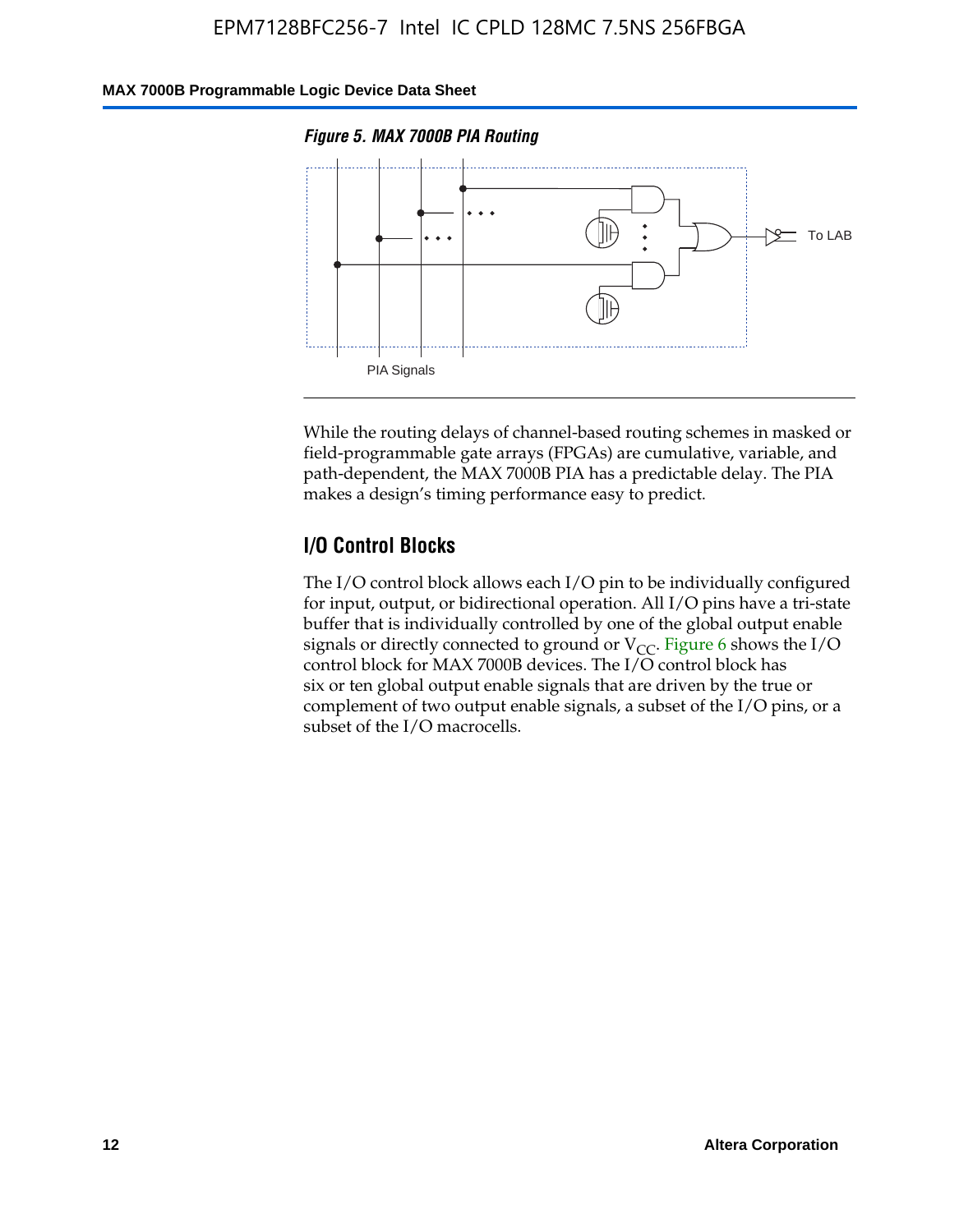*Figure 5. MAX 7000B PIA Routing*

To LAB

PIA Signals

While the routing delays of channel-based routing schemes in masked or field-programmable gate arrays (FPGAs) are cumulative, variable, and path-dependent, the MAX 7000B PIA has a predictable delay. The PIA makes a design's timing performance easy to predict.

## I/O Control Blocks

The I/O control block allows each I/O pin to be individually configured for input, output, or bidirectional operation. All I/O pins have a tri-state buffer that is individually controlled by one of the global output enable signals or directly connected to ground or $V_{CC}$. Figure 6 shows the I/O control block for MAX 7000B devices. The I/O control block has six or ten global output enable signals that are driven by the true or complement of two output enable signals, a subset of the I/O pins, or a subset of the I/O macrocells.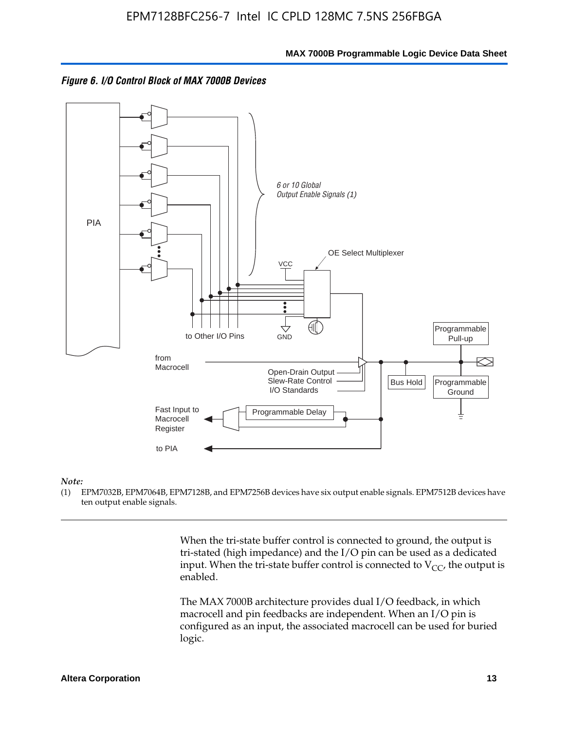*Figure 6. I/O Control Block of MAX 7000B Devices*

*Note:*

(1) EPM7032B, EPM7064B, EPM7128B, and EPM7256B devices have six output enable signals. EPM7512B devices have ten output enable signals.

When the tri-state buffer control is connected to ground, the output is tri-stated (high impedance) and the I/O pin can be used as a dedicated input. When the tri-state buffer control is connected to $V_{CC}$, the output is enabled.

The MAX 7000B architecture provides dual I/O feedback, in which macrocell and pin feedbacks are independent. When an I/O pin is configured as an input, the associated macrocell can be used for buried logic.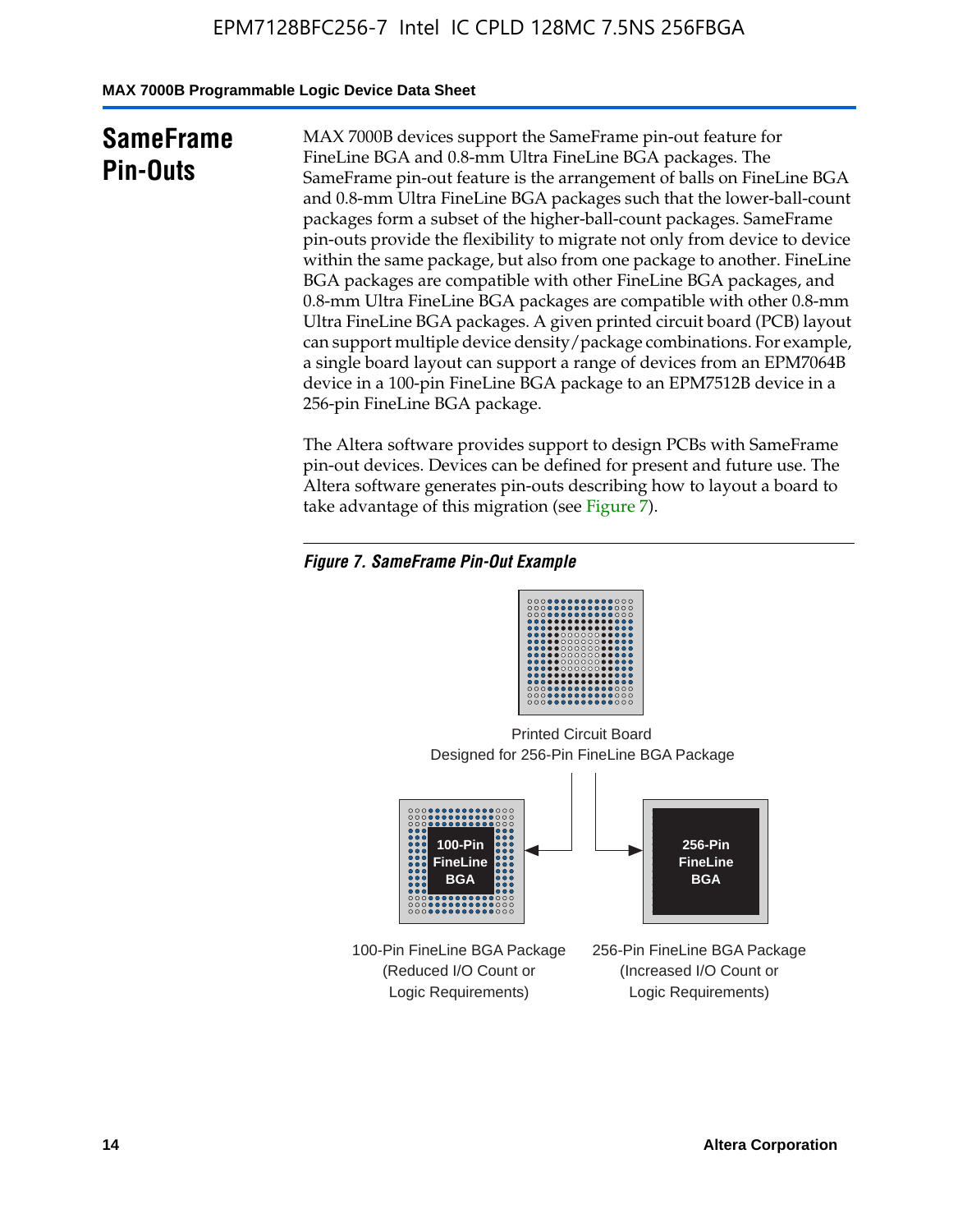## SameFrame Pin-Outs

MAX 7000B devices support the SameFrame pin-out feature for FineLine BGA and 0.8-mm Ultra FineLine BGA packages. The SameFrame pin-out feature is the arrangement of balls on FineLine BGA and 0.8-mm Ultra FineLine BGA packages such that the lower-ball-count packages form a subset of the higher-ball-count packages. SameFrame pin-outs provide the flexibility to migrate not only from device to device within the same package, but also from one package to another. FineLine BGA packages are compatible with other FineLine BGA packages, and 0.8-mm Ultra FineLine BGA packages are compatible with other 0.8-mm Ultra FineLine BGA packages. A given printed circuit board (PCB) layout can support multiple device density/package combinations. For example, a single board layout can support a range of devices from an EPM7064B device in a 100-pin FineLine BGA package to an EPM7512B device in a 256-pin FineLine BGA package.

The Altera software provides support to design PCBs with SameFrame pin-out devices. Devices can be defined for present and future use. The Altera software generates pin-outs describing how to layout a board to take advantage of this migration (see Figure 7).

*Figure 7. SameFrame Pin-Out Example*

Printed Circuit Board
Designed for 256-Pin FineLine BGA Package

100-Pin FineLine BGA

256-Pin FineLine BGA

100-Pin FineLine BGA Package (Reduced I/O Count or Logic Requirements)

256-Pin FineLine BGA Package (Increased I/O Count or Logic Requirements)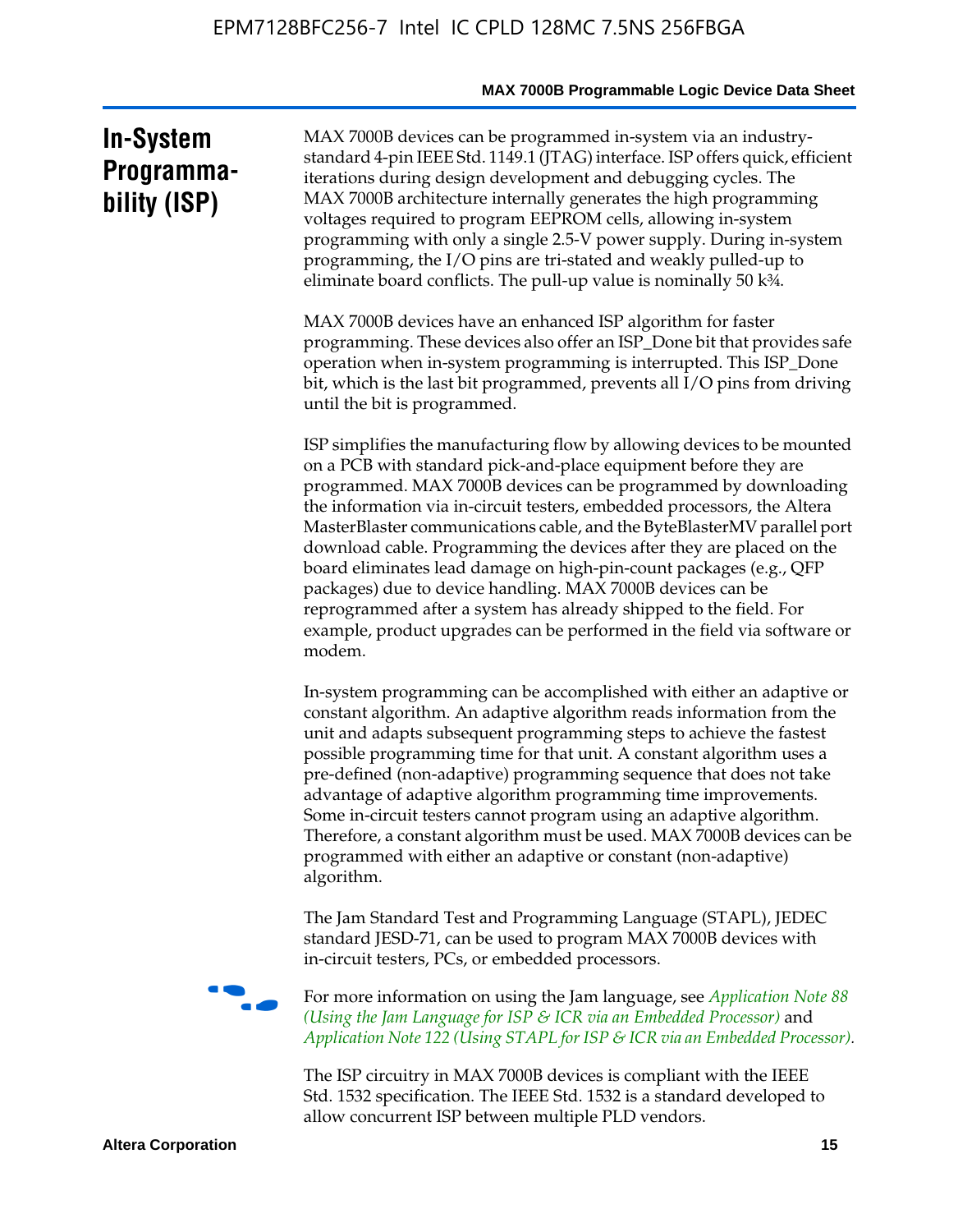## In-System Programmability (ISP)

MAX 7000B devices can be programmed in-system via an industry-standard 4-pin IEEE Std. 1149.1 (JTAG) interface. ISP offers quick, efficient iterations during design development and debugging cycles. The MAX 7000B architecture internally generates the high programming voltages required to program EEPROM cells, allowing in-system programming with only a single 2.5-V power supply. During in-system programming, the I/O pins are tri-stated and weakly pulled-up to eliminate board conflicts. The pull-up value is nominally 50 k¾.

MAX 7000B devices have an enhanced ISP algorithm for faster programming. These devices also offer an ISP_Done bit that provides safe operation when in-system programming is interrupted. This ISP_Done bit, which is the last bit programmed, prevents all I/O pins from driving until the bit is programmed.

ISP simplifies the manufacturing flow by allowing devices to be mounted on a PCB with standard pick-and-place equipment before they are programmed. MAX 7000B devices can be programmed by downloading the information via in-circuit testers, embedded processors, the Altera MasterBlaster communications cable, and the ByteBlasterMV parallel port download cable. Programming the devices after they are placed on the board eliminates lead damage on high-pin-count packages (e.g., QFP packages) due to device handling. MAX 7000B devices can be reprogrammed after a system has already shipped to the field. For example, product upgrades can be performed in the field via software or modem.

In-system programming can be accomplished with either an adaptive or constant algorithm. An adaptive algorithm reads information from the unit and adapts subsequent programming steps to achieve the fastest possible programming time for that unit. A constant algorithm uses a pre-defined (non-adaptive) programming sequence that does not take advantage of adaptive algorithm programming time improvements. Some in-circuit testers cannot program using an adaptive algorithm. Therefore, a constant algorithm must be used. MAX 7000B devices can be programmed with either an adaptive or constant (non-adaptive) algorithm.

The Jam Standard Test and Programming Language (STAPL), JEDEC standard JESD-71, can be used to program MAX 7000B devices with in-circuit testers, PCs, or embedded processors.

For more information on using the Jam language, see *Application Note 88 (Using the Jam Language for ISP & ICR via an Embedded Processor)* and *Application Note 122 (Using STAPL for ISP & ICR via an Embedded Processor)*.

The ISP circuitry in MAX 7000B devices is compliant with the IEEE Std. 1532 specification. The IEEE Std. 1532 is a standard developed to allow concurrent ISP between multiple PLD vendors.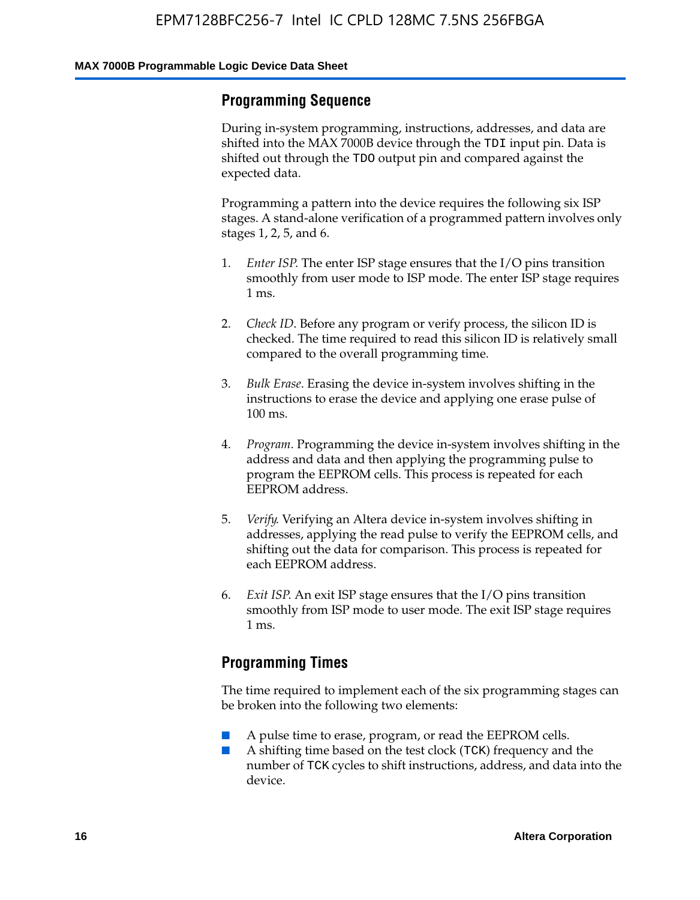## Programming Sequence

During in-system programming, instructions, addresses, and data are shifted into the MAX 7000B device through the TDI input pin. Data is shifted out through the TDO output pin and compared against the expected data.

Programming a pattern into the device requires the following six ISP stages. A stand-alone verification of a programmed pattern involves only stages 1, 2, 5, and 6.

1. *Enter ISP*. The enter ISP stage ensures that the I/O pins transition smoothly from user mode to ISP mode. The enter ISP stage requires 1 ms.

2. *Check ID*. Before any program or verify process, the silicon ID is checked. The time required to read this silicon ID is relatively small compared to the overall programming time.

3. *Bulk Erase*. Erasing the device in-system involves shifting in the instructions to erase the device and applying one erase pulse of 100 ms.

4. *Program*. Programming the device in-system involves shifting in the address and data and then applying the programming pulse to program the EEPROM cells. This process is repeated for each EEPROM address.

5. *Verify*. Verifying an Altera device in-system involves shifting in addresses, applying the read pulse to verify the EEPROM cells, and shifting out the data for comparison. This process is repeated for each EEPROM address.

6. *Exit ISP*. An exit ISP stage ensures that the I/O pins transition smoothly from ISP mode to user mode. The exit ISP stage requires 1 ms.

## Programming Times

The time required to implement each of the six programming stages can be broken into the following two elements:

- A pulse time to erase, program, or read the EEPROM cells.
- A shifting time based on the test clock (TCK) frequency and the number of TCK cycles to shift instructions, address, and data into the device.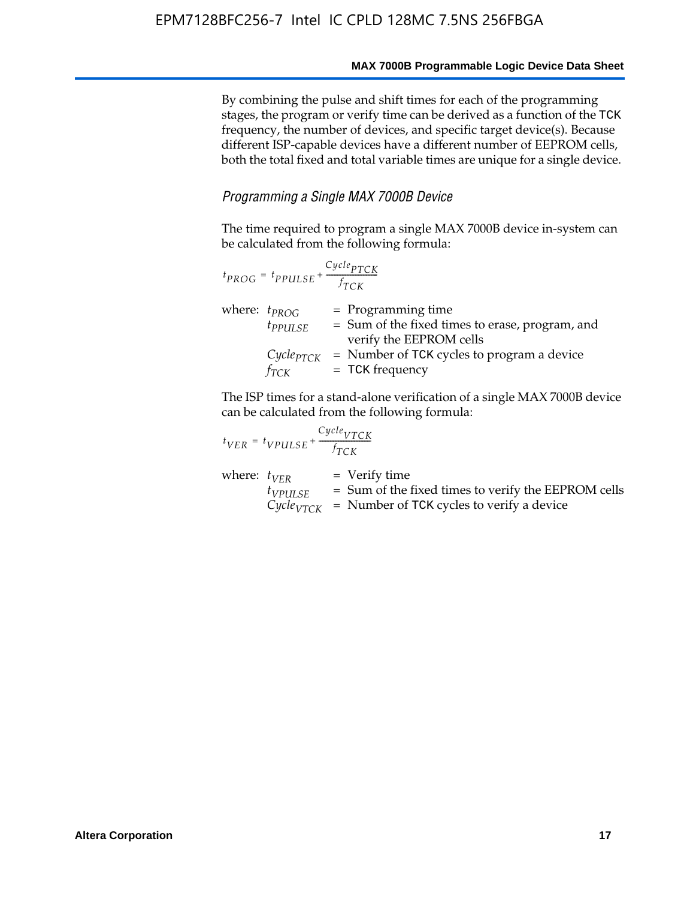By combining the pulse and shift times for each of the programming stages, the program or verify time can be derived as a function of the TCK frequency, the number of devices, and specific target device(s). Because different ISP-capable devices have a different number of EEPROM cells, both the total fixed and total variable times are unique for a single device.

### *Programming a Single MAX 7000B Device*

The time required to program a single MAX 7000B device in-system can be calculated from the following formula:

$$t_{PROG} = t_{PPULSE} + \frac{Cycle_{PTCK}}{f_{TCK}}$$

where: $t_{PROG}$ = Programming time
$t_{PPULSE}$ = Sum of the fixed times to erase, program, and verify the EEPROM cells
$Cycle_{PTCK}$ = Number of TCK cycles to program a device
$f_{TCK}$ = TCK frequency

The ISP times for a stand-alone verification of a single MAX 7000B device can be calculated from the following formula:

$$t_{VER} = t_{VPULSE} + \frac{Cycle_{VTCK}}{f_{TCK}}$$

where: $t_{VER}$ = Verify time
$t_{VPULSE}$ = Sum of the fixed times to verify the EEPROM cells
$Cycle_{VTCK}$ = Number of TCK cycles to verify a device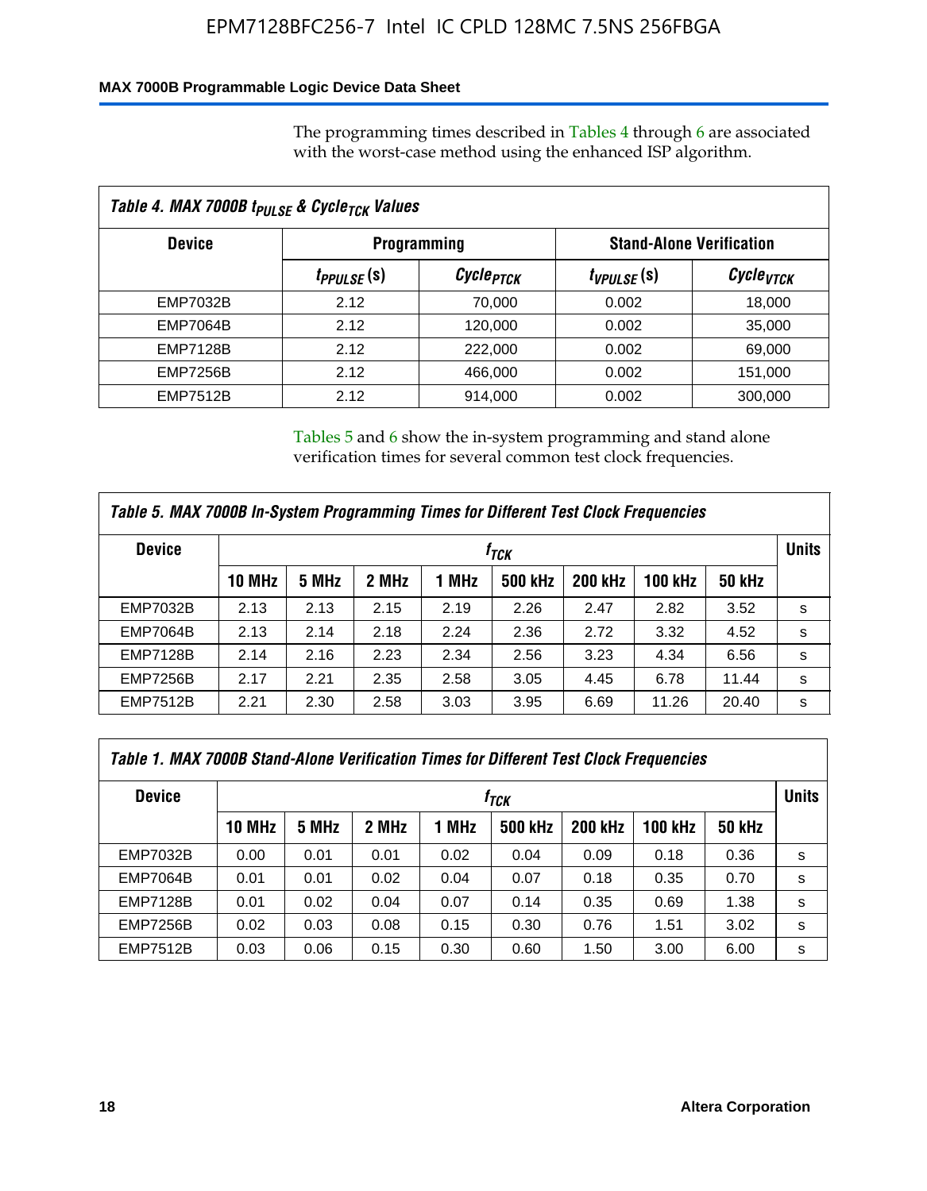The programming times described in Tables 4 through 6 are associated with the worst-case method using the enhanced ISP algorithm.

**Table 4. MAX 7000B $t_{PULSE}$ & $Cycle_{TCK}$ Values**

| Device | Programming | | Stand-Alone Verification | |
|---|---|---|---|---|
| | $t_{PPULSE}$ (s) | $Cycle_{PTCK}$ | $t_{VPULSE}$ (s) | $Cycle_{VTCK}$ |
| EMP7032B | 2.12 | 70,000 | 0.002 | 18,000 |
| EMP7064B | 2.12 | 120,000 | 0.002 | 35,000 |
| EMP7128B | 2.12 | 222,000 | 0.002 | 69,000 |
| EMP7256B | 2.12 | 466,000 | 0.002 | 151,000 |
| EMP7512B | 2.12 | 914,000 | 0.002 | 300,000 |

Tables 5 and 6 show the in-system programming and stand alone verification times for several common test clock frequencies.

**Table 5. MAX 7000B In-System Programming Times for Different Test Clock Frequencies**

| Device | $f_{TCK}$ | | | | | | | | Units |
|---|---|---|---|---|---|---|---|---|---|
| | 10 MHz | 5 MHz | 2 MHz | 1 MHz | 500 kHz | 200 kHz | 100 kHz | 50 kHz | |
| EMP7032B | 2.13 | 2.13 | 2.15 | 2.19 | 2.26 | 2.47 | 2.82 | 3.52 | s |
| EMP7064B | 2.13 | 2.14 | 2.18 | 2.24 | 2.36 | 2.72 | 3.32 | 4.52 | s |
| EMP7128B | 2.14 | 2.16 | 2.23 | 2.34 | 2.56 | 3.23 | 4.34 | 6.56 | s |
| EMP7256B | 2.17 | 2.21 | 2.35 | 2.58 | 3.05 | 4.45 | 6.78 | 11.44 | s |
| EMP7512B | 2.21 | 2.30 | 2.58 | 3.03 | 3.95 | 6.69 | 11.26 | 20.40 | s |

**Table 1. MAX 7000B Stand-Alone Verification Times for Different Test Clock Frequencies**

| Device | $f_{TCK}$ | | | | | | | | Units |
|---|---|---|---|---|---|---|---|---|---|
| | 10 MHz | 5 MHz | 2 MHz | 1 MHz | 500 kHz | 200 kHz | 100 kHz | 50 kHz | |
| EMP7032B | 0.00 | 0.01 | 0.01 | 0.02 | 0.04 | 0.09 | 0.18 | 0.36 | s |
| EMP7064B | 0.01 | 0.01 | 0.02 | 0.04 | 0.07 | 0.18 | 0.35 | 0.70 | s |
| EMP7128B | 0.01 | 0.02 | 0.04 | 0.07 | 0.14 | 0.35 | 0.69 | 1.38 | s |
| EMP7256B | 0.02 | 0.03 | 0.08 | 0.15 | 0.30 | 0.76 | 1.51 | 3.02 | s |
| EMP7512B | 0.03 | 0.06 | 0.15 | 0.30 | 0.60 | 1.50 | 3.00 | 6.00 | s |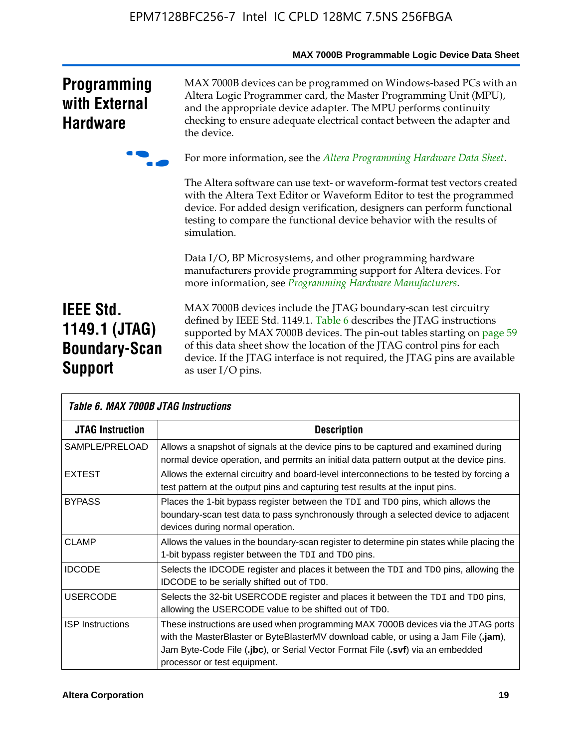## Programming with External Hardware

MAX 7000B devices can be programmed on Windows-based PCs with an Altera Logic Programmer card, the Master Programming Unit (MPU), and the appropriate device adapter. The MPU performs continuity checking to ensure adequate electrical contact between the adapter and the device.

For more information, see the *Altera Programming Hardware Data Sheet*.

The Altera software can use text- or waveform-format test vectors created with the Altera Text Editor or Waveform Editor to test the programmed device. For added design verification, designers can perform functional testing to compare the functional device behavior with the results of simulation.

Data I/O, BP Microsystems, and other programming hardware manufacturers provide programming support for Altera devices. For more information, see *Programming Hardware Manufacturers*.

## IEEE Std. 1149.1 (JTAG) Boundary-Scan Support

MAX 7000B devices include the JTAG boundary-scan test circuitry defined by IEEE Std. 1149.1. Table 6 describes the JTAG instructions supported by MAX 7000B devices. The pin-out tables starting on page 59 of this data sheet show the location of the JTAG control pins for each device. If the JTAG interface is not required, the JTAG pins are available as user I/O pins.

*Table 6. MAX 7000B JTAG Instructions*

| JTAG Instruction | Description |
|---|---|
| SAMPLE/PRELOAD | Allows a snapshot of signals at the device pins to be captured and examined during normal device operation, and permits an initial data pattern output at the device pins. |
| EXTEST | Allows the external circuitry and board-level interconnections to be tested by forcing a test pattern at the output pins and capturing test results at the input pins. |
| BYPASS | Places the 1-bit bypass register between the `TDI` and `TDO` pins, which allows the boundary-scan test data to pass synchronously through a selected device to adjacent devices during normal operation. |
| CLAMP | Allows the values in the boundary-scan register to determine pin states while placing the 1-bit bypass register between the `TDI` and `TDO` pins. |
| IDCODE | Selects the IDCODE register and places it between the `TDI` and `TDO` pins, allowing the IDCODE to be serially shifted out of `TDO`. |
| USERCODE | Selects the 32-bit USERCODE register and places it between the `TDI` and `TDO` pins, allowing the USERCODE value to be shifted out of `TDO`. |
| ISP Instructions | These instructions are used when programming MAX 7000B devices via the JTAG ports with the MasterBlaster or ByteBlasterMV download cable, or using a Jam File (**.jam**), Jam Byte-Code File (**.jbc**), or Serial Vector Format File (**.svf**) via an embedded processor or test equipment. |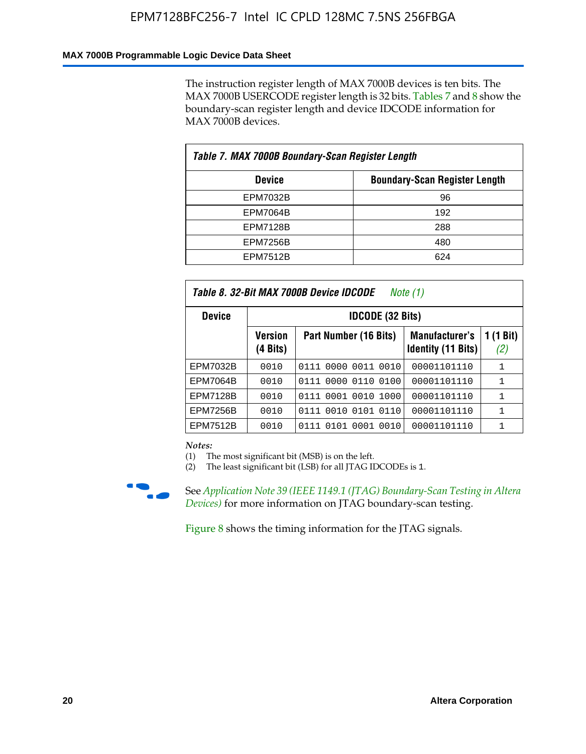The instruction register length of MAX 7000B devices is ten bits. The MAX 7000B USERCODE register length is 32 bits. Tables 7 and 8 show the boundary-scan register length and device IDCODE information for MAX 7000B devices.

**Table 7. MAX 7000B Boundary-Scan Register Length**

| Device | Boundary-Scan Register Length |
|---|---|
| EPM7032B | 96 |
| EPM7064B | 192 |
| EPM7128B | 288 |
| EPM7256B | 480 |
| EPM7512B | 624 |

**Table 8. 32-Bit MAX 7000B Device IDCODE** *Note (1)*

| Device | IDCODE (32 Bits) | | | |
|---|---|---|---|---|
| | Version (4 Bits) | Part Number (16 Bits) | Manufacturer's Identity (11 Bits) | 1 (1 Bit) *(2)* |
| EPM7032B | 0010 | 0111 0000 0011 0010 | 00001101110 | 1 |
| EPM7064B | 0010 | 0111 0000 0110 0100 | 00001101110 | 1 |
| EPM7128B | 0010 | 0111 0001 0010 1000 | 00001101110 | 1 |
| EPM7256B | 0010 | 0111 0010 0101 0110 | 00001101110 | 1 |
| EPM7512B | 0010 | 0111 0101 0001 0010 | 00001101110 | 1 |

*Notes:*

(1) The most significant bit (MSB) is on the left.

(2) The least significant bit (LSB) for all JTAG IDCODEs is 1.

See *Application Note 39 (IEEE 1149.1 (JTAG) Boundary-Scan Testing in Altera Devices)* for more information on JTAG boundary-scan testing.

Figure 8 shows the timing information for the JTAG signals.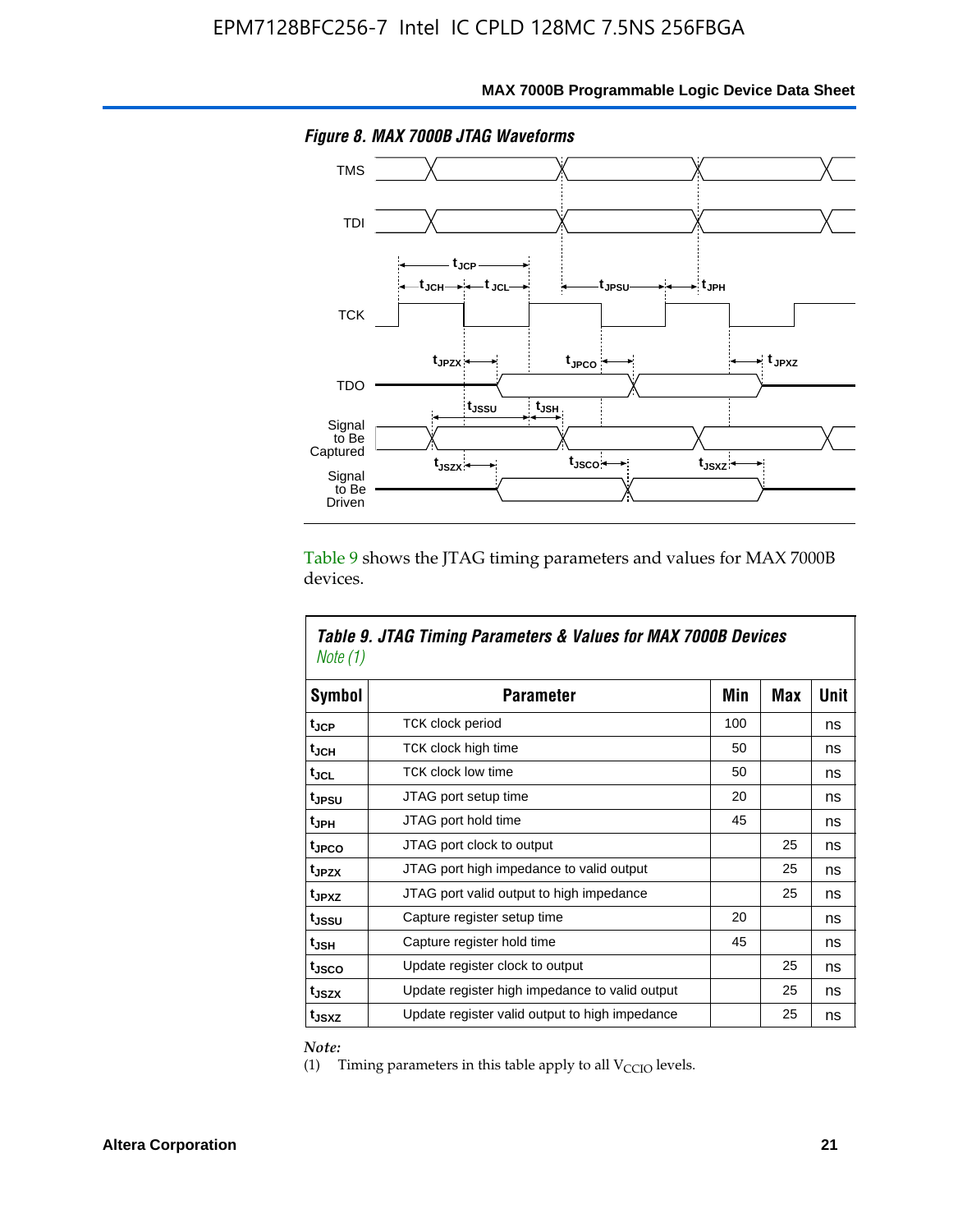*Figure 8. MAX 7000B JTAG Waveforms*

Table 9 shows the JTAG timing parameters and values for MAX 7000B devices.

*Table 9. JTAG Timing Parameters & Values for MAX 7000B Devices* *Note (1)*

| Symbol | Parameter | Min | Max | Unit |
|---|---|---|---|---|
| $t_{JCP}$ | TCK clock period | 100 | | ns |
| $t_{JCH}$ | TCK clock high time | 50 | | ns |
| $t_{JCL}$ | TCK clock low time | 50 | | ns |
| $t_{JPSU}$ | JTAG port setup time | 20 | | ns |
| $t_{JPH}$ | JTAG port hold time | 45 | | ns |
| $t_{JPCO}$ | JTAG port clock to output | | 25 | ns |
| $t_{JPZX}$ | JTAG port high impedance to valid output | | 25 | ns |
| $t_{JPXZ}$ | JTAG port valid output to high impedance | | 25 | ns |
| $t_{JSSU}$ | Capture register setup time | 20 | | ns |
| $t_{JSH}$ | Capture register hold time | 45 | | ns |
| $t_{JSCO}$ | Update register clock to output | | 25 | ns |
| $t_{JSZX}$ | Update register high impedance to valid output | | 25 | ns |
| $t_{JSXZ}$ | Update register valid output to high impedance | | 25 | ns |

*Note:*

(1) Timing parameters in this table apply to all $V_{CCIO}$ levels.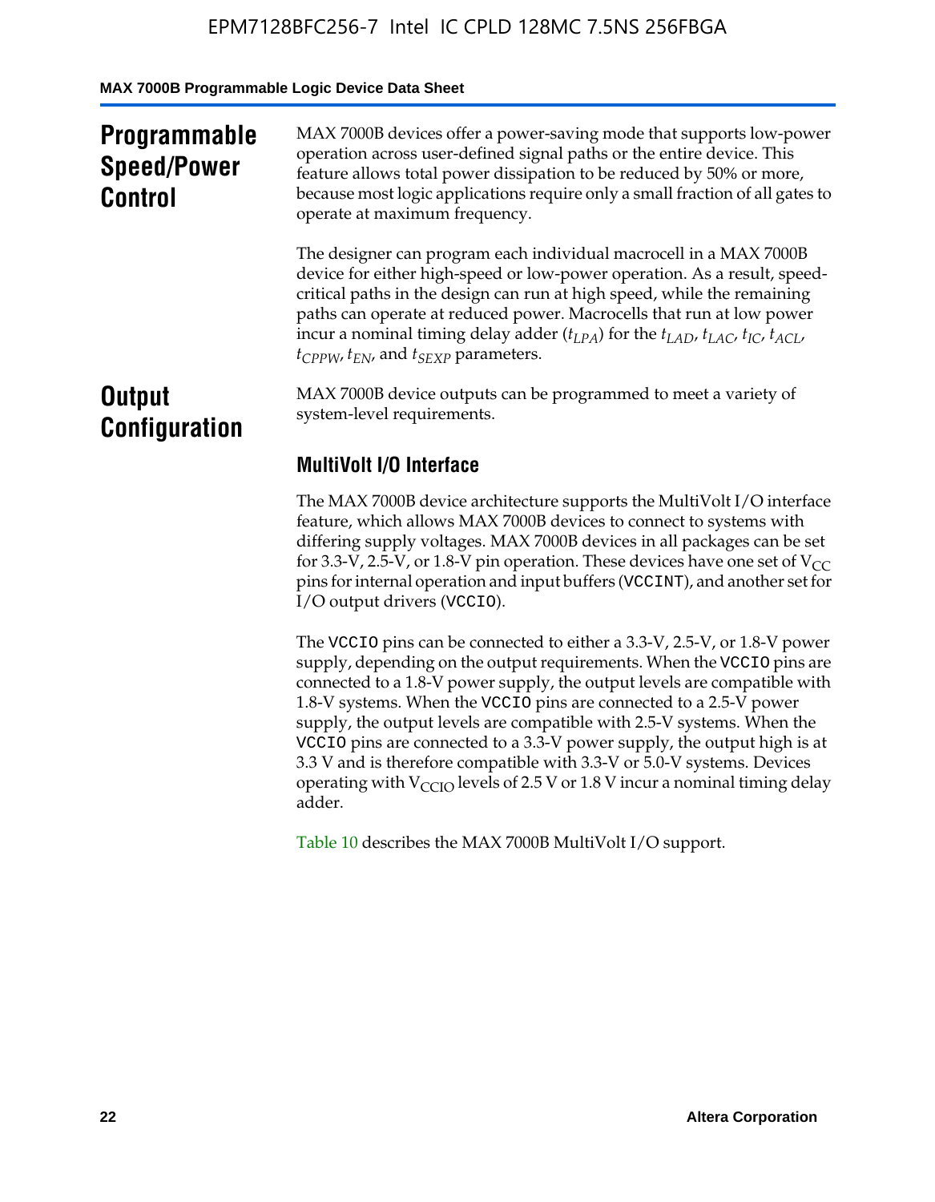## Programmable Speed/Power Control

MAX 7000B devices offer a power-saving mode that supports low-power operation across user-defined signal paths or the entire device. This feature allows total power dissipation to be reduced by 50% or more, because most logic applications require only a small fraction of all gates to operate at maximum frequency.

The designer can program each individual macrocell in a MAX 7000B device for either high-speed or low-power operation. As a result, speed-critical paths in the design can run at high speed, while the remaining paths can operate at reduced power. Macrocells that run at low power incur a nominal timing delay adder ($t_{LPA}$) for the $t_{LAD}$, $t_{LAC}$, $t_{IC}$, $t_{ACL}$, $t_{CPPW}$, $t_{EN}$, and $t_{SEXP}$ parameters.

## Output Configuration

MAX 7000B device outputs can be programmed to meet a variety of system-level requirements.

### MultiVolt I/O Interface

The MAX 7000B device architecture supports the MultiVolt I/O interface feature, which allows MAX 7000B devices to connect to systems with differing supply voltages. MAX 7000B devices in all packages can be set for 3.3-V, 2.5-V, or 1.8-V pin operation. These devices have one set of $V_{CC}$ pins for internal operation and input buffers (VCCINT), and another set for I/O output drivers (VCCIO).

The VCCIO pins can be connected to either a 3.3-V, 2.5-V, or 1.8-V power supply, depending on the output requirements. When the VCCIO pins are connected to a 1.8-V power supply, the output levels are compatible with 1.8-V systems. When the VCCIO pins are connected to a 2.5-V power supply, the output levels are compatible with 2.5-V systems. When the VCCIO pins are connected to a 3.3-V power supply, the output high is at 3.3 V and is therefore compatible with 3.3-V or 5.0-V systems. Devices operating with $V_{CCIO}$ levels of 2.5 V or 1.8 V incur a nominal timing delay adder.

Table 10 describes the MAX 7000B MultiVolt I/O support.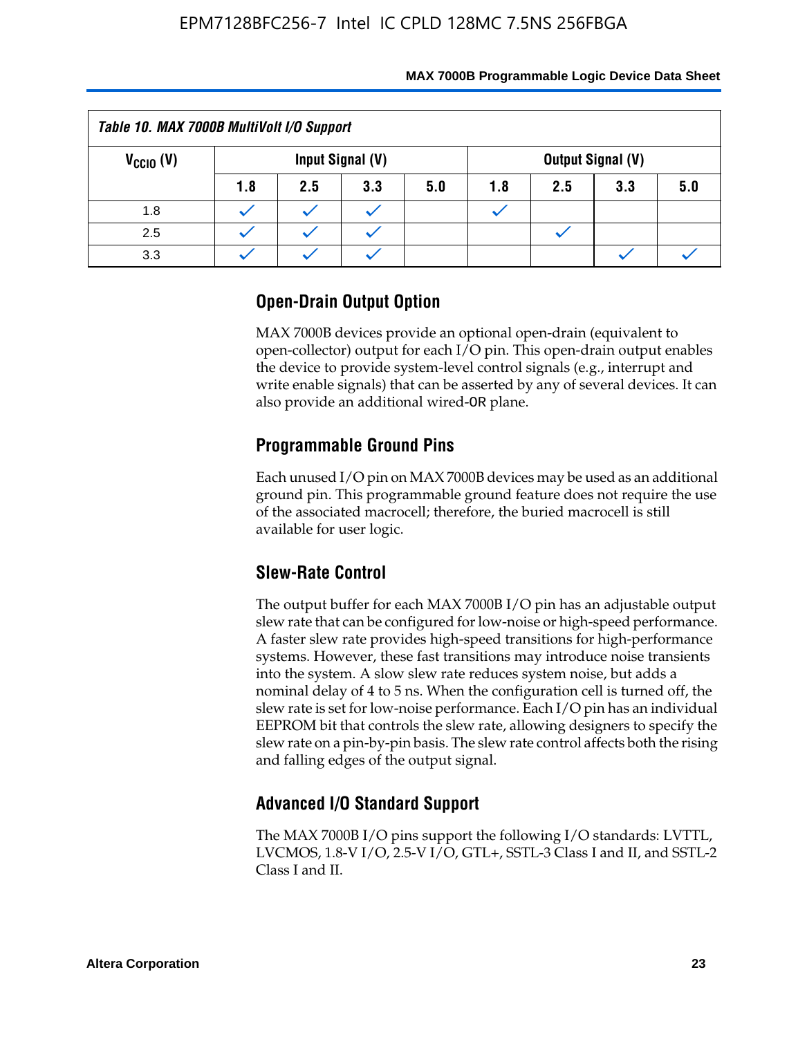*Table 10. MAX 7000B MultiVolt I/O Support*

| $V_{CCIO}$ (V) | Input Signal (V) | | | | Output Signal (V) | | | |
|---|---|---|---|---|---|---|---|---|
| | 1.8 | 2.5 | 3.3 | 5.0 | 1.8 | 2.5 | 3.3 | 5.0 |
| 1.8 | ✓ | ✓ | ✓ | | ✓ | | | |
| 2.5 | ✓ | ✓ | ✓ | | | ✓ | | |
| 3.3 | ✓ | ✓ | ✓ | | | | ✓ | ✓ |

## Open-Drain Output Option

MAX 7000B devices provide an optional open-drain (equivalent to open-collector) output for each I/O pin. This open-drain output enables the device to provide system-level control signals (e.g., interrupt and write enable signals) that can be asserted by any of several devices. It can also provide an additional wired-OR plane.

## Programmable Ground Pins

Each unused I/O pin on MAX 7000B devices may be used as an additional ground pin. This programmable ground feature does not require the use of the associated macrocell; therefore, the buried macrocell is still available for user logic.

## Slew-Rate Control

The output buffer for each MAX 7000B I/O pin has an adjustable output slew rate that can be configured for low-noise or high-speed performance. A faster slew rate provides high-speed transitions for high-performance systems. However, these fast transitions may introduce noise transients into the system. A slow slew rate reduces system noise, but adds a nominal delay of 4 to 5 ns. When the configuration cell is turned off, the slew rate is set for low-noise performance. Each I/O pin has an individual EEPROM bit that controls the slew rate, allowing designers to specify the slew rate on a pin-by-pin basis. The slew rate control affects both the rising and falling edges of the output signal.

## Advanced I/O Standard Support

The MAX 7000B I/O pins support the following I/O standards: LVTTL, LVCMOS, 1.8-V I/O, 2.5-V I/O, GTL+, SSTL-3 Class I and II, and SSTL-2 Class I and II.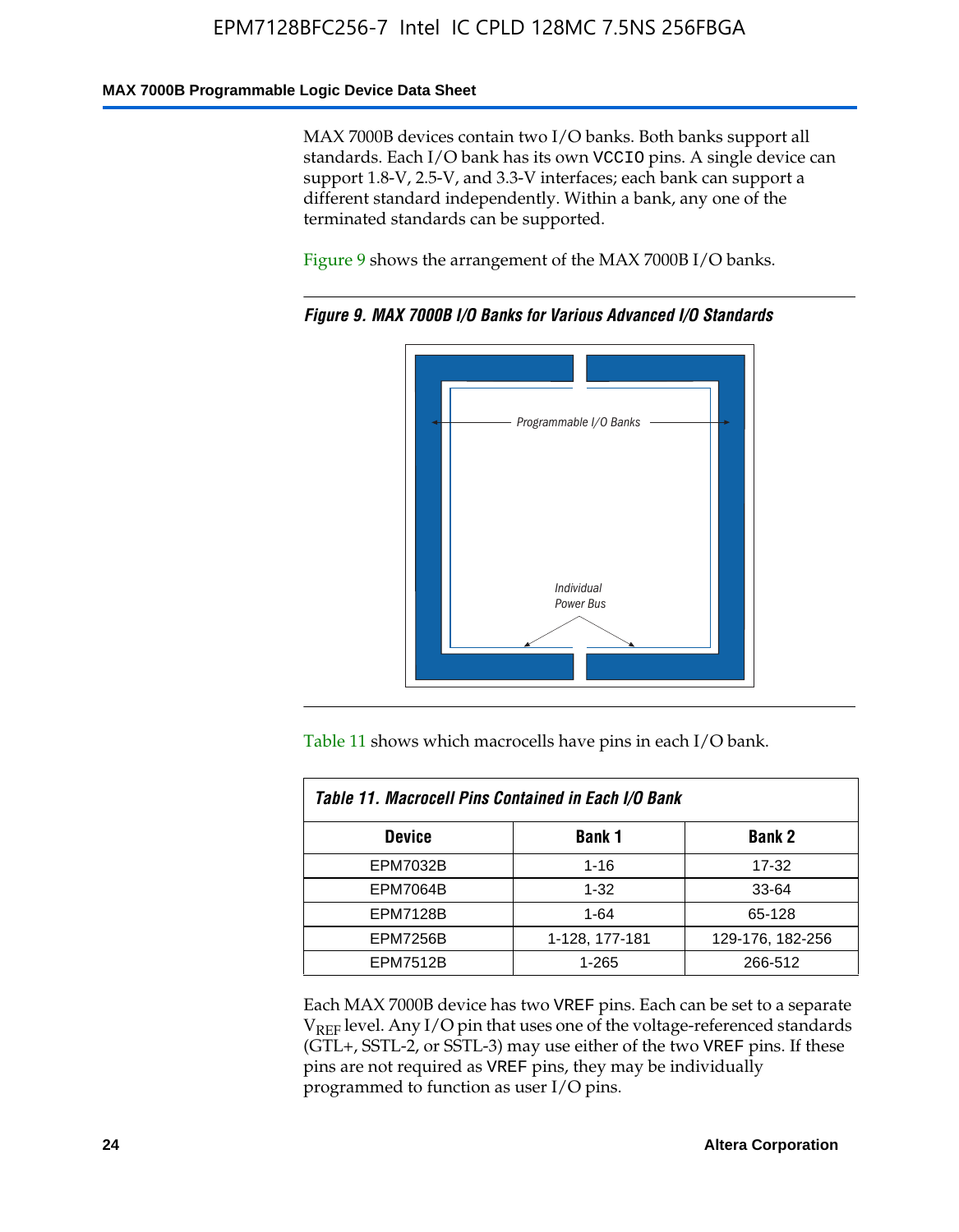MAX 7000B devices contain two I/O banks. Both banks support all standards. Each I/O bank has its own VCCIO pins. A single device can support 1.8-V, 2.5-V, and 3.3-V interfaces; each bank can support a different standard independently. Within a bank, any one of the terminated standards can be supported.

Figure 9 shows the arrangement of the MAX 7000B I/O banks.

*Figure 9. MAX 7000B I/O Banks for Various Advanced I/O Standards*

Programmable I/O Banks

Individual Power Bus

Table 11 shows which macrocells have pins in each I/O bank.

*Table 11. Macrocell Pins Contained in Each I/O Bank*

| Device | Bank 1 | Bank 2 |
|---|---|---|
| EPM7032B | 1-16 | 17-32 |
| EPM7064B | 1-32 | 33-64 |
| EPM7128B | 1-64 | 65-128 |
| EPM7256B | 1-128, 177-181 | 129-176, 182-256 |
| EPM7512B | 1-265 | 266-512 |

Each MAX 7000B device has two VREF pins. Each can be set to a separate $V_{REF}$ level. Any I/O pin that uses one of the voltage-referenced standards (GTL+, SSTL-2, or SSTL-3) may use either of the two VREF pins. If these pins are not required as VREF pins, they may be individually programmed to function as user I/O pins.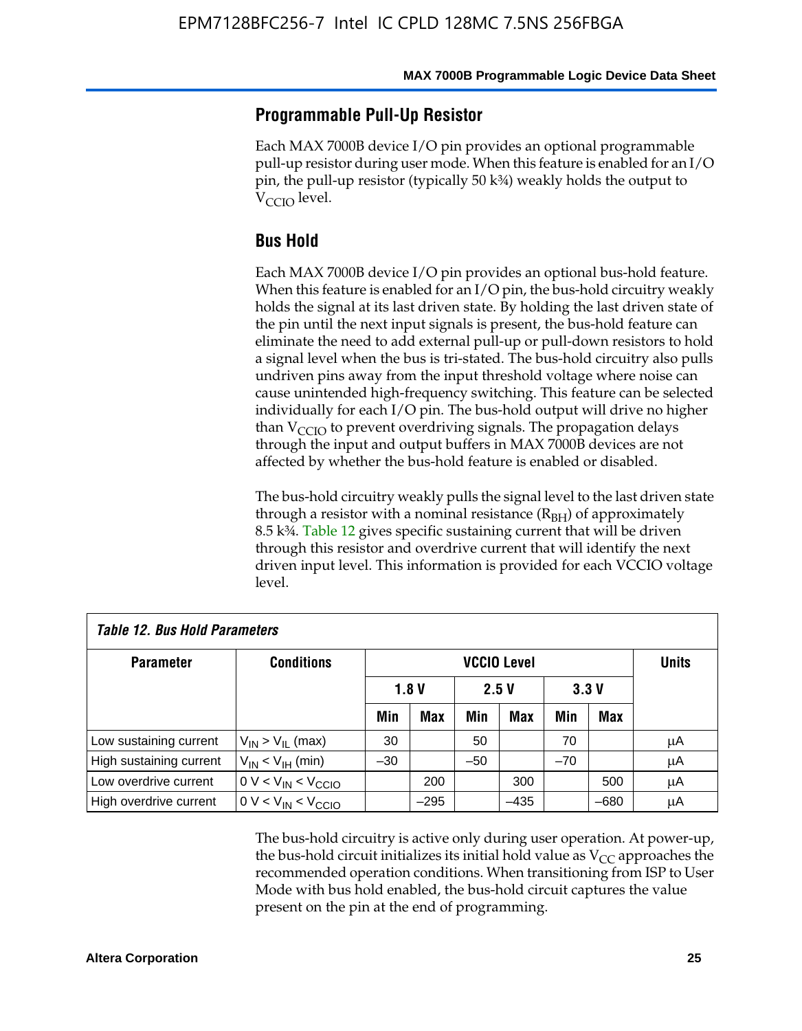## Programmable Pull-Up Resistor

Each MAX 7000B device I/O pin provides an optional programmable pull-up resistor during user mode. When this feature is enabled for an I/O pin, the pull-up resistor (typically 50 k¾) weakly holds the output to $V_{CCIO}$ level.

## Bus Hold

Each MAX 7000B device I/O pin provides an optional bus-hold feature. When this feature is enabled for an I/O pin, the bus-hold circuitry weakly holds the signal at its last driven state. By holding the last driven state of the pin until the next input signals is present, the bus-hold feature can eliminate the need to add external pull-up or pull-down resistors to hold a signal level when the bus is tri-stated. The bus-hold circuitry also pulls undriven pins away from the input threshold voltage where noise can cause unintended high-frequency switching. This feature can be selected individually for each I/O pin. The bus-hold output will drive no higher than $V_{CCIO}$ to prevent overdriving signals. The propagation delays through the input and output buffers in MAX 7000B devices are not affected by whether the bus-hold feature is enabled or disabled.

The bus-hold circuitry weakly pulls the signal level to the last driven state through a resistor with a nominal resistance ($R_{BH}$) of approximately 8.5 k¾. Table 12 gives specific sustaining current that will be driven through this resistor and overdrive current that will identify the next driven input level. This information is provided for each VCCIO voltage level.

*Table 12. Bus Hold Parameters*

| Parameter | Conditions | VCCIO Level | | | | | | Units |
|---|---|---|---|---|---|---|---|---|
| | | 1.8 V | | 2.5 V | | 3.3 V | | |
| | | Min | Max | Min | Max | Min | Max | |
| Low sustaining current | $V_{IN} > V_{IL}$ (max) | 30 | | 50 | | 70 | | μA |
| High sustaining current | $V_{IN} < V_{IH}$ (min) | –30 | | –50 | | –70 | | μA |
| Low overdrive current | $0 V < V_{IN} < V_{CCIO}$ | | 200 | | 300 | | 500 | μA |
| High overdrive current | $0 V < V_{IN} < V_{CCIO}$ | | –295 | | –435 | | –680 | μA |

The bus-hold circuitry is active only during user operation. At power-up, the bus-hold circuit initializes its initial hold value as $V_{CC}$ approaches the recommended operation conditions. When transitioning from ISP to User Mode with bus hold enabled, the bus-hold circuit captures the value present on the pin at the end of programming.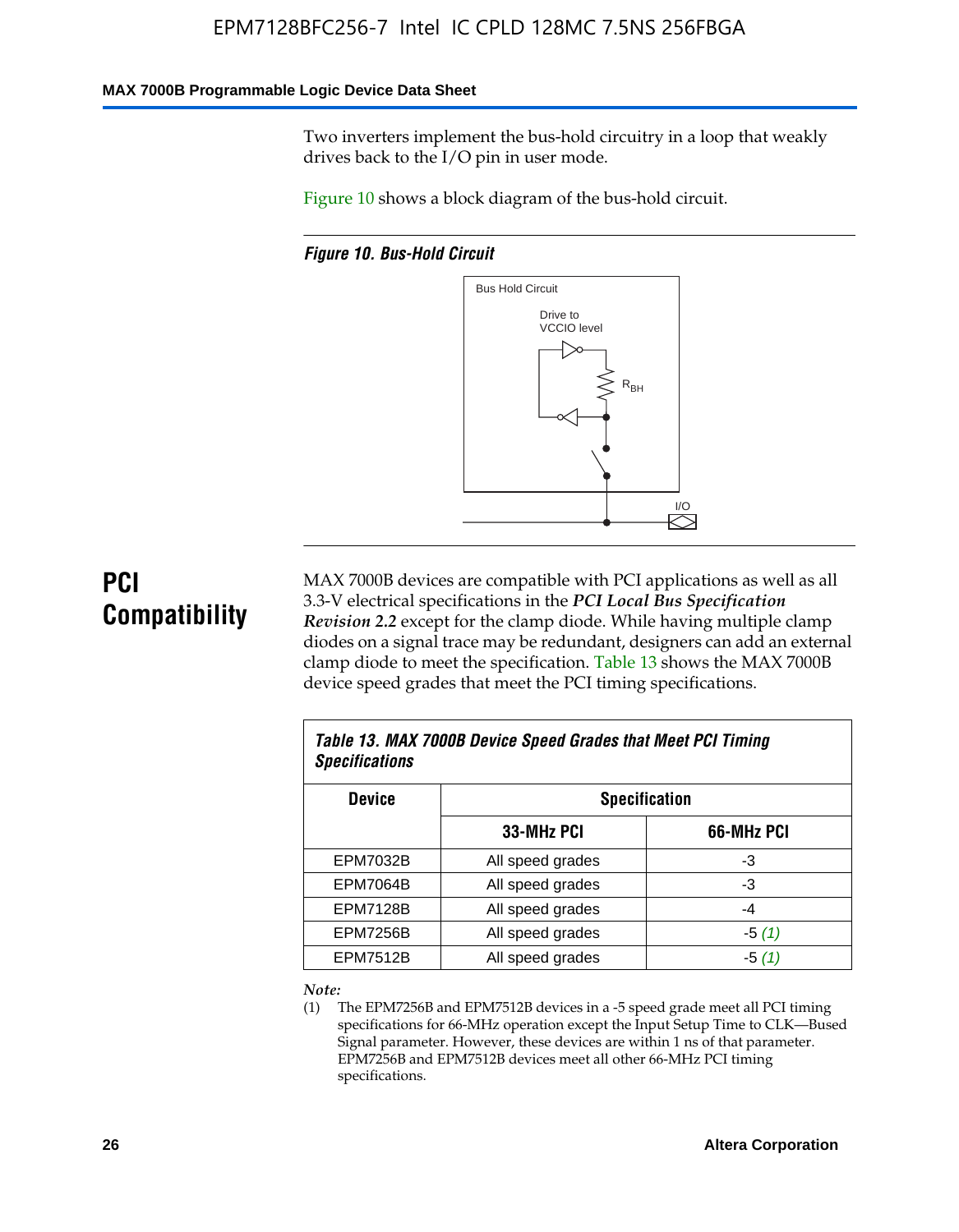Two inverters implement the bus-hold circuitry in a loop that weakly drives back to the I/O pin in user mode.

Figure 10 shows a block diagram of the bus-hold circuit.

*Figure 10. Bus-Hold Circuit*

Bus Hold Circuit

Drive to VCCIO level

$R_{BH}$

I/O

## PCI Compatibility

MAX 7000B devices are compatible with PCI applications as well as all 3.3-V electrical specifications in the ***PCI Local Bus Specification Revision 2.2*** except for the clamp diode. While having multiple clamp diodes on a signal trace may be redundant, designers can add an external clamp diode to meet the specification. Table 13 shows the MAX 7000B device speed grades that meet the PCI timing specifications.

*Table 13. MAX 7000B Device Speed Grades that Meet PCI Timing Specifications*

| Device | Specification | |
|---|---|---|
| | 33-MHz PCI | 66-MHz PCI |
| EPM7032B | All speed grades | -3 |
| EPM7064B | All speed grades | -3 |
| EPM7128B | All speed grades | -4 |
| EPM7256B | All speed grades | -5 *(1)* |
| EPM7512B | All speed grades | -5 *(1)* |

*Note:*

(1) The EPM7256B and EPM7512B devices in a -5 speed grade meet all PCI timing specifications for 66-MHz operation except the Input Setup Time to CLK—Bused Signal parameter. However, these devices are within 1 ns of that parameter. EPM7256B and EPM7512B devices meet all other 66-MHz PCI timing specifications.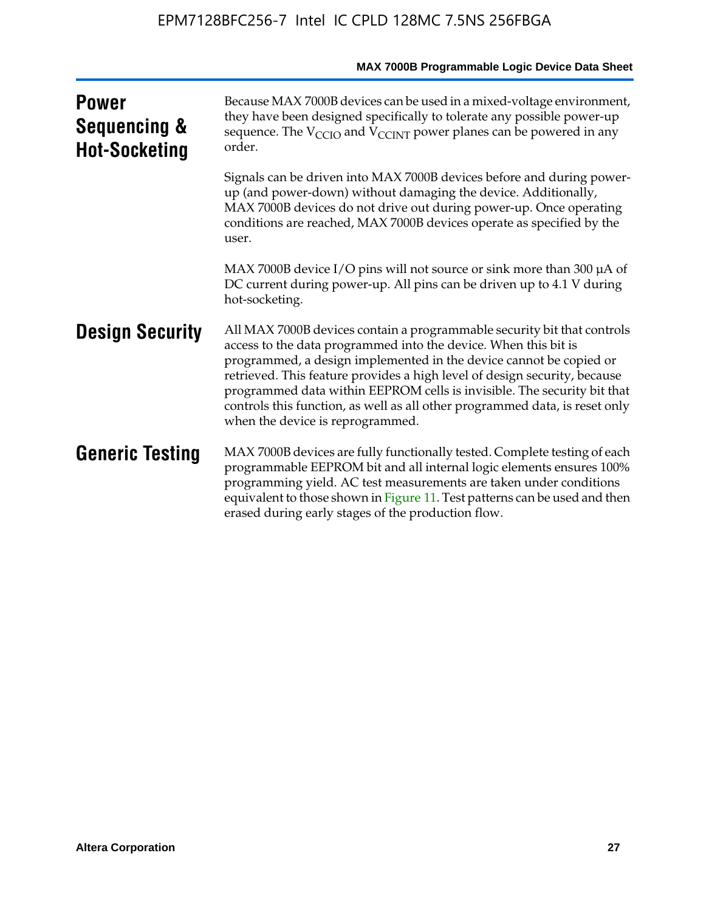## Power Sequencing & Hot-Socketing

Because MAX 7000B devices can be used in a mixed-voltage environment, they have been designed specifically to tolerate any possible power-up sequence. The $V_{CCIO}$ and $V_{CCINT}$ power planes can be powered in any order.

Signals can be driven into MAX 7000B devices before and during power-up (and power-down) without damaging the device. Additionally, MAX 7000B devices do not drive out during power-up. Once operating conditions are reached, MAX 7000B devices operate as specified by the user.

MAX 7000B device I/O pins will not source or sink more than 300 μA of DC current during power-up. All pins can be driven up to 4.1 V during hot-socketing.

## Design Security

All MAX 7000B devices contain a programmable security bit that controls access to the data programmed into the device. When this bit is programmed, a design implemented in the device cannot be copied or retrieved. This feature provides a high level of design security, because programmed data within EEPROM cells is invisible. The security bit that controls this function, as well as all other programmed data, is reset only when the device is reprogrammed.

## Generic Testing

MAX 7000B devices are fully functionally tested. Complete testing of each programmable EEPROM bit and all internal logic elements ensures 100% programming yield. AC test measurements are taken under conditions equivalent to those shown in Figure 11. Test patterns can be used and then erased during early stages of the production flow.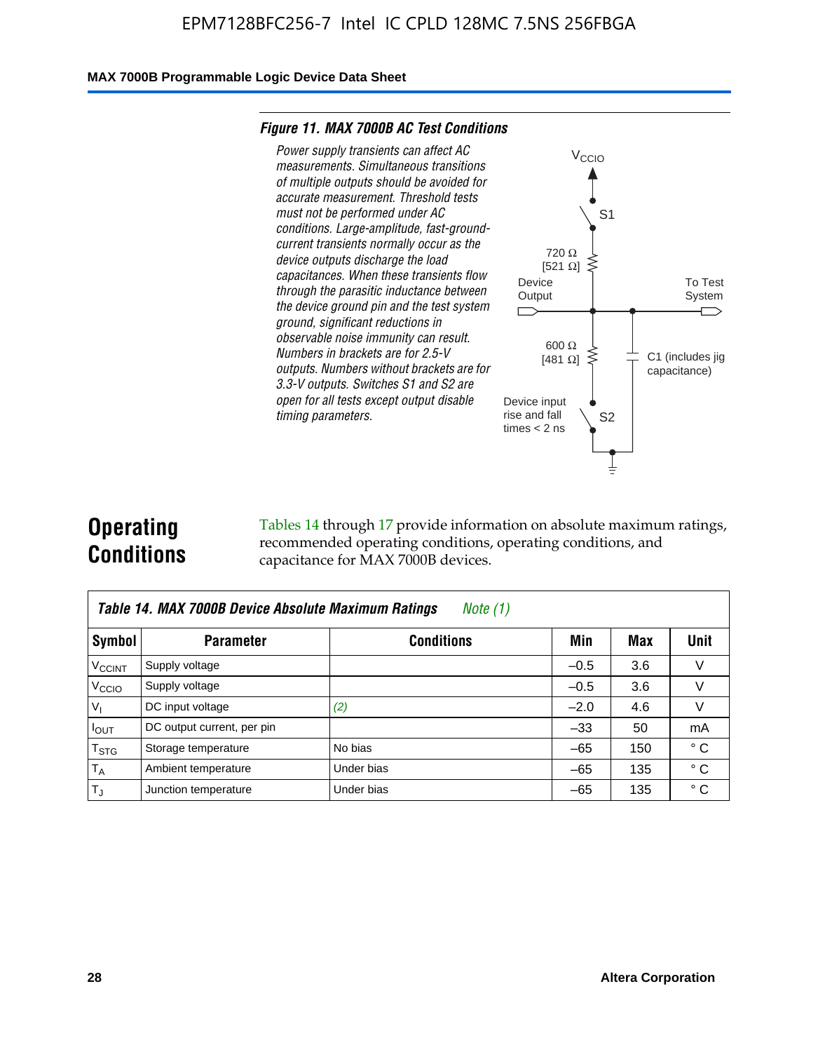### Figure 11. MAX 7000B AC Test Conditions

*Power supply transients can affect AC measurements. Simultaneous transitions of multiple outputs should be avoided for accurate measurement. Threshold tests must not be performed under AC conditions. Large-amplitude, fast-ground-current transients normally occur as the device outputs discharge the load capacitances. When these transients flow through the parasitic inductance between the device ground pin and the test system ground, significant reductions in observable noise immunity can result. Numbers in brackets are for 2.5-V outputs. Numbers without brackets are for 3.3-V outputs. Switches S1 and S2 are open for all tests except output disable timing parameters.*

$V_{CCIO}$

S1

720 Ω [521 Ω]

Device Output

To Test System

600 Ω [481 Ω]

C1 (includes jig capacitance)

Device input rise and fall times < 2 ns

S2

# Operating Conditions

Tables 14 through 17 provide information on absolute maximum ratings, recommended operating conditions, operating conditions, and capacitance for MAX 7000B devices.

**Table 14. MAX 7000B Device Absolute Maximum Ratings** *Note (1)*

| Symbol | Parameter | Conditions | Min | Max | Unit |
|---|---|---|---|---|---|
| $V_{CCINT}$ | Supply voltage | | –0.5 | 3.6 | V |
| $V_{CCIO}$ | Supply voltage | | –0.5 | 3.6 | V |
| $V_I$ | DC input voltage | *(2)* | –2.0 | 4.6 | V |
| $I_{OUT}$ | DC output current, per pin | | –33 | 50 | mA |
| $T_{STG}$ | Storage temperature | No bias | –65 | 150 | ° C |
| $T_A$ | Ambient temperature | Under bias | –65 | 135 | ° C |
| $T_J$ | Junction temperature | Under bias | –65 | 135 | ° C |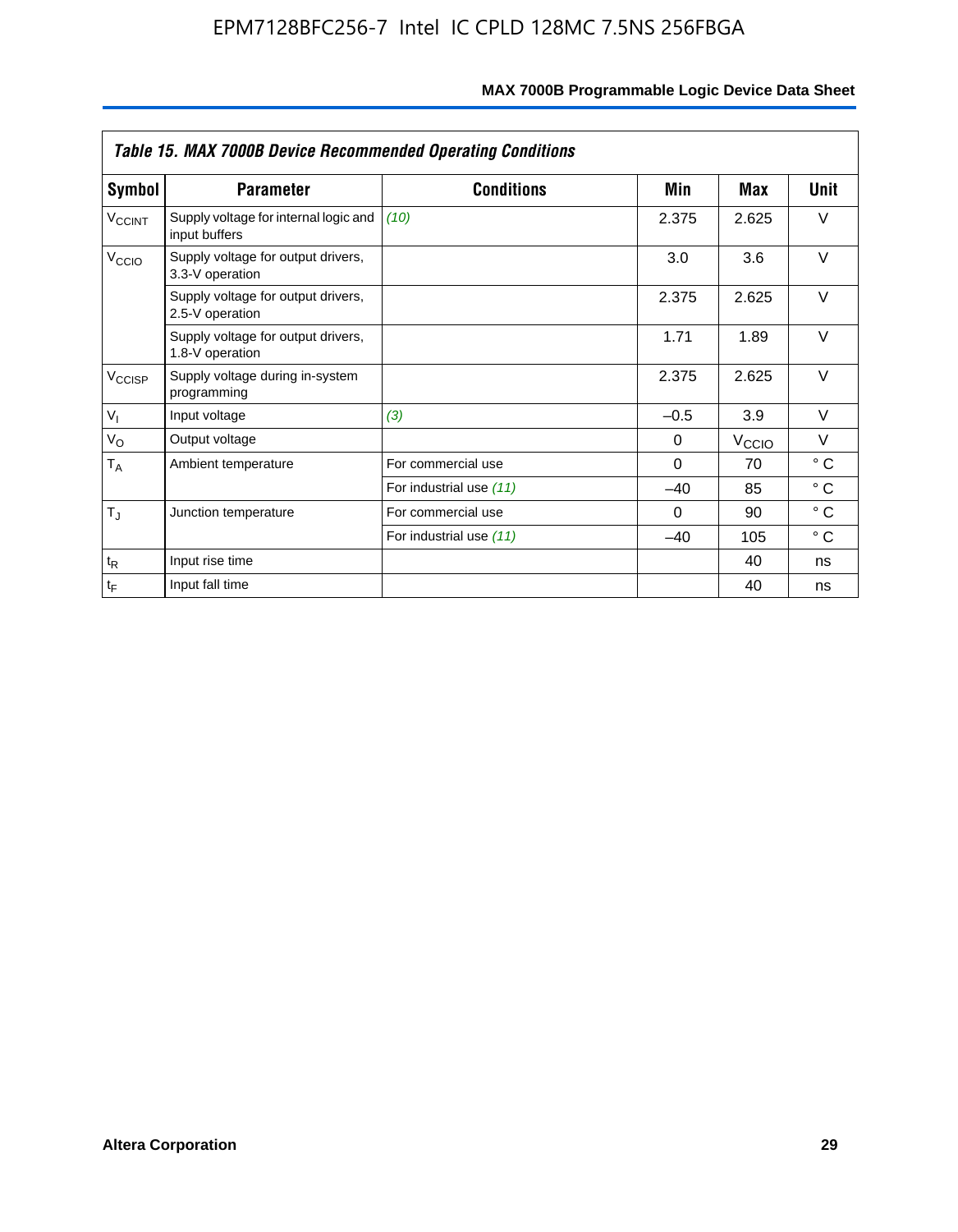*Table 15. MAX 7000B Device Recommended Operating Conditions*

| Symbol | Parameter | Conditions | Min | Max | Unit |
|---|---|---|---|---|---|
| $V_{CCINT}$ | Supply voltage for internal logic and input buffers | *(10)* | 2.375 | 2.625 | V |
| $V_{CCIO}$ | Supply voltage for output drivers, 3.3-V operation | | 3.0 | 3.6 | V |
| | Supply voltage for output drivers, 2.5-V operation | | 2.375 | 2.625 | V |
| | Supply voltage for output drivers, 1.8-V operation | | 1.71 | 1.89 | V |
| $V_{CCISP}$ | Supply voltage during in-system programming | | 2.375 | 2.625 | V |
| $V_I$ | Input voltage | *(3)* | –0.5 | 3.9 | V |
| $V_O$ | Output voltage | | 0 | $V_{CCIO}$ | V |
| $T_A$ | Ambient temperature | For commercial use | 0 | 70 | ° C |
| | | For industrial use *(11)* | –40 | 85 | ° C |
| $T_J$ | Junction temperature | For commercial use | 0 | 90 | ° C |
| | | For industrial use *(11)* | –40 | 105 | ° C |
| $t_R$ | Input rise time | | | 40 | ns |
| $t_F$ | Input fall time | | | 40 | ns |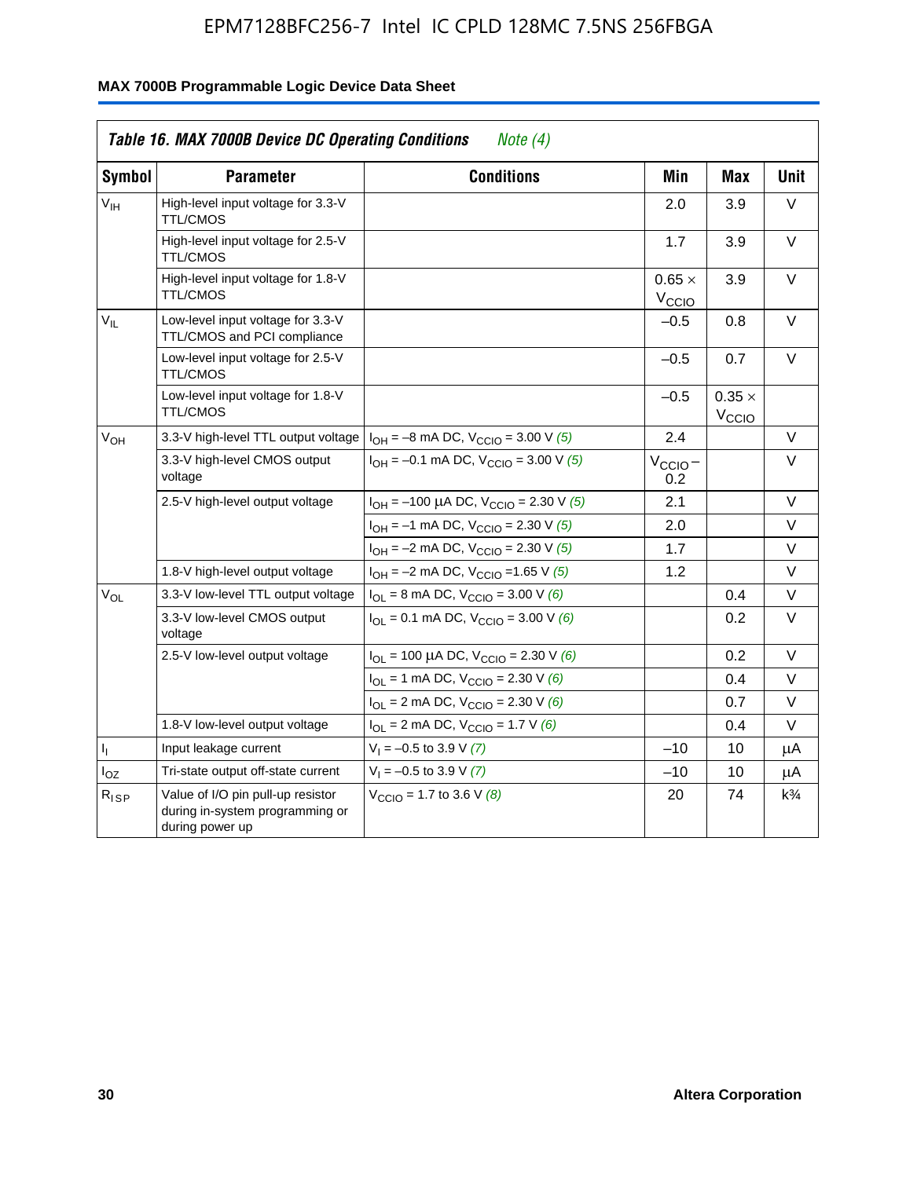# MAX 7000B Programmable Logic Device Data Sheet

*Table 16. MAX 7000B Device DC Operating Conditions* *Note (4)*

| Symbol | Parameter | Conditions | Min | Max | Unit |
|---|---|---|---|---|---|
| $V_{IH}$ | High-level input voltage for 3.3-V TTL/CMOS | | 2.0 | 3.9 | V |
| | High-level input voltage for 2.5-V TTL/CMOS | | 1.7 | 3.9 | V |
| | High-level input voltage for 1.8-V TTL/CMOS | | $0.65 \times V_{CCIO}$ | 3.9 | V |
| $V_{IL}$ | Low-level input voltage for 3.3-V TTL/CMOS and PCI compliance | | –0.5 | 0.8 | V |
| | Low-level input voltage for 2.5-V TTL/CMOS | | –0.5 | 0.7 | V |
| | Low-level input voltage for 1.8-V TTL/CMOS | | –0.5 | $0.35 \times V_{CCIO}$ | |
| $V_{OH}$ | 3.3-V high-level TTL output voltage | $I_{OH}$ = –8 mA DC, $V_{CCIO}$ = 3.00 V *(5)* | 2.4 | | V |
| | 3.3-V high-level CMOS output voltage | $I_{OH}$ = –0.1 mA DC, $V_{CCIO}$ = 3.00 V *(5)* | $V_{CCIO} - 0.2$ | | V |
| | 2.5-V high-level output voltage | $I_{OH}$ = –100 µA DC, $V_{CCIO}$ = 2.30 V *(5)* | 2.1 | | V |
| | | $I_{OH}$ = –1 mA DC, $V_{CCIO}$ = 2.30 V *(5)* | 2.0 | | V |
| | | $I_{OH}$ = –2 mA DC, $V_{CCIO}$ = 2.30 V *(5)* | 1.7 | | V |
| | 1.8-V high-level output voltage | $I_{OH}$ = –2 mA DC, $V_{CCIO}$ =1.65 V *(5)* | 1.2 | | V |
| $V_{OL}$ | 3.3-V low-level TTL output voltage | $I_{OL}$ = 8 mA DC, $V_{CCIO}$ = 3.00 V *(6)* | | 0.4 | V |
| | 3.3-V low-level CMOS output voltage | $I_{OL}$ = 0.1 mA DC, $V_{CCIO}$ = 3.00 V *(6)* | | 0.2 | V |
| | 2.5-V low-level output voltage | $I_{OL}$ = 100 µA DC, $V_{CCIO}$ = 2.30 V *(6)* | | 0.2 | V |
| | | $I_{OL}$ = 1 mA DC, $V_{CCIO}$ = 2.30 V *(6)* | | 0.4 | V |
| | | $I_{OL}$ = 2 mA DC, $V_{CCIO}$ = 2.30 V *(6)* | | 0.7 | V |
| | 1.8-V low-level output voltage | $I_{OL}$ = 2 mA DC, $V_{CCIO}$ = 1.7 V *(6)* | | 0.4 | V |
| $I_I$ | Input leakage current | $V_I$ = –0.5 to 3.9 V *(7)* | –10 | 10 | µA |
| $I_{OZ}$ | Tri-state output off-state current | $V_I$ = –0.5 to 3.9 V *(7)* | –10 | 10 | µA |
| $R_{ISP}$ | Value of I/O pin pull-up resistor during in-system programming or during power up | $V_{CCIO}$ = 1.7 to 3.6 V *(8)* | 20 | 74 | k¾ |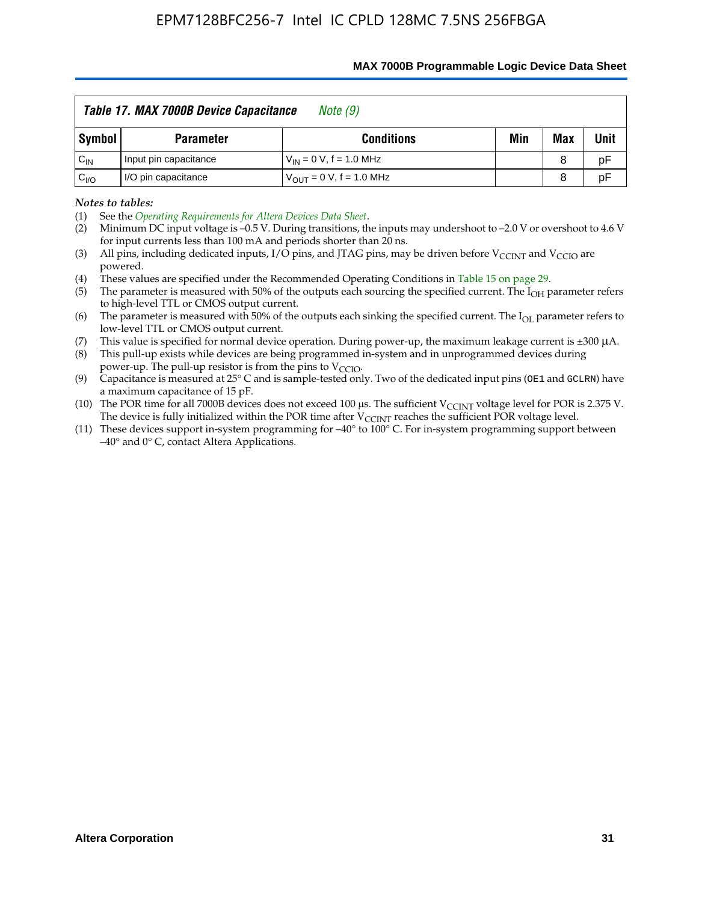**Table 17. MAX 7000B Device Capacitance** *Note (9)*

| Symbol | Parameter | Conditions | Min | Max | Unit |
|---|---|---|---|---|---|
| $C_{IN}$ | Input pin capacitance | $V_{IN}$ = 0 V, f = 1.0 MHz | | 8 | pF |
| $C_{I/O}$ | I/O pin capacitance | $V_{OUT}$ = 0 V, f = 1.0 MHz | | 8 | pF |

*Notes to tables:*

(1) See the *Operating Requirements for Altera Devices Data Sheet*.

(2) Minimum DC input voltage is –0.5 V. During transitions, the inputs may undershoot to –2.0 V or overshoot to 4.6 V for input currents less than 100 mA and periods shorter than 20 ns.

(3) All pins, including dedicated inputs, I/O pins, and JTAG pins, may be driven before $V_{CCINT}$ and $V_{CCIO}$ are powered.

(4) These values are specified under the Recommended Operating Conditions in Table 15 on page 29.

(5) The parameter is measured with 50% of the outputs each sourcing the specified current. The $I_{OH}$ parameter refers to high-level TTL or CMOS output current.

(6) The parameter is measured with 50% of the outputs each sinking the specified current. The $I_{OL}$ parameter refers to low-level TTL or CMOS output current.

(7) This value is specified for normal device operation. During power-up, the maximum leakage current is ±300 μA.

(8) This pull-up exists while devices are being programmed in-system and in unprogrammed devices during power-up. The pull-up resistor is from the pins to $V_{CCIO}$.

(9) Capacitance is measured at 25° C and is sample-tested only. Two of the dedicated input pins (`OE1` and `GCLRN`) have a maximum capacitance of 15 pF.

(10) The POR time for all 7000B devices does not exceed 100 μs. The sufficient $V_{CCINT}$ voltage level for POR is 2.375 V. The device is fully initialized within the POR time after $V_{CCINT}$ reaches the sufficient POR voltage level.

(11) These devices support in-system programming for –40° to 100° C. For in-system programming support between –40° and 0° C, contact Altera Applications.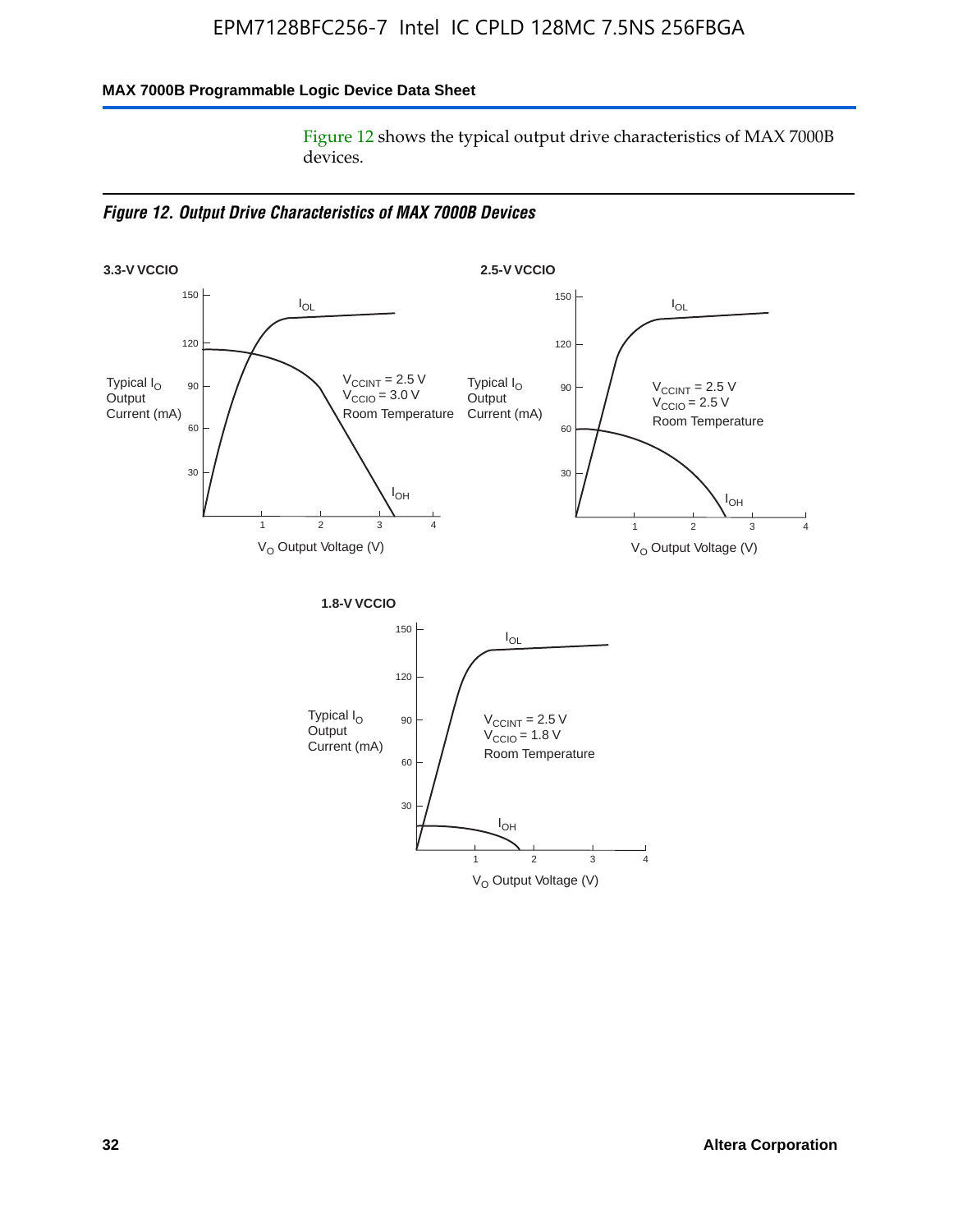Figure 12 shows the typical output drive characteristics of MAX 7000B devices.

*Figure 12. Output Drive Characteristics of MAX 7000B Devices*

**3.3-V VCCIO**

Typical $I_O$ Output Current (mA)

$I_{OL}$

$V_{CCINT}$ = 2.5 V
$V_{CCIO}$ = 3.0 V
Room Temperature

$I_{OH}$

$V_O$ Output Voltage (V)

**2.5-V VCCIO**

Typical $I_O$ Output Current (mA)

$I_{OL}$

$V_{CCINT}$ = 2.5 V
$V_{CCIO}$ = 2.5 V
Room Temperature

$I_{OH}$

$V_O$ Output Voltage (V)

**1.8-V VCCIO**

Typical $I_O$ Output Current (mA)

$I_{OL}$

$V_{CCINT}$ = 2.5 V
$V_{CCIO}$ = 1.8 V
Room Temperature

$I_{OH}$

$V_O$ Output Voltage (V)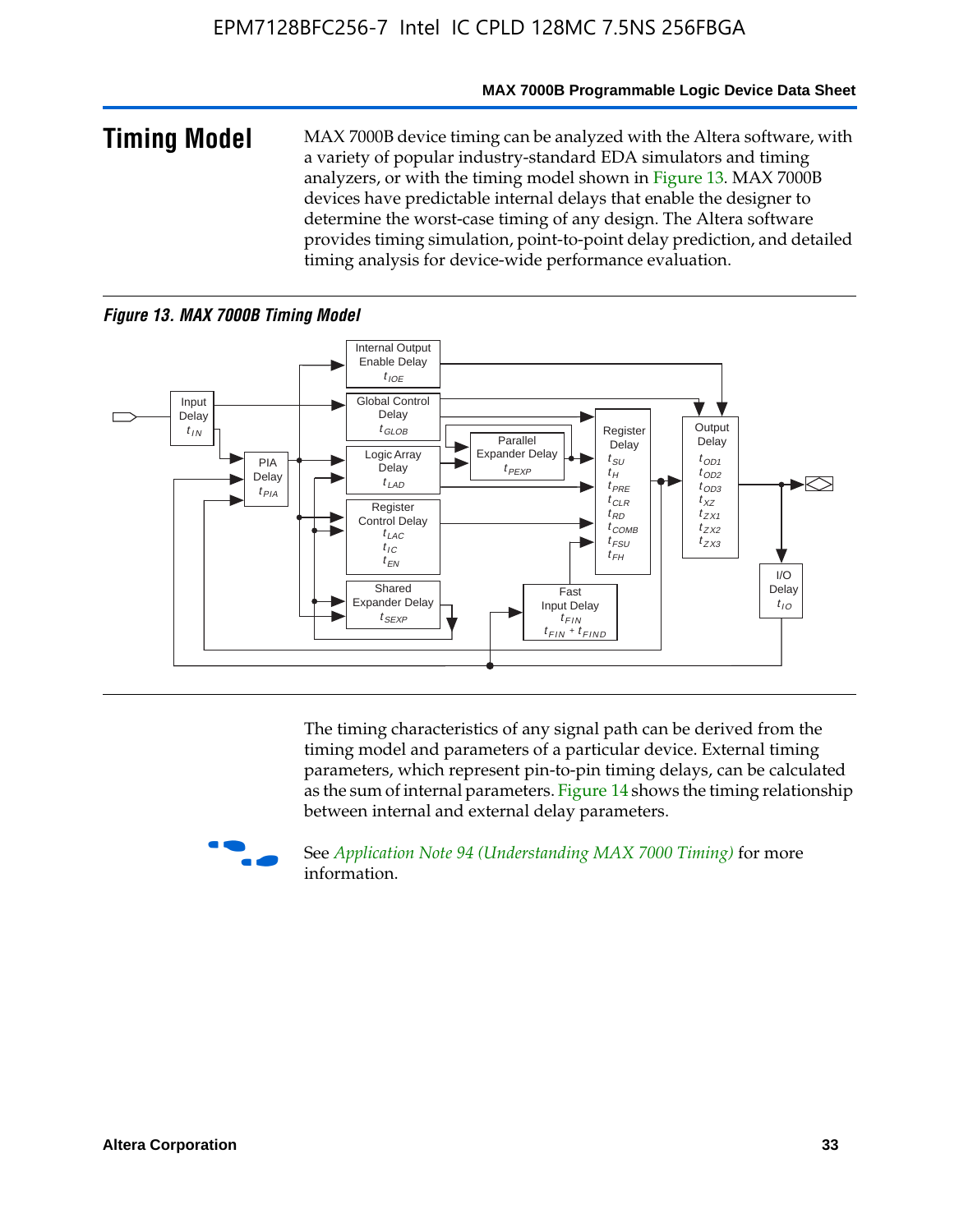## Timing Model

MAX 7000B device timing can be analyzed with the Altera software, with a variety of popular industry-standard EDA simulators and timing analyzers, or with the timing model shown in Figure 13. MAX 7000B devices have predictable internal delays that enable the designer to determine the worst-case timing of any design. The Altera software provides timing simulation, point-to-point delay prediction, and detailed timing analysis for device-wide performance evaluation.

**Figure 13. MAX 7000B Timing Model**

The timing characteristics of any signal path can be derived from the timing model and parameters of a particular device. External timing parameters, which represent pin-to-pin timing delays, can be calculated as the sum of internal parameters. Figure 14 shows the timing relationship between internal and external delay parameters.

See *Application Note 94 (Understanding MAX 7000 Timing)* for more information.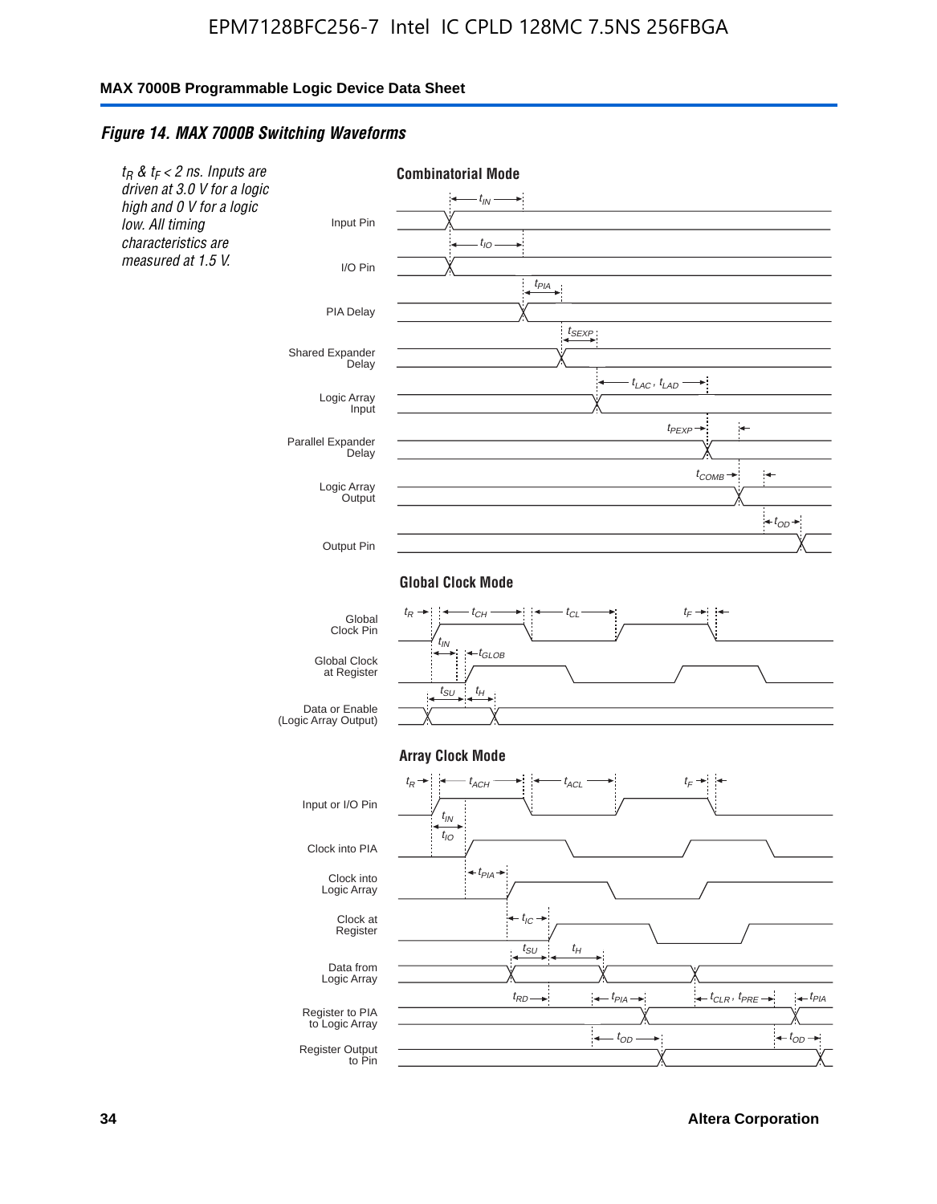### *Figure 14. MAX 7000B Switching Waveforms*

*$t_R$ & $t_F$ < 2 ns. Inputs are driven at 3.0 V for a logic high and 0 V for a logic low. All timing characteristics are measured at 1.5 V.*

**Combinatorial Mode**

Input Pin — $t_{IN}$

I/O Pin — $t_{IO}$

PIA Delay — $t_{PIA}$

Shared Expander Delay — $t_{SEXP}$

Logic Array Input — $t_{LAC}$, $t_{LAD}$

Parallel Expander Delay — $t_{PEXP}$

Logic Array Output — $t_{COMB}$

Output Pin — $t_{OD}$

**Global Clock Mode**

Global Clock Pin — $t_R$, $t_{CH}$, $t_{CL}$, $t_F$

Global Clock at Register — $t_{IN}$, $t_{GLOB}$

Data or Enable (Logic Array Output) — $t_{SU}$, $t_H$

**Array Clock Mode**

Input or I/O Pin — $t_R$, $t_{ACH}$, $t_{ACL}$, $t_F$

Clock into PIA — $t_{IN}$, $t_{IO}$

Clock into Logic Array — $t_{PIA}$

Clock at Register — $t_{IC}$

Data from Logic Array — $t_{SU}$, $t_H$

Register to PIA to Logic Array — $t_{RD}$, $t_{PIA}$, $t_{CLR}$, $t_{PRE}$, $t_{PIA}$

Register Output to Pin — $t_{OD}$, $t_{OD}$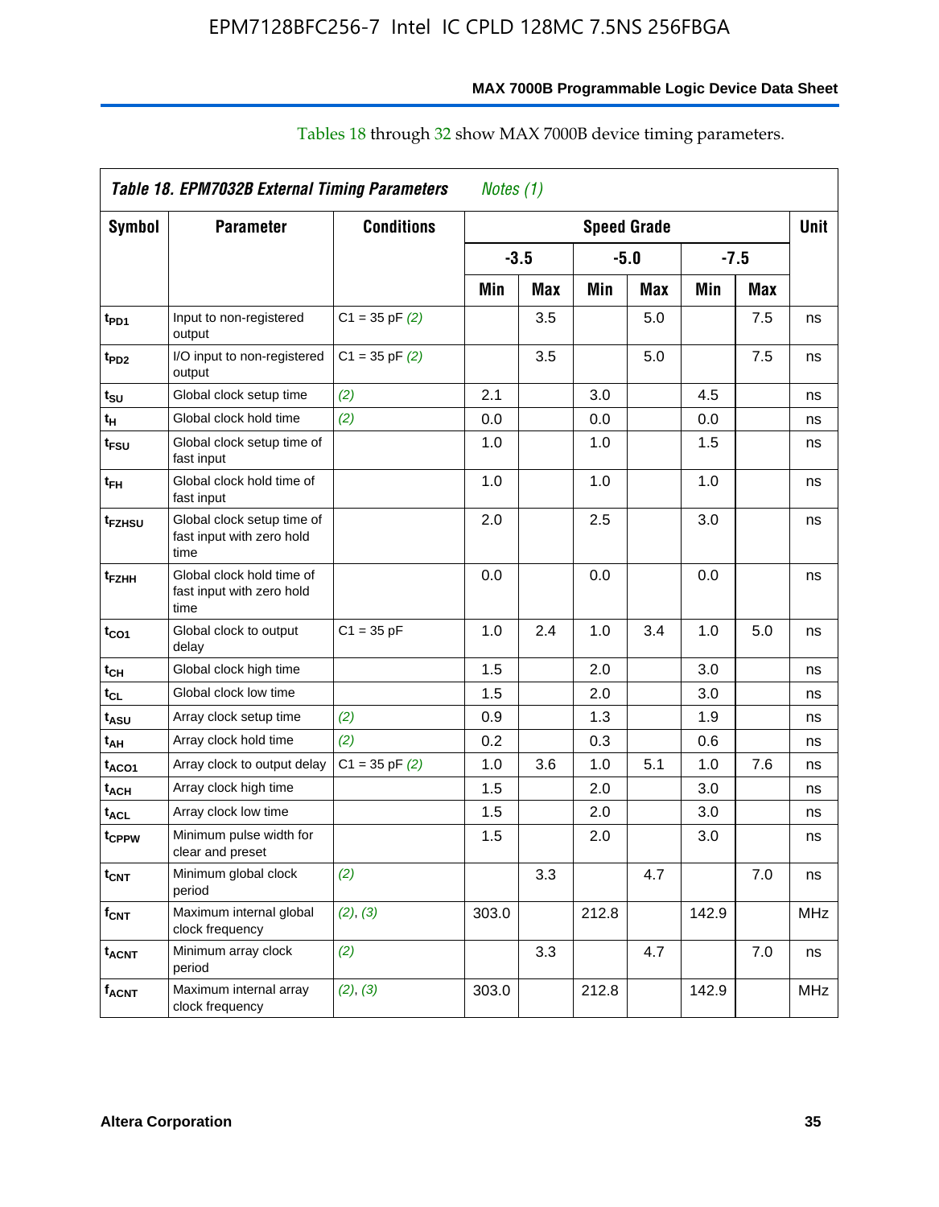Tables 18 through 32 show MAX 7000B device timing parameters.

**Table 18. EPM7032B External Timing Parameters** *Notes (1)*

| Symbol | Parameter | Conditions | Speed Grade | | | | | | Unit |
|---|---|---|---|---|---|---|---|---|---|
| | | | -3.5 | | -5.0 | | -7.5 | | |
| | | | Min | Max | Min | Max | Min | Max | |
| $t_{PD1}$ | Input to non-registered output | C1 = 35 pF *(2)* | | 3.5 | | 5.0 | | 7.5 | ns |
| $t_{PD2}$ | I/O input to non-registered output | C1 = 35 pF *(2)* | | 3.5 | | 5.0 | | 7.5 | ns |
| $t_{SU}$ | Global clock setup time | *(2)* | 2.1 | | 3.0 | | 4.5 | | ns |
| $t_{H}$ | Global clock hold time | *(2)* | 0.0 | | 0.0 | | 0.0 | | ns |
| $t_{FSU}$ | Global clock setup time of fast input | | 1.0 | | 1.0 | | 1.5 | | ns |
| $t_{FH}$ | Global clock hold time of fast input | | 1.0 | | 1.0 | | 1.0 | | ns |
| $t_{FZHSU}$ | Global clock setup time of fast input with zero hold time | | 2.0 | | 2.5 | | 3.0 | | ns |
| $t_{FZHH}$ | Global clock hold time of fast input with zero hold time | | 0.0 | | 0.0 | | 0.0 | | ns |
| $t_{CO1}$ | Global clock to output delay | C1 = 35 pF | 1.0 | 2.4 | 1.0 | 3.4 | 1.0 | 5.0 | ns |
| $t_{CH}$ | Global clock high time | | 1.5 | | 2.0 | | 3.0 | | ns |
| $t_{CL}$ | Global clock low time | | 1.5 | | 2.0 | | 3.0 | | ns |
| $t_{ASU}$ | Array clock setup time | *(2)* | 0.9 | | 1.3 | | 1.9 | | ns |
| $t_{AH}$ | Array clock hold time | *(2)* | 0.2 | | 0.3 | | 0.6 | | ns |
| $t_{ACO1}$ | Array clock to output delay | C1 = 35 pF *(2)* | 1.0 | 3.6 | 1.0 | 5.1 | 1.0 | 7.6 | ns |
| $t_{ACH}$ | Array clock high time | | 1.5 | | 2.0 | | 3.0 | | ns |
| $t_{ACL}$ | Array clock low time | | 1.5 | | 2.0 | | 3.0 | | ns |
| $t_{CPPW}$ | Minimum pulse width for clear and preset | | 1.5 | | 2.0 | | 3.0 | | ns |
| $t_{CNT}$ | Minimum global clock period | *(2)* | | 3.3 | | 4.7 | | 7.0 | ns |
| $f_{CNT}$ | Maximum internal global clock frequency | *(2)*, *(3)* | 303.0 | | 212.8 | | 142.9 | | MHz |
| $t_{ACNT}$ | Minimum array clock period | *(2)* | | 3.3 | | 4.7 | | 7.0 | ns |
| $f_{ACNT}$ | Maximum internal array clock frequency | *(2)*, *(3)* | 303.0 | | 212.8 | | 142.9 | | MHz |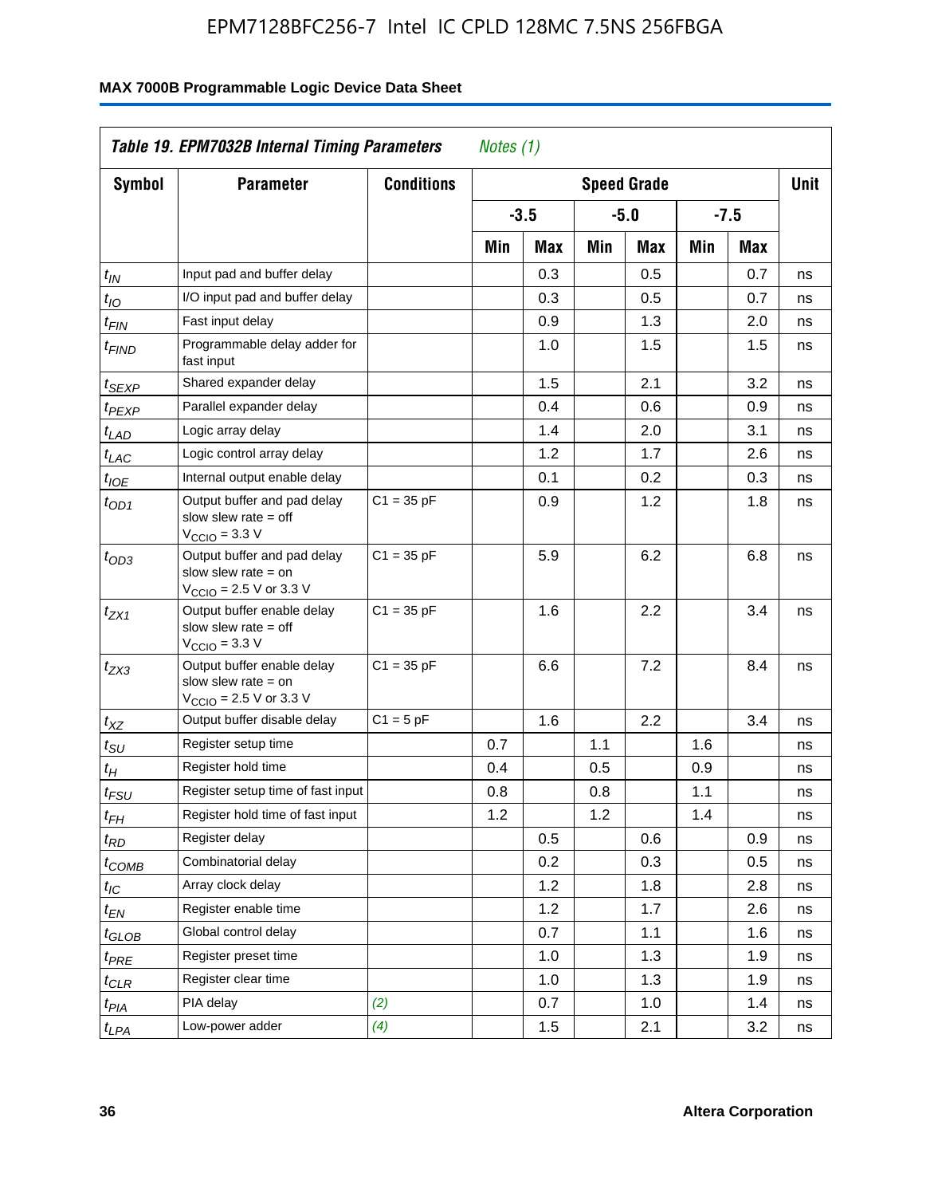### Table 19. EPM7032B Internal Timing Parameters *Notes (1)*

| Symbol | Parameter | Conditions | Speed Grade | | | | | | Unit |
|---|---|---|---|---|---|---|---|---|---|
| | | | -3.5 | | -5.0 | | -7.5 | | |
| | | | Min | Max | Min | Max | Min | Max | |
| $t_{IN}$ | Input pad and buffer delay | | | 0.3 | | 0.5 | | 0.7 | ns |
| $t_{IO}$ | I/O input pad and buffer delay | | | 0.3 | | 0.5 | | 0.7 | ns |
| $t_{FIN}$ | Fast input delay | | | 0.9 | | 1.3 | | 2.0 | ns |
| $t_{FIND}$ | Programmable delay adder for fast input | | | 1.0 | | 1.5 | | 1.5 | ns |
| $t_{SEXP}$ | Shared expander delay | | | 1.5 | | 2.1 | | 3.2 | ns |
| $t_{PEXP}$ | Parallel expander delay | | | 0.4 | | 0.6 | | 0.9 | ns |
| $t_{LAD}$ | Logic array delay | | | 1.4 | | 2.0 | | 3.1 | ns |
| $t_{LAC}$ | Logic control array delay | | | 1.2 | | 1.7 | | 2.6 | ns |
| $t_{IOE}$ | Internal output enable delay | | | 0.1 | | 0.2 | | 0.3 | ns |
| $t_{OD1}$ | Output buffer and pad delay slow slew rate = off $V_{CCIO}$ = 3.3 V | C1 = 35 pF | | 0.9 | | 1.2 | | 1.8 | ns |
| $t_{OD3}$ | Output buffer and pad delay slow slew rate = on $V_{CCIO}$ = 2.5 V or 3.3 V | C1 = 35 pF | | 5.9 | | 6.2 | | 6.8 | ns |
| $t_{ZX1}$ | Output buffer enable delay slow slew rate = off $V_{CCIO}$ = 3.3 V | C1 = 35 pF | | 1.6 | | 2.2 | | 3.4 | ns |
| $t_{ZX3}$ | Output buffer enable delay slow slew rate = on $V_{CCIO}$ = 2.5 V or 3.3 V | C1 = 35 pF | | 6.6 | | 7.2 | | 8.4 | ns |
| $t_{XZ}$ | Output buffer disable delay | C1 = 5 pF | | 1.6 | | 2.2 | | 3.4 | ns |
| $t_{SU}$ | Register setup time | | 0.7 | | 1.1 | | 1.6 | | ns |
| $t_{H}$ | Register hold time | | 0.4 | | 0.5 | | 0.9 | | ns |
| $t_{FSU}$ | Register setup time of fast input | | 0.8 | | 0.8 | | 1.1 | | ns |
| $t_{FH}$ | Register hold time of fast input | | 1.2 | | 1.2 | | 1.4 | | ns |
| $t_{RD}$ | Register delay | | | 0.5 | | 0.6 | | 0.9 | ns |
| $t_{COMB}$ | Combinatorial delay | | | 0.2 | | 0.3 | | 0.5 | ns |
| $t_{IC}$ | Array clock delay | | | 1.2 | | 1.8 | | 2.8 | ns |
| $t_{EN}$ | Register enable time | | | 1.2 | | 1.7 | | 2.6 | ns |
| $t_{GLOB}$ | Global control delay | | | 0.7 | | 1.1 | | 1.6 | ns |
| $t_{PRE}$ | Register preset time | | | 1.0 | | 1.3 | | 1.9 | ns |
| $t_{CLR}$ | Register clear time | | | 1.0 | | 1.3 | | 1.9 | ns |
| $t_{PIA}$ | PIA delay | *(2)* | | 0.7 | | 1.0 | | 1.4 | ns |
| $t_{LPA}$ | Low-power adder | *(4)* | | 1.5 | | 2.1 | | 3.2 | ns |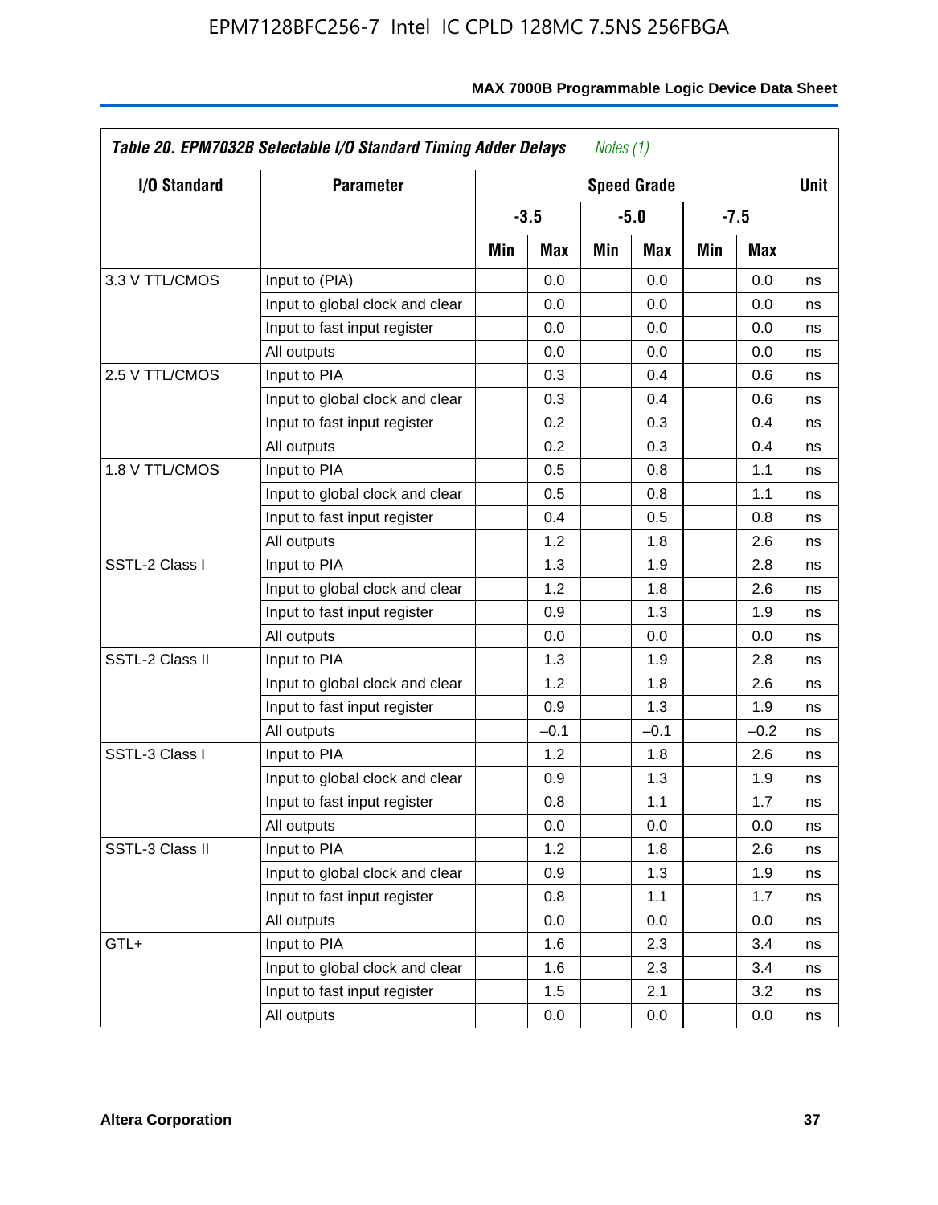**Table 20. EPM7032B Selectable I/O Standard Timing Adder Delays** *Notes (1)*

| I/O Standard | Parameter | Speed Grade | | | | | | Unit |
|---|---|---|---|---|---|---|---|---|
| | | -3.5 | | -5.0 | | -7.5 | | |
| | | Min | Max | Min | Max | Min | Max | |
| 3.3 V TTL/CMOS | Input to (PIA) | | 0.0 | | 0.0 | | 0.0 | ns |
| | Input to global clock and clear | | 0.0 | | 0.0 | | 0.0 | ns |
| | Input to fast input register | | 0.0 | | 0.0 | | 0.0 | ns |
| | All outputs | | 0.0 | | 0.0 | | 0.0 | ns |
| 2.5 V TTL/CMOS | Input to PIA | | 0.3 | | 0.4 | | 0.6 | ns |
| | Input to global clock and clear | | 0.3 | | 0.4 | | 0.6 | ns |
| | Input to fast input register | | 0.2 | | 0.3 | | 0.4 | ns |
| | All outputs | | 0.2 | | 0.3 | | 0.4 | ns |
| 1.8 V TTL/CMOS | Input to PIA | | 0.5 | | 0.8 | | 1.1 | ns |
| | Input to global clock and clear | | 0.5 | | 0.8 | | 1.1 | ns |
| | Input to fast input register | | 0.4 | | 0.5 | | 0.8 | ns |
| | All outputs | | 1.2 | | 1.8 | | 2.6 | ns |
| SSTL-2 Class I | Input to PIA | | 1.3 | | 1.9 | | 2.8 | ns |
| | Input to global clock and clear | | 1.2 | | 1.8 | | 2.6 | ns |
| | Input to fast input register | | 0.9 | | 1.3 | | 1.9 | ns |
| | All outputs | | 0.0 | | 0.0 | | 0.0 | ns |
| SSTL-2 Class II | Input to PIA | | 1.3 | | 1.9 | | 2.8 | ns |
| | Input to global clock and clear | | 1.2 | | 1.8 | | 2.6 | ns |
| | Input to fast input register | | 0.9 | | 1.3 | | 1.9 | ns |
| | All outputs | | –0.1 | | –0.1 | | –0.2 | ns |
| SSTL-3 Class I | Input to PIA | | 1.2 | | 1.8 | | 2.6 | ns |
| | Input to global clock and clear | | 0.9 | | 1.3 | | 1.9 | ns |
| | Input to fast input register | | 0.8 | | 1.1 | | 1.7 | ns |
| | All outputs | | 0.0 | | 0.0 | | 0.0 | ns |
| SSTL-3 Class II | Input to PIA | | 1.2 | | 1.8 | | 2.6 | ns |
| | Input to global clock and clear | | 0.9 | | 1.3 | | 1.9 | ns |
| | Input to fast input register | | 0.8 | | 1.1 | | 1.7 | ns |
| | All outputs | | 0.0 | | 0.0 | | 0.0 | ns |
| GTL+ | Input to PIA | | 1.6 | | 2.3 | | 3.4 | ns |
| | Input to global clock and clear | | 1.6 | | 2.3 | | 3.4 | ns |
| | Input to fast input register | | 1.5 | | 2.1 | | 3.2 | ns |
| | All outputs | | 0.0 | | 0.0 | | 0.0 | ns |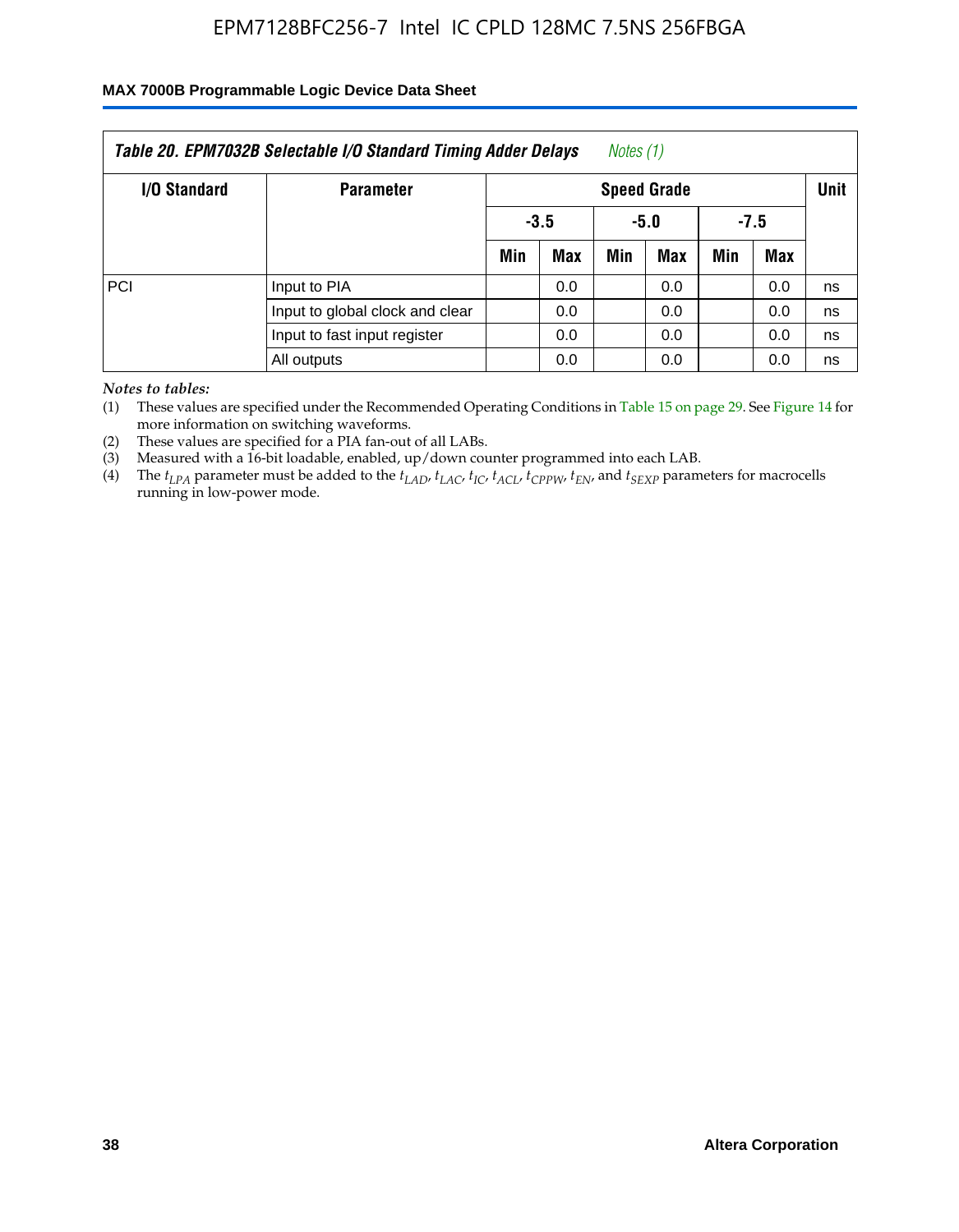| Table 20. EPM7032B Selectable I/O Standard Timing Adder Delays *Notes (1)* | | | | | | | | |
|---|---|---|---|---|---|---|---|---|
| **I/O Standard** | **Parameter** | **Speed Grade** | | | | | | **Unit** |
| | | **-3.5** | | **-5.0** | | **-7.5** | | |
| | | **Min** | **Max** | **Min** | **Max** | **Min** | **Max** | |
| PCI | Input to PIA | | 0.0 | | 0.0 | | 0.0 | ns |
| | Input to global clock and clear | | 0.0 | | 0.0 | | 0.0 | ns |
| | Input to fast input register | | 0.0 | | 0.0 | | 0.0 | ns |
| | All outputs | | 0.0 | | 0.0 | | 0.0 | ns |

*Notes to tables:*

(1) These values are specified under the Recommended Operating Conditions in Table 15 on page 29. See Figure 14 for more information on switching waveforms.

(2) These values are specified for a PIA fan-out of all LABs.

(3) Measured with a 16-bit loadable, enabled, up/down counter programmed into each LAB.

(4) The $t_{LPA}$ parameter must be added to the $t_{LAD}$, $t_{LAC}$, $t_{IC}$, $t_{ACL}$, $t_{CPPW}$, $t_{EN}$, and $t_{SEXP}$ parameters for macrocells running in low-power mode.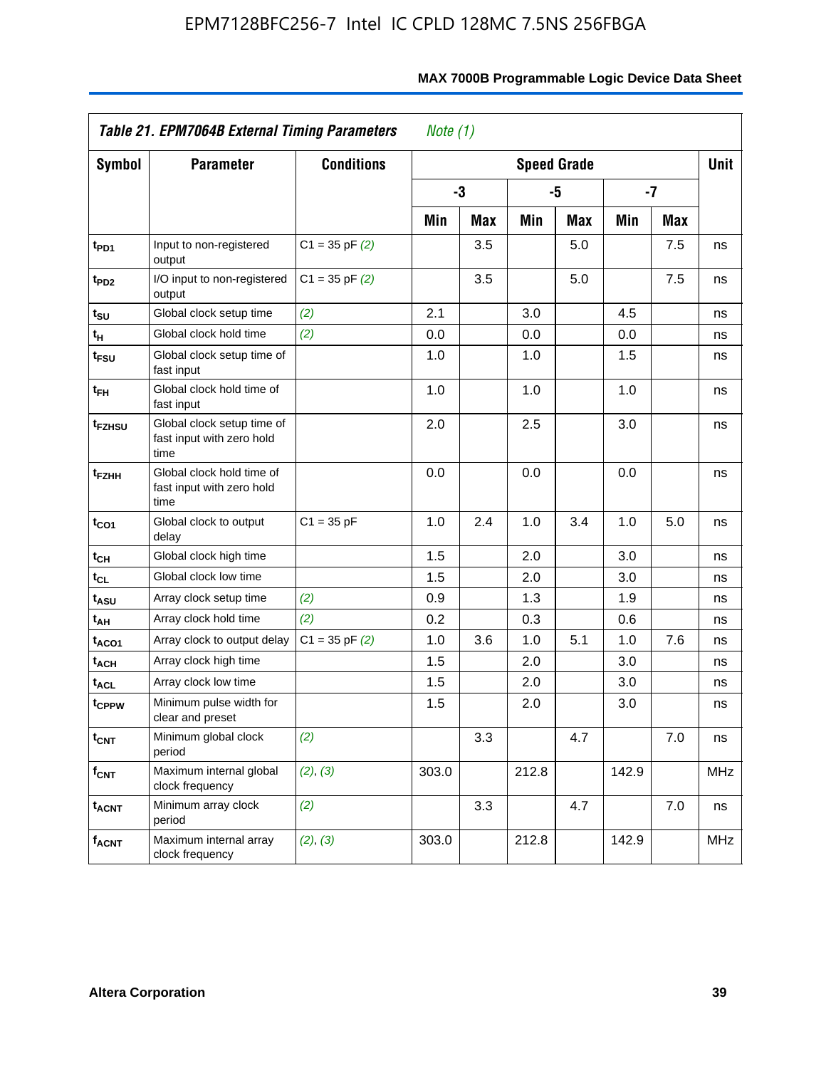**Table 21. EPM7064B External Timing Parameters** *Note (1)*

| Symbol | Parameter | Conditions | Speed Grade | | | | | | Unit |
|---|---|---|---|---|---|---|---|---|---|
| | | | -3 | | -5 | | -7 | | |
| | | | Min | Max | Min | Max | Min | Max | |
| $t_{PD1}$ | Input to non-registered output | C1 = 35 pF *(2)* | | 3.5 | | 5.0 | | 7.5 | ns |
| $t_{PD2}$ | I/O input to non-registered output | C1 = 35 pF *(2)* | | 3.5 | | 5.0 | | 7.5 | ns |
| $t_{SU}$ | Global clock setup time | *(2)* | 2.1 | | 3.0 | | 4.5 | | ns |
| $t_H$ | Global clock hold time | *(2)* | 0.0 | | 0.0 | | 0.0 | | ns |
| $t_{FSU}$ | Global clock setup time of fast input | | 1.0 | | 1.0 | | 1.5 | | ns |
| $t_{FH}$ | Global clock hold time of fast input | | 1.0 | | 1.0 | | 1.0 | | ns |
| $t_{FZHSU}$ | Global clock setup time of fast input with zero hold time | | 2.0 | | 2.5 | | 3.0 | | ns |
| $t_{FZHH}$ | Global clock hold time of fast input with zero hold time | | 0.0 | | 0.0 | | 0.0 | | ns |
| $t_{CO1}$ | Global clock to output delay | C1 = 35 pF | 1.0 | 2.4 | 1.0 | 3.4 | 1.0 | 5.0 | ns |
| $t_{CH}$ | Global clock high time | | 1.5 | | 2.0 | | 3.0 | | ns |
| $t_{CL}$ | Global clock low time | | 1.5 | | 2.0 | | 3.0 | | ns |
| $t_{ASU}$ | Array clock setup time | *(2)* | 0.9 | | 1.3 | | 1.9 | | ns |
| $t_{AH}$ | Array clock hold time | *(2)* | 0.2 | | 0.3 | | 0.6 | | ns |
| $t_{ACO1}$ | Array clock to output delay | C1 = 35 pF *(2)* | 1.0 | 3.6 | 1.0 | 5.1 | 1.0 | 7.6 | ns |
| $t_{ACH}$ | Array clock high time | | 1.5 | | 2.0 | | 3.0 | | ns |
| $t_{ACL}$ | Array clock low time | | 1.5 | | 2.0 | | 3.0 | | ns |
| $t_{CPPW}$ | Minimum pulse width for clear and preset | | 1.5 | | 2.0 | | 3.0 | | ns |
| $t_{CNT}$ | Minimum global clock period | *(2)* | | 3.3 | | 4.7 | | 7.0 | ns |
| $f_{CNT}$ | Maximum internal global clock frequency | *(2)*, *(3)* | 303.0 | | 212.8 | | 142.9 | | MHz |
| $t_{ACNT}$ | Minimum array clock period | *(2)* | | 3.3 | | 4.7 | | 7.0 | ns |
| $f_{ACNT}$ | Maximum internal array clock frequency | *(2)*, *(3)* | 303.0 | | 212.8 | | 142.9 | | MHz |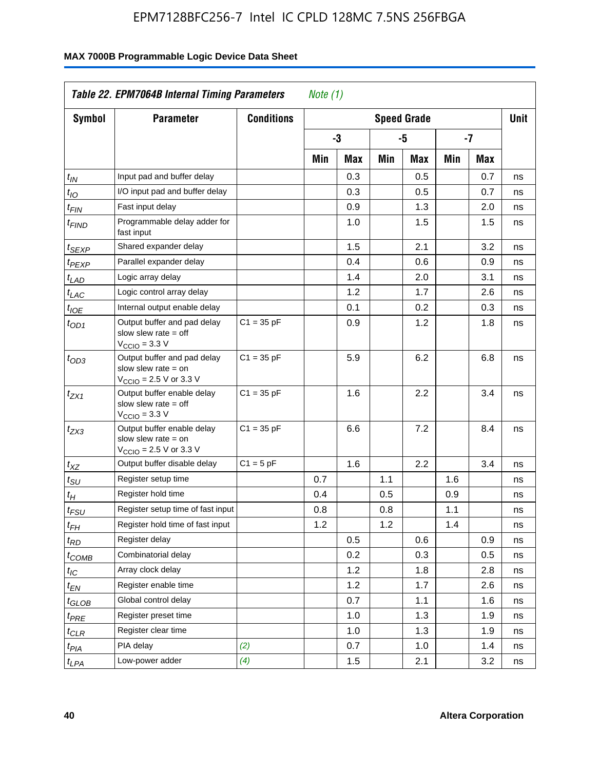**Table 22. EPM7064B Internal Timing Parameters** *Note (1)*

| Symbol | Parameter | Conditions | Speed Grade | | | | | | Unit |
|---|---|---|---|---|---|---|---|---|---|
| | | | -3 | | -5 | | -7 | | |
| | | | Min | Max | Min | Max | Min | Max | |
| $t_{IN}$ | Input pad and buffer delay | | | 0.3 | | 0.5 | | 0.7 | ns |
| $t_{IO}$ | I/O input pad and buffer delay | | | 0.3 | | 0.5 | | 0.7 | ns |
| $t_{FIN}$ | Fast input delay | | | 0.9 | | 1.3 | | 2.0 | ns |
| $t_{FIND}$ | Programmable delay adder for fast input | | | 1.0 | | 1.5 | | 1.5 | ns |
| $t_{SEXP}$ | Shared expander delay | | | 1.5 | | 2.1 | | 3.2 | ns |
| $t_{PEXP}$ | Parallel expander delay | | | 0.4 | | 0.6 | | 0.9 | ns |
| $t_{LAD}$ | Logic array delay | | | 1.4 | | 2.0 | | 3.1 | ns |
| $t_{LAC}$ | Logic control array delay | | | 1.2 | | 1.7 | | 2.6 | ns |
| $t_{IOE}$ | Internal output enable delay | | | 0.1 | | 0.2 | | 0.3 | ns |
| $t_{OD1}$ | Output buffer and pad delay slow slew rate = off $V_{CCIO}$ = 3.3 V | C1 = 35 pF | | 0.9 | | 1.2 | | 1.8 | ns |
| $t_{OD3}$ | Output buffer and pad delay slow slew rate = on $V_{CCIO}$ = 2.5 V or 3.3 V | C1 = 35 pF | | 5.9 | | 6.2 | | 6.8 | ns |
| $t_{ZX1}$ | Output buffer enable delay slow slew rate = off $V_{CCIO}$ = 3.3 V | C1 = 35 pF | | 1.6 | | 2.2 | | 3.4 | ns |
| $t_{ZX3}$ | Output buffer enable delay slow slew rate = on $V_{CCIO}$ = 2.5 V or 3.3 V | C1 = 35 pF | | 6.6 | | 7.2 | | 8.4 | ns |
| $t_{XZ}$ | Output buffer disable delay | C1 = 5 pF | | 1.6 | | 2.2 | | 3.4 | ns |
| $t_{SU}$ | Register setup time | | 0.7 | | 1.1 | | 1.6 | | ns |
| $t_{H}$ | Register hold time | | 0.4 | | 0.5 | | 0.9 | | ns |
| $t_{FSU}$ | Register setup time of fast input | | 0.8 | | 0.8 | | 1.1 | | ns |
| $t_{FH}$ | Register hold time of fast input | | 1.2 | | 1.2 | | 1.4 | | ns |
| $t_{RD}$ | Register delay | | | 0.5 | | 0.6 | | 0.9 | ns |
| $t_{COMB}$ | Combinatorial delay | | | 0.2 | | 0.3 | | 0.5 | ns |
| $t_{IC}$ | Array clock delay | | | 1.2 | | 1.8 | | 2.8 | ns |
| $t_{EN}$ | Register enable time | | | 1.2 | | 1.7 | | 2.6 | ns |
| $t_{GLOB}$ | Global control delay | | | 0.7 | | 1.1 | | 1.6 | ns |
| $t_{PRE}$ | Register preset time | | | 1.0 | | 1.3 | | 1.9 | ns |
| $t_{CLR}$ | Register clear time | | | 1.0 | | 1.3 | | 1.9 | ns |
| $t_{PIA}$ | PIA delay | *(2)* | | 0.7 | | 1.0 | | 1.4 | ns |
| $t_{LPA}$ | Low-power adder | *(4)* | | 1.5 | | 2.1 | | 3.2 | ns |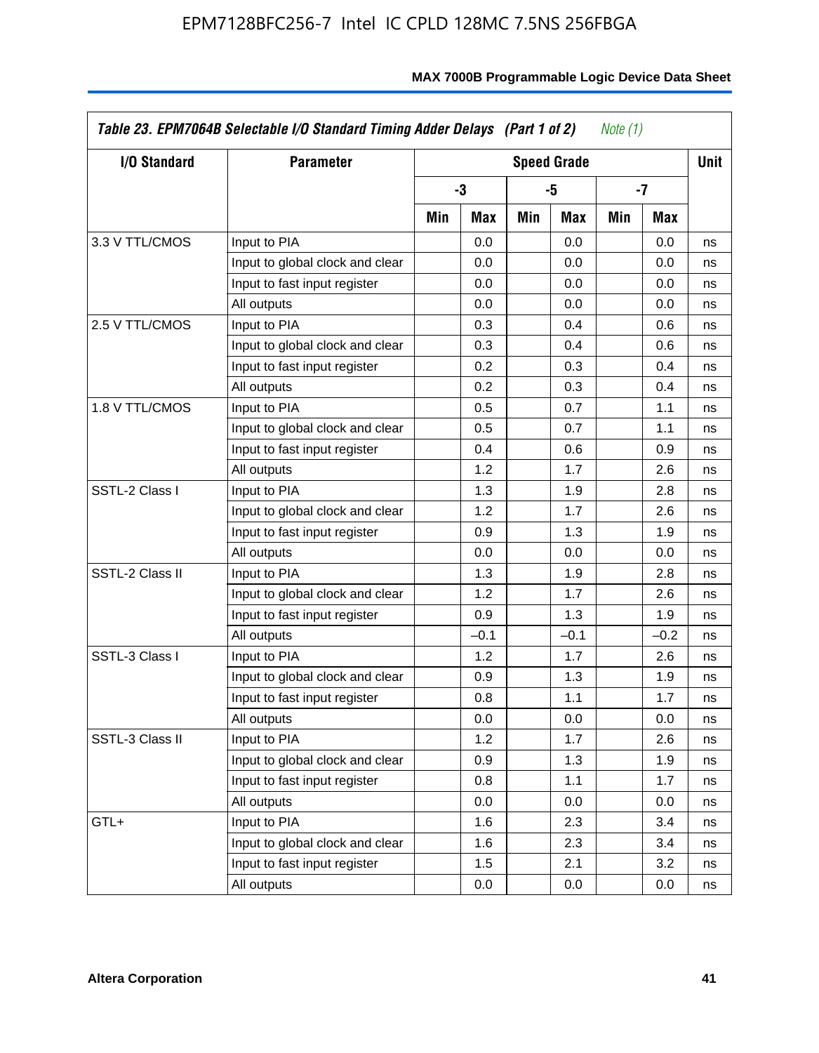**Table 23. EPM7064B Selectable I/O Standard Timing Adder Delays (Part 1 of 2)** *Note (1)*

| I/O Standard | Parameter | Speed Grade | | | | | | Unit |
|---|---|---|---|---|---|---|---|---|
| | | -3 | | -5 | | -7 | | |
| | | Min | Max | Min | Max | Min | Max | |
| 3.3 V TTL/CMOS | Input to PIA | | 0.0 | | 0.0 | | 0.0 | ns |
| | Input to global clock and clear | | 0.0 | | 0.0 | | 0.0 | ns |
| | Input to fast input register | | 0.0 | | 0.0 | | 0.0 | ns |
| | All outputs | | 0.0 | | 0.0 | | 0.0 | ns |
| 2.5 V TTL/CMOS | Input to PIA | | 0.3 | | 0.4 | | 0.6 | ns |
| | Input to global clock and clear | | 0.3 | | 0.4 | | 0.6 | ns |
| | Input to fast input register | | 0.2 | | 0.3 | | 0.4 | ns |
| | All outputs | | 0.2 | | 0.3 | | 0.4 | ns |
| 1.8 V TTL/CMOS | Input to PIA | | 0.5 | | 0.7 | | 1.1 | ns |
| | Input to global clock and clear | | 0.5 | | 0.7 | | 1.1 | ns |
| | Input to fast input register | | 0.4 | | 0.6 | | 0.9 | ns |
| | All outputs | | 1.2 | | 1.7 | | 2.6 | ns |
| SSTL-2 Class I | Input to PIA | | 1.3 | | 1.9 | | 2.8 | ns |
| | Input to global clock and clear | | 1.2 | | 1.7 | | 2.6 | ns |
| | Input to fast input register | | 0.9 | | 1.3 | | 1.9 | ns |
| | All outputs | | 0.0 | | 0.0 | | 0.0 | ns |
| SSTL-2 Class II | Input to PIA | | 1.3 | | 1.9 | | 2.8 | ns |
| | Input to global clock and clear | | 1.2 | | 1.7 | | 2.6 | ns |
| | Input to fast input register | | 0.9 | | 1.3 | | 1.9 | ns |
| | All outputs | | –0.1 | | –0.1 | | –0.2 | ns |
| SSTL-3 Class I | Input to PIA | | 1.2 | | 1.7 | | 2.6 | ns |
| | Input to global clock and clear | | 0.9 | | 1.3 | | 1.9 | ns |
| | Input to fast input register | | 0.8 | | 1.1 | | 1.7 | ns |
| | All outputs | | 0.0 | | 0.0 | | 0.0 | ns |
| SSTL-3 Class II | Input to PIA | | 1.2 | | 1.7 | | 2.6 | ns |
| | Input to global clock and clear | | 0.9 | | 1.3 | | 1.9 | ns |
| | Input to fast input register | | 0.8 | | 1.1 | | 1.7 | ns |
| | All outputs | | 0.0 | | 0.0 | | 0.0 | ns |
| GTL+ | Input to PIA | | 1.6 | | 2.3 | | 3.4 | ns |
| | Input to global clock and clear | | 1.6 | | 2.3 | | 3.4 | ns |
| | Input to fast input register | | 1.5 | | 2.1 | | 3.2 | ns |
| | All outputs | | 0.0 | | 0.0 | | 0.0 | ns |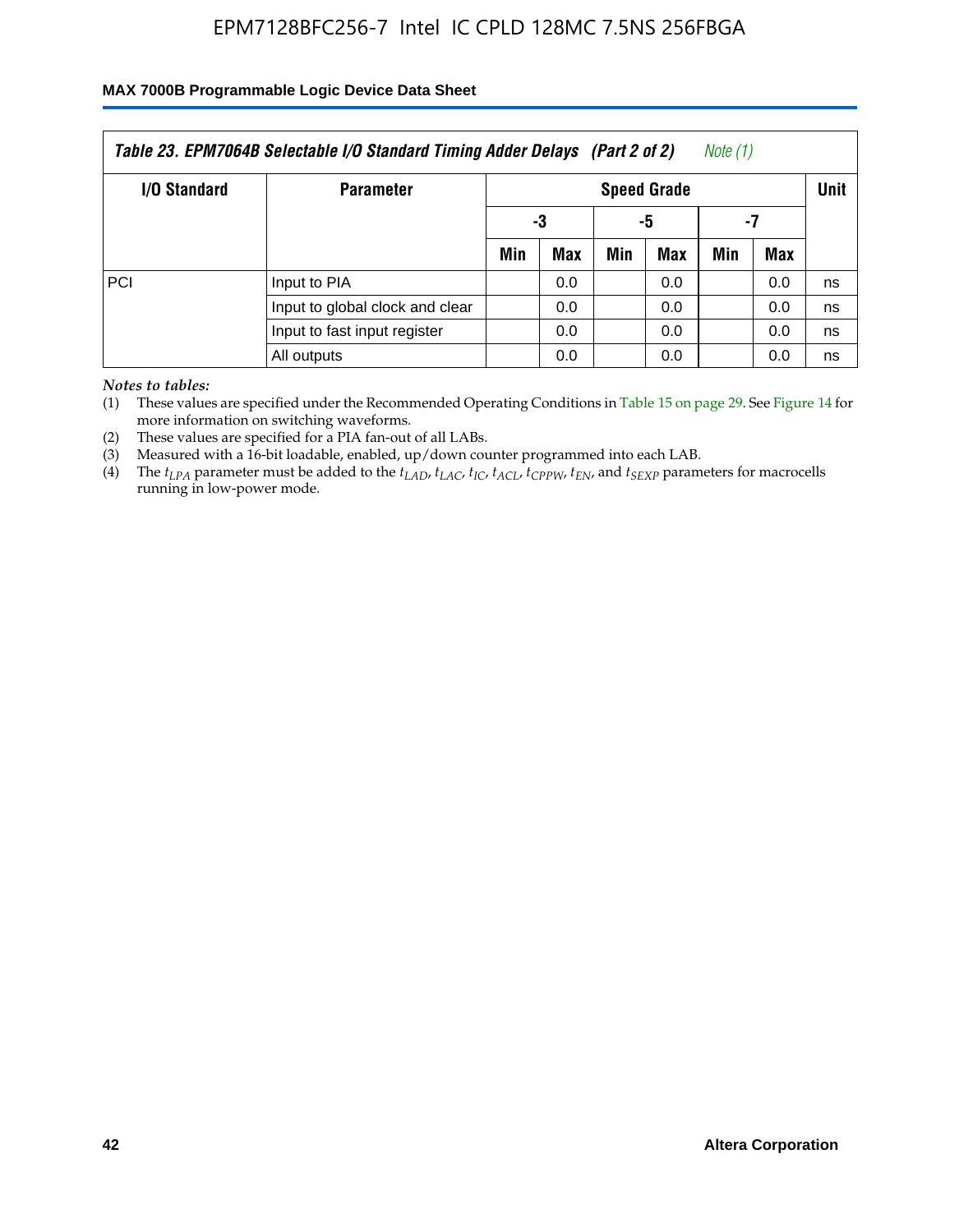**Table 23. EPM7064B Selectable I/O Standard Timing Adder Delays (Part 2 of 2)** *Note (1)*

| I/O Standard | Parameter | Speed Grade | | | | | | Unit |
|---|---|---|---|---|---|---|---|---|
| | | -3 | | -5 | | -7 | | |
| | | Min | Max | Min | Max | Min | Max | |
| PCI | Input to PIA | | 0.0 | | 0.0 | | 0.0 | ns |
| | Input to global clock and clear | | 0.0 | | 0.0 | | 0.0 | ns |
| | Input to fast input register | | 0.0 | | 0.0 | | 0.0 | ns |
| | All outputs | | 0.0 | | 0.0 | | 0.0 | ns |

*Notes to tables:*

(1) These values are specified under the Recommended Operating Conditions in Table 15 on page 29. See Figure 14 for more information on switching waveforms.

(2) These values are specified for a PIA fan-out of all LABs.

(3) Measured with a 16-bit loadable, enabled, up/down counter programmed into each LAB.

(4) The $t_{LPA}$ parameter must be added to the $t_{LAD}$, $t_{LAC}$, $t_{IC}$, $t_{ACL}$, $t_{CPPW}$, $t_{EN}$, and $t_{SEXP}$ parameters for macrocells running in low-power mode.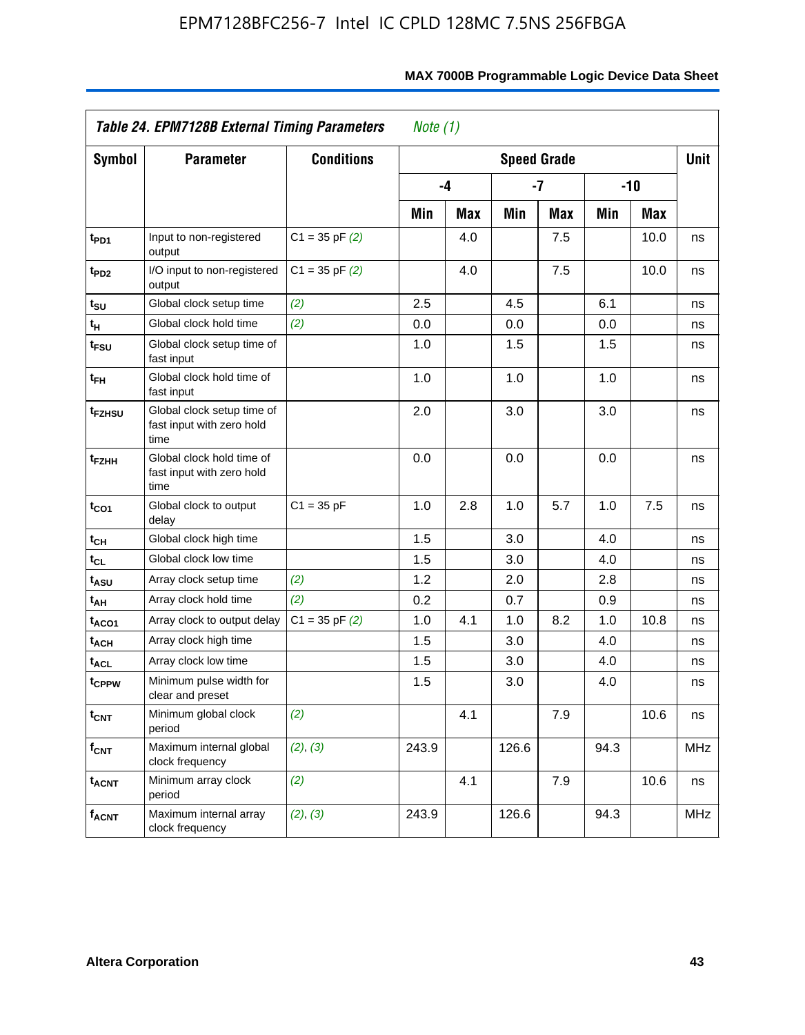| Table 24. EPM7128B External Timing Parameters *Note (1)* | | | | | | | | | |
|---|---|---|---|---|---|---|---|---|---|
| Symbol | Parameter | Conditions | Speed Grade | | | | | | Unit |
| | | | -4 | | -7 | | -10 | | |
| | | | Min | Max | Min | Max | Min | Max | |
| $t_{PD1}$ | Input to non-registered output | C1 = 35 pF *(2)* | | 4.0 | | 7.5 | | 10.0 | ns |
| $t_{PD2}$ | I/O input to non-registered output | C1 = 35 pF *(2)* | | 4.0 | | 7.5 | | 10.0 | ns |
| $t_{SU}$ | Global clock setup time | *(2)* | 2.5 | | 4.5 | | 6.1 | | ns |
| $t_{H}$ | Global clock hold time | *(2)* | 0.0 | | 0.0 | | 0.0 | | ns |
| $t_{FSU}$ | Global clock setup time of fast input | | 1.0 | | 1.5 | | 1.5 | | ns |
| $t_{FH}$ | Global clock hold time of fast input | | 1.0 | | 1.0 | | 1.0 | | ns |
| $t_{FZHSU}$ | Global clock setup time of fast input with zero hold time | | 2.0 | | 3.0 | | 3.0 | | ns |
| $t_{FZHH}$ | Global clock hold time of fast input with zero hold time | | 0.0 | | 0.0 | | 0.0 | | ns |
| $t_{CO1}$ | Global clock to output delay | C1 = 35 pF | 1.0 | 2.8 | 1.0 | 5.7 | 1.0 | 7.5 | ns |
| $t_{CH}$ | Global clock high time | | 1.5 | | 3.0 | | 4.0 | | ns |
| $t_{CL}$ | Global clock low time | | 1.5 | | 3.0 | | 4.0 | | ns |
| $t_{ASU}$ | Array clock setup time | *(2)* | 1.2 | | 2.0 | | 2.8 | | ns |
| $t_{AH}$ | Array clock hold time | *(2)* | 0.2 | | 0.7 | | 0.9 | | ns |
| $t_{ACO1}$ | Array clock to output delay | C1 = 35 pF *(2)* | 1.0 | 4.1 | 1.0 | 8.2 | 1.0 | 10.8 | ns |
| $t_{ACH}$ | Array clock high time | | 1.5 | | 3.0 | | 4.0 | | ns |
| $t_{ACL}$ | Array clock low time | | 1.5 | | 3.0 | | 4.0 | | ns |
| $t_{CPPW}$ | Minimum pulse width for clear and preset | | 1.5 | | 3.0 | | 4.0 | | ns |
| $t_{CNT}$ | Minimum global clock period | *(2)* | | 4.1 | | 7.9 | | 10.6 | ns |
| $f_{CNT}$ | Maximum internal global clock frequency | *(2)*, *(3)* | 243.9 | | 126.6 | | 94.3 | | MHz |
| $t_{ACNT}$ | Minimum array clock period | *(2)* | | 4.1 | | 7.9 | | 10.6 | ns |
| $f_{ACNT}$ | Maximum internal array clock frequency | *(2)*, *(3)* | 243.9 | | 126.6 | | 94.3 | | MHz |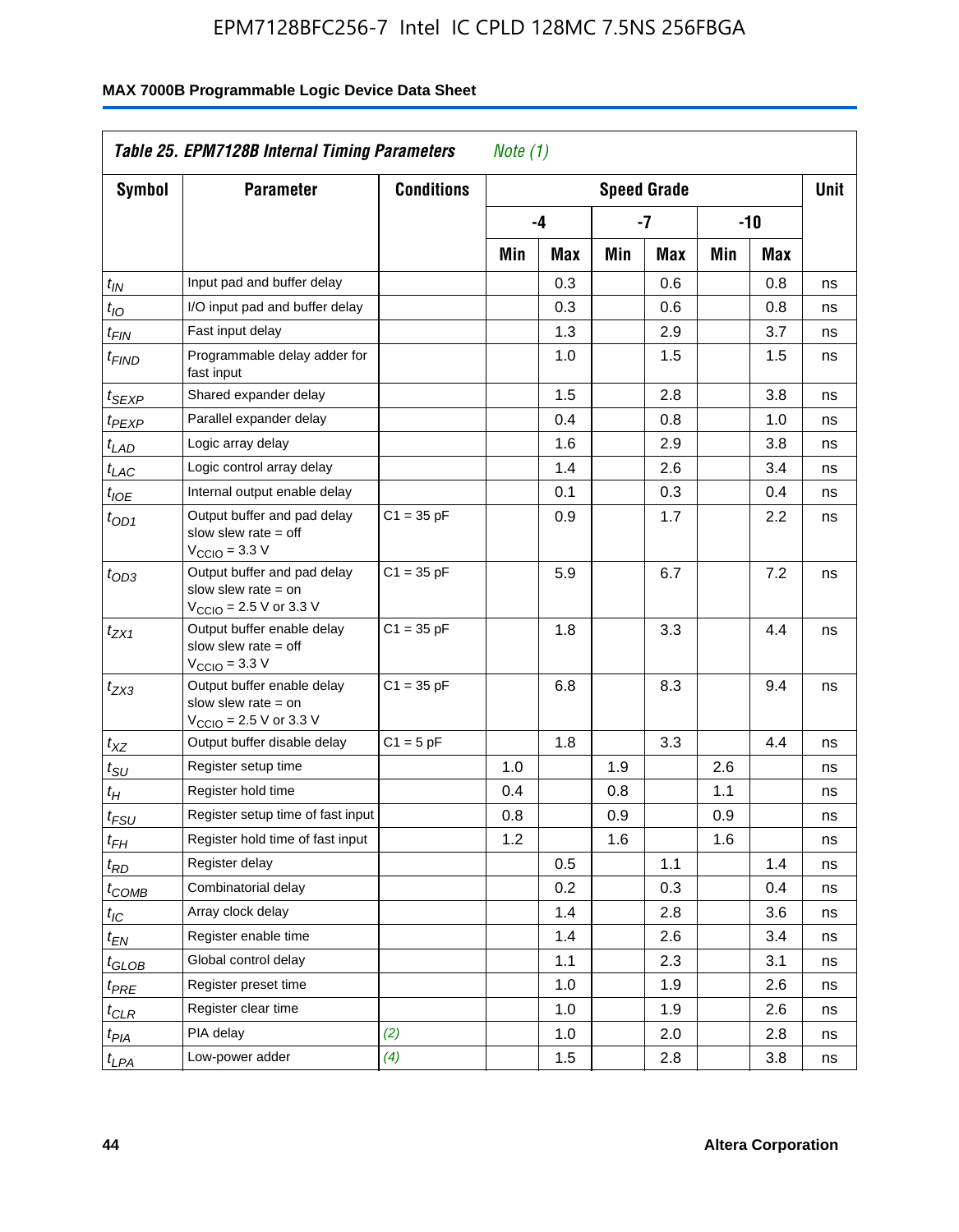**Table 25. EPM7128B Internal Timing Parameters** *Note (1)*

| Symbol | Parameter | Conditions | Speed Grade | | | | | | Unit |
|---|---|---|---|---|---|---|---|---|---|
| | | | -4 | | -7 | | -10 | | |
| | | | Min | Max | Min | Max | Min | Max | |
| $t_{IN}$ | Input pad and buffer delay | | | 0.3 | | 0.6 | | 0.8 | ns |
| $t_{IO}$ | I/O input pad and buffer delay | | | 0.3 | | 0.6 | | 0.8 | ns |
| $t_{FIN}$ | Fast input delay | | | 1.3 | | 2.9 | | 3.7 | ns |
| $t_{FIND}$ | Programmable delay adder for fast input | | | 1.0 | | 1.5 | | 1.5 | ns |
| $t_{SEXP}$ | Shared expander delay | | | 1.5 | | 2.8 | | 3.8 | ns |
| $t_{PEXP}$ | Parallel expander delay | | | 0.4 | | 0.8 | | 1.0 | ns |
| $t_{LAD}$ | Logic array delay | | | 1.6 | | 2.9 | | 3.8 | ns |
| $t_{LAC}$ | Logic control array delay | | | 1.4 | | 2.6 | | 3.4 | ns |
| $t_{IOE}$ | Internal output enable delay | | | 0.1 | | 0.3 | | 0.4 | ns |
| $t_{OD1}$ | Output buffer and pad delay slow slew rate = off $V_{CCIO}$ = 3.3 V | C1 = 35 pF | | 0.9 | | 1.7 | | 2.2 | ns |
| $t_{OD3}$ | Output buffer and pad delay slow slew rate = on $V_{CCIO}$ = 2.5 V or 3.3 V | C1 = 35 pF | | 5.9 | | 6.7 | | 7.2 | ns |
| $t_{ZX1}$ | Output buffer enable delay slow slew rate = off $V_{CCIO}$ = 3.3 V | C1 = 35 pF | | 1.8 | | 3.3 | | 4.4 | ns |
| $t_{ZX3}$ | Output buffer enable delay slow slew rate = on $V_{CCIO}$ = 2.5 V or 3.3 V | C1 = 35 pF | | 6.8 | | 8.3 | | 9.4 | ns |
| $t_{XZ}$ | Output buffer disable delay | C1 = 5 pF | | 1.8 | | 3.3 | | 4.4 | ns |
| $t_{SU}$ | Register setup time | | 1.0 | | 1.9 | | 2.6 | | ns |
| $t_{H}$ | Register hold time | | 0.4 | | 0.8 | | 1.1 | | ns |
| $t_{FSU}$ | Register setup time of fast input | | 0.8 | | 0.9 | | 0.9 | | ns |
| $t_{FH}$ | Register hold time of fast input | | 1.2 | | 1.6 | | 1.6 | | ns |
| $t_{RD}$ | Register delay | | | 0.5 | | 1.1 | | 1.4 | ns |
| $t_{COMB}$ | Combinatorial delay | | | 0.2 | | 0.3 | | 0.4 | ns |
| $t_{IC}$ | Array clock delay | | | 1.4 | | 2.8 | | 3.6 | ns |
| $t_{EN}$ | Register enable time | | | 1.4 | | 2.6 | | 3.4 | ns |
| $t_{GLOB}$ | Global control delay | | | 1.1 | | 2.3 | | 3.1 | ns |
| $t_{PRE}$ | Register preset time | | | 1.0 | | 1.9 | | 2.6 | ns |
| $t_{CLR}$ | Register clear time | | | 1.0 | | 1.9 | | 2.6 | ns |
| $t_{PIA}$ | PIA delay | *(2)* | | 1.0 | | 2.0 | | 2.8 | ns |
| $t_{LPA}$ | Low-power adder | *(4)* | | 1.5 | | 2.8 | | 3.8 | ns |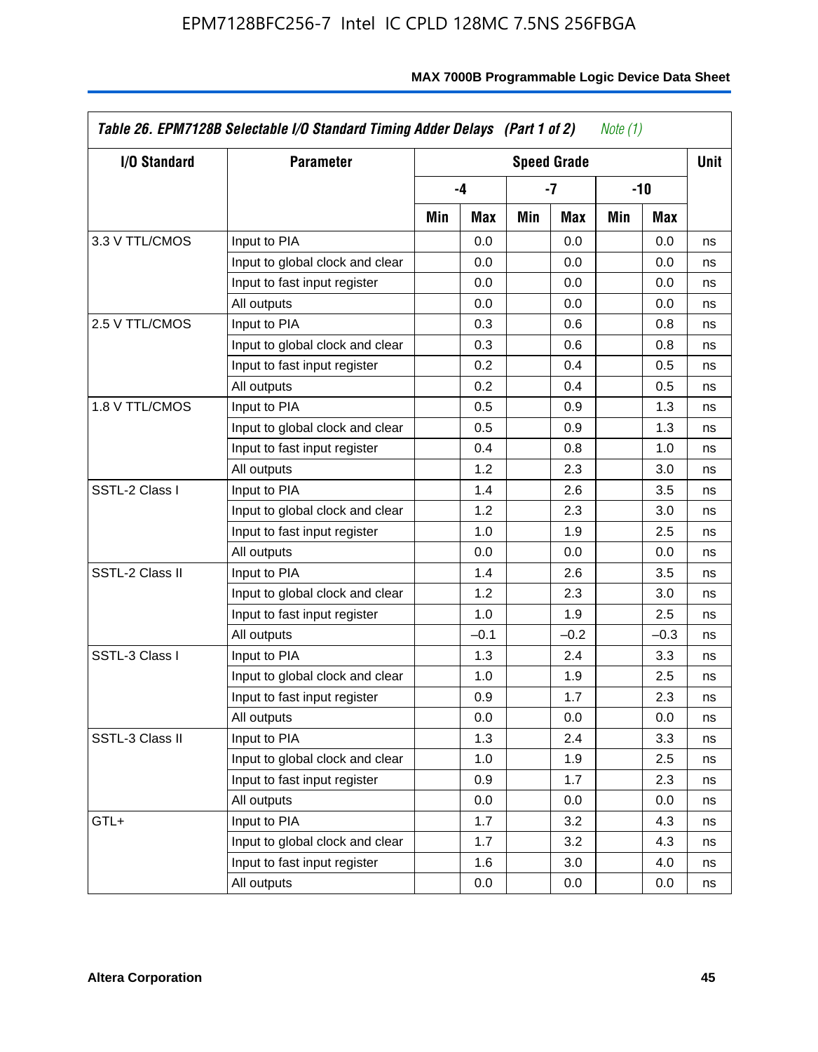**Table 26. EPM7128B Selectable I/O Standard Timing Adder Delays (Part 1 of 2)** *Note (1)*

| I/O Standard | Parameter | Speed Grade | | | | | | Unit |
|---|---|---|---|---|---|---|---|---|
| | | -4 | | -7 | | -10 | | |
| | | Min | Max | Min | Max | Min | Max | |
| 3.3 V TTL/CMOS | Input to PIA | | 0.0 | | 0.0 | | 0.0 | ns |
| | Input to global clock and clear | | 0.0 | | 0.0 | | 0.0 | ns |
| | Input to fast input register | | 0.0 | | 0.0 | | 0.0 | ns |
| | All outputs | | 0.0 | | 0.0 | | 0.0 | ns |
| 2.5 V TTL/CMOS | Input to PIA | | 0.3 | | 0.6 | | 0.8 | ns |
| | Input to global clock and clear | | 0.3 | | 0.6 | | 0.8 | ns |
| | Input to fast input register | | 0.2 | | 0.4 | | 0.5 | ns |
| | All outputs | | 0.2 | | 0.4 | | 0.5 | ns |
| 1.8 V TTL/CMOS | Input to PIA | | 0.5 | | 0.9 | | 1.3 | ns |
| | Input to global clock and clear | | 0.5 | | 0.9 | | 1.3 | ns |
| | Input to fast input register | | 0.4 | | 0.8 | | 1.0 | ns |
| | All outputs | | 1.2 | | 2.3 | | 3.0 | ns |
| SSTL-2 Class I | Input to PIA | | 1.4 | | 2.6 | | 3.5 | ns |
| | Input to global clock and clear | | 1.2 | | 2.3 | | 3.0 | ns |
| | Input to fast input register | | 1.0 | | 1.9 | | 2.5 | ns |
| | All outputs | | 0.0 | | 0.0 | | 0.0 | ns |
| SSTL-2 Class II | Input to PIA | | 1.4 | | 2.6 | | 3.5 | ns |
| | Input to global clock and clear | | 1.2 | | 2.3 | | 3.0 | ns |
| | Input to fast input register | | 1.0 | | 1.9 | | 2.5 | ns |
| | All outputs | | –0.1 | | –0.2 | | –0.3 | ns |
| SSTL-3 Class I | Input to PIA | | 1.3 | | 2.4 | | 3.3 | ns |
| | Input to global clock and clear | | 1.0 | | 1.9 | | 2.5 | ns |
| | Input to fast input register | | 0.9 | | 1.7 | | 2.3 | ns |
| | All outputs | | 0.0 | | 0.0 | | 0.0 | ns |
| SSTL-3 Class II | Input to PIA | | 1.3 | | 2.4 | | 3.3 | ns |
| | Input to global clock and clear | | 1.0 | | 1.9 | | 2.5 | ns |
| | Input to fast input register | | 0.9 | | 1.7 | | 2.3 | ns |
| | All outputs | | 0.0 | | 0.0 | | 0.0 | ns |
| GTL+ | Input to PIA | | 1.7 | | 3.2 | | 4.3 | ns |
| | Input to global clock and clear | | 1.7 | | 3.2 | | 4.3 | ns |
| | Input to fast input register | | 1.6 | | 3.0 | | 4.0 | ns |
| | All outputs | | 0.0 | | 0.0 | | 0.0 | ns |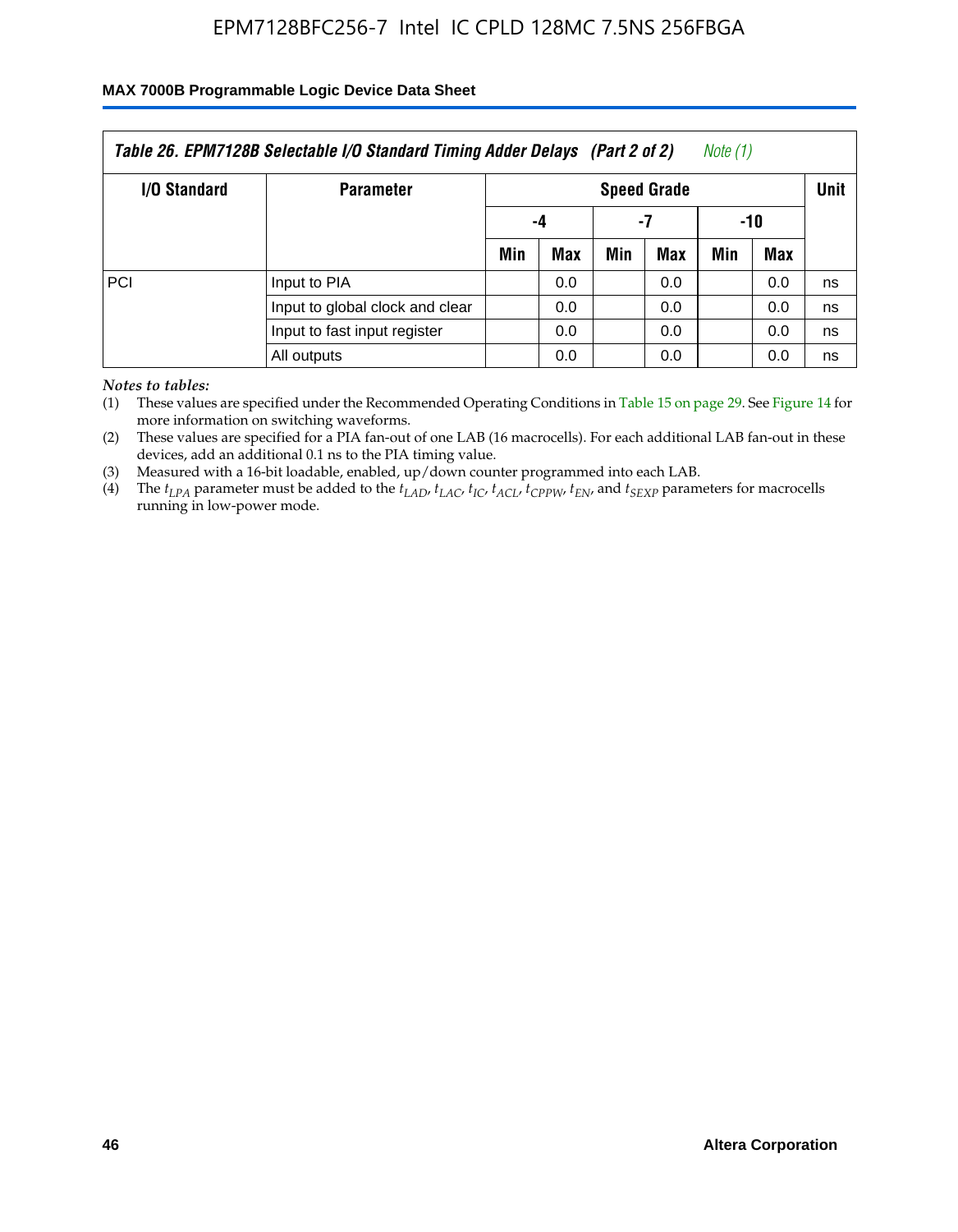| *Table 26. EPM7128B Selectable I/O Standard Timing Adder Delays (Part 2 of 2) Note (1)* | | | | | | | | |
|---|---|---|---|---|---|---|---|---|
| **I/O Standard** | **Parameter** | **Speed Grade** | | | | | | **Unit** |
| | | **-4** | | **-7** | | **-10** | | |
| | | **Min** | **Max** | **Min** | **Max** | **Min** | **Max** | |
| PCI | Input to PIA | | 0.0 | | 0.0 | | 0.0 | ns |
| | Input to global clock and clear | | 0.0 | | 0.0 | | 0.0 | ns |
| | Input to fast input register | | 0.0 | | 0.0 | | 0.0 | ns |
| | All outputs | | 0.0 | | 0.0 | | 0.0 | ns |

*Notes to tables:*

(1) These values are specified under the Recommended Operating Conditions in Table 15 on page 29. See Figure 14 for more information on switching waveforms.

(2) These values are specified for a PIA fan-out of one LAB (16 macrocells). For each additional LAB fan-out in these devices, add an additional 0.1 ns to the PIA timing value.

(3) Measured with a 16-bit loadable, enabled, up/down counter programmed into each LAB.

(4) The $t_{LPA}$ parameter must be added to the $t_{LAD}$, $t_{LAC}$, $t_{IC}$, $t_{ACL}$, $t_{CPPW}$, $t_{EN}$, and $t_{SEXP}$ parameters for macrocells running in low-power mode.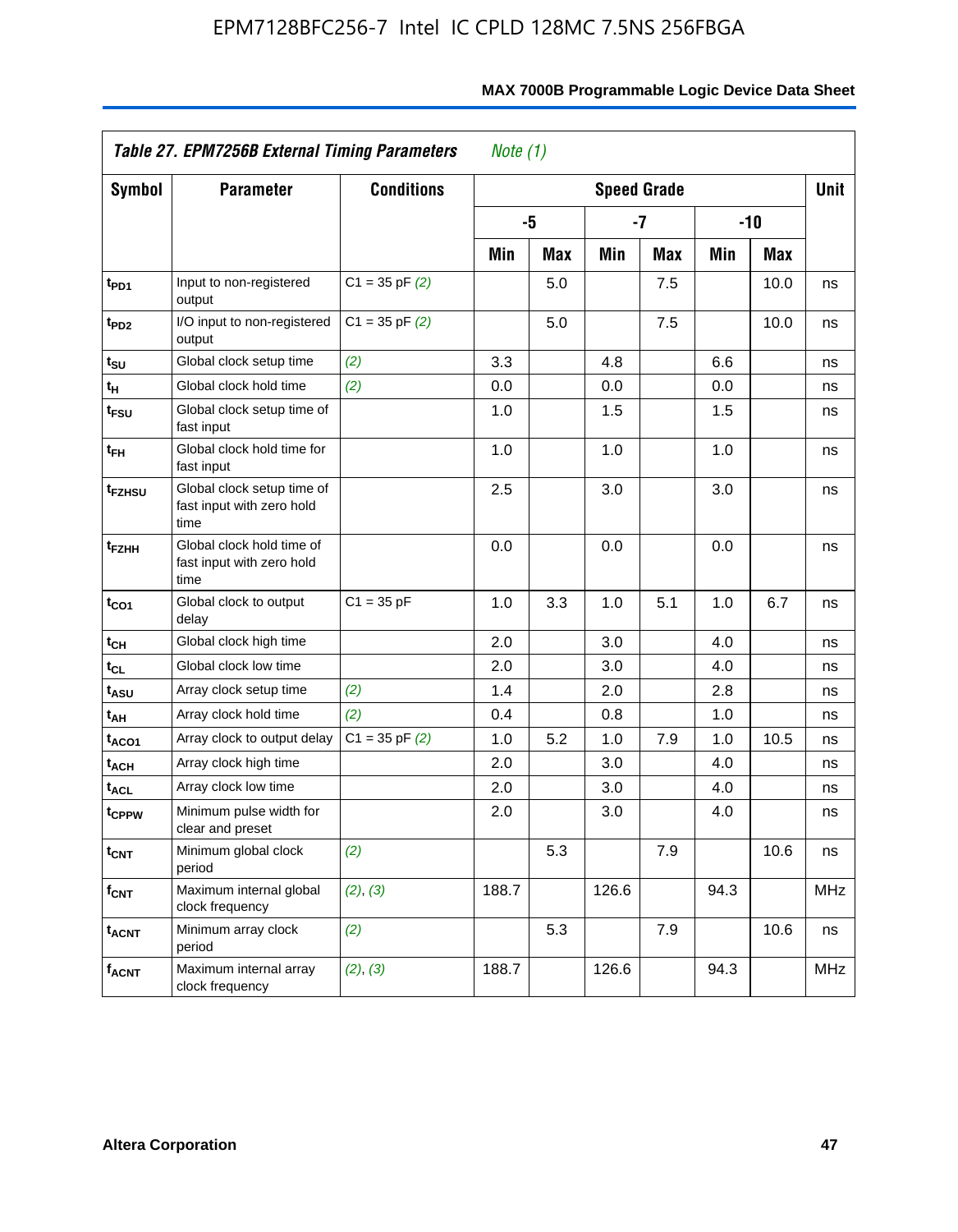**Table 27. EPM7256B External Timing Parameters** *Note (1)*

| Symbol | Parameter | Conditions | Speed Grade | | | | | | Unit |
|---|---|---|---|---|---|---|---|---|---|
| | | | -5 | | -7 | | -10 | | |
| | | | Min | Max | Min | Max | Min | Max | |
| $t_{PD1}$ | Input to non-registered output | C1 = 35 pF *(2)* | | 5.0 | | 7.5 | | 10.0 | ns |
| $t_{PD2}$ | I/O input to non-registered output | C1 = 35 pF *(2)* | | 5.0 | | 7.5 | | 10.0 | ns |
| $t_{SU}$ | Global clock setup time | *(2)* | 3.3 | | 4.8 | | 6.6 | | ns |
| $t_{H}$ | Global clock hold time | *(2)* | 0.0 | | 0.0 | | 0.0 | | ns |
| $t_{FSU}$ | Global clock setup time of fast input | | 1.0 | | 1.5 | | 1.5 | | ns |
| $t_{FH}$ | Global clock hold time for fast input | | 1.0 | | 1.0 | | 1.0 | | ns |
| $t_{FZHSU}$ | Global clock setup time of fast input with zero hold time | | 2.5 | | 3.0 | | 3.0 | | ns |
| $t_{FZHH}$ | Global clock hold time of fast input with zero hold time | | 0.0 | | 0.0 | | 0.0 | | ns |
| $t_{CO1}$ | Global clock to output delay | C1 = 35 pF | 1.0 | 3.3 | 1.0 | 5.1 | 1.0 | 6.7 | ns |
| $t_{CH}$ | Global clock high time | | 2.0 | | 3.0 | | 4.0 | | ns |
| $t_{CL}$ | Global clock low time | | 2.0 | | 3.0 | | 4.0 | | ns |
| $t_{ASU}$ | Array clock setup time | *(2)* | 1.4 | | 2.0 | | 2.8 | | ns |
| $t_{AH}$ | Array clock hold time | *(2)* | 0.4 | | 0.8 | | 1.0 | | ns |
| $t_{ACO1}$ | Array clock to output delay | C1 = 35 pF *(2)* | 1.0 | 5.2 | 1.0 | 7.9 | 1.0 | 10.5 | ns |
| $t_{ACH}$ | Array clock high time | | 2.0 | | 3.0 | | 4.0 | | ns |
| $t_{ACL}$ | Array clock low time | | 2.0 | | 3.0 | | 4.0 | | ns |
| $t_{CPPW}$ | Minimum pulse width for clear and preset | | 2.0 | | 3.0 | | 4.0 | | ns |
| $t_{CNT}$ | Minimum global clock period | *(2)* | | 5.3 | | 7.9 | | 10.6 | ns |
| $f_{CNT}$ | Maximum internal global clock frequency | *(2)*, *(3)* | 188.7 | | 126.6 | | 94.3 | | MHz |
| $t_{ACNT}$ | Minimum array clock period | *(2)* | | 5.3 | | 7.9 | | 10.6 | ns |
| $f_{ACNT}$ | Maximum internal array clock frequency | *(2)*, *(3)* | 188.7 | | 126.6 | | 94.3 | | MHz |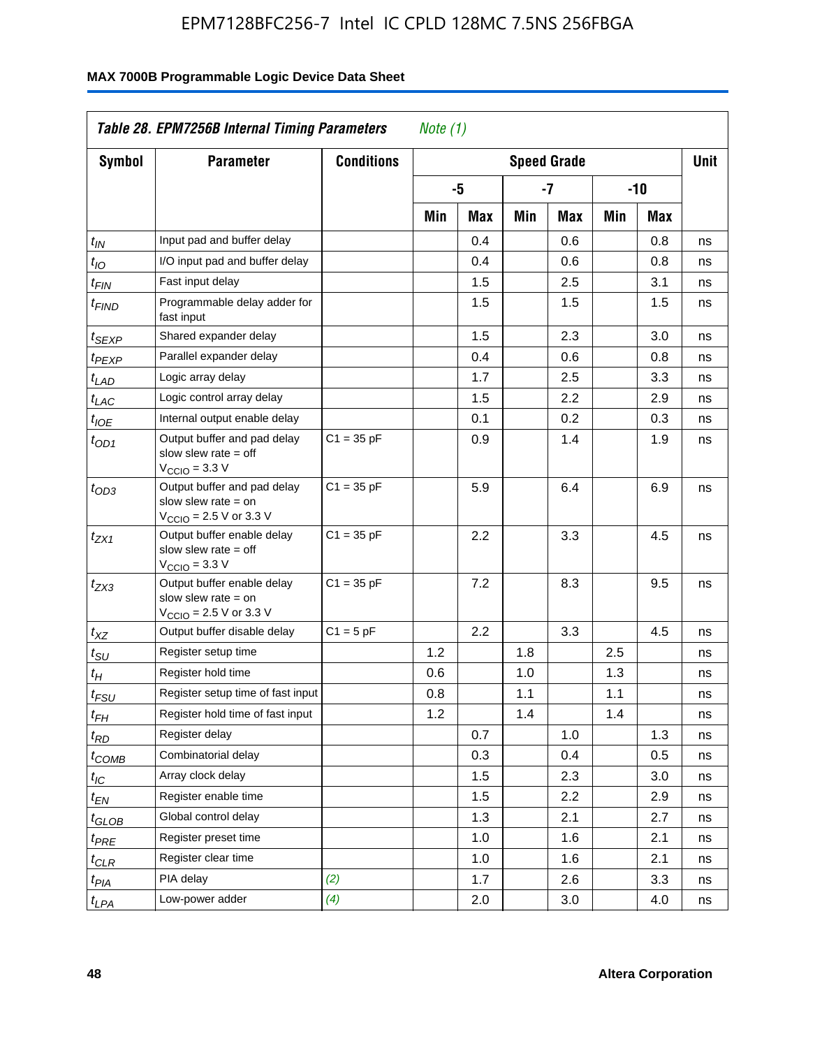EPM7128BFC256-7 Intel IC CPLD 128MC 7.5NS 256FBGA

**MAX 7000B Programmable Logic Device Data Sheet**

| *Table 28. EPM7256B Internal Timing Parameters* *Note (1)* | | | | | | | | | |
|---|---|---|---|---|---|---|---|---|---|
| **Symbol** | **Parameter** | **Conditions** | **Speed Grade** | | | | | | **Unit** |
| | | | **-5** | | **-7** | | **-10** | | |
| | | | **Min** | **Max** | **Min** | **Max** | **Min** | **Max** | |
| $t_{IN}$ | Input pad and buffer delay | | | 0.4 | | 0.6 | | 0.8 | ns |
| $t_{IO}$ | I/O input pad and buffer delay | | | 0.4 | | 0.6 | | 0.8 | ns |
| $t_{FIN}$ | Fast input delay | | | 1.5 | | 2.5 | | 3.1 | ns |
| $t_{FIND}$ | Programmable delay adder for fast input | | | 1.5 | | 1.5 | | 1.5 | ns |
| $t_{SEXP}$ | Shared expander delay | | | 1.5 | | 2.3 | | 3.0 | ns |
| $t_{PEXP}$ | Parallel expander delay | | | 0.4 | | 0.6 | | 0.8 | ns |
| $t_{LAD}$ | Logic array delay | | | 1.7 | | 2.5 | | 3.3 | ns |
| $t_{LAC}$ | Logic control array delay | | | 1.5 | | 2.2 | | 2.9 | ns |
| $t_{IOE}$ | Internal output enable delay | | | 0.1 | | 0.2 | | 0.3 | ns |
| $t_{OD1}$ | Output buffer and pad delay slow slew rate = off $V_{CCIO}$ = 3.3 V | C1 = 35 pF | | 0.9 | | 1.4 | | 1.9 | ns |
| $t_{OD3}$ | Output buffer and pad delay slow slew rate = on $V_{CCIO}$ = 2.5 V or 3.3 V | C1 = 35 pF | | 5.9 | | 6.4 | | 6.9 | ns |
| $t_{ZX1}$ | Output buffer enable delay slow slew rate = off $V_{CCIO}$ = 3.3 V | C1 = 35 pF | | 2.2 | | 3.3 | | 4.5 | ns |
| $t_{ZX3}$ | Output buffer enable delay slow slew rate = on $V_{CCIO}$ = 2.5 V or 3.3 V | C1 = 35 pF | | 7.2 | | 8.3 | | 9.5 | ns |
| $t_{XZ}$ | Output buffer disable delay | C1 = 5 pF | | 2.2 | | 3.3 | | 4.5 | ns |
| $t_{SU}$ | Register setup time | | 1.2 | | 1.8 | | 2.5 | | ns |
| $t_{H}$ | Register hold time | | 0.6 | | 1.0 | | 1.3 | | ns |
| $t_{FSU}$ | Register setup time of fast input | | 0.8 | | 1.1 | | 1.1 | | ns |
| $t_{FH}$ | Register hold time of fast input | | 1.2 | | 1.4 | | 1.4 | | ns |
| $t_{RD}$ | Register delay | | | 0.7 | | 1.0 | | 1.3 | ns |
| $t_{COMB}$ | Combinatorial delay | | | 0.3 | | 0.4 | | 0.5 | ns |
| $t_{IC}$ | Array clock delay | | | 1.5 | | 2.3 | | 3.0 | ns |
| $t_{EN}$ | Register enable time | | | 1.5 | | 2.2 | | 2.9 | ns |
| $t_{GLOB}$ | Global control delay | | | 1.3 | | 2.1 | | 2.7 | ns |
| $t_{PRE}$ | Register preset time | | | 1.0 | | 1.6 | | 2.1 | ns |
| $t_{CLR}$ | Register clear time | | | 1.0 | | 1.6 | | 2.1 | ns |
| $t_{PIA}$ | PIA delay | *(2)* | | 1.7 | | 2.6 | | 3.3 | ns |
| $t_{LPA}$ | Low-power adder | *(4)* | | 2.0 | | 3.0 | | 4.0 | ns |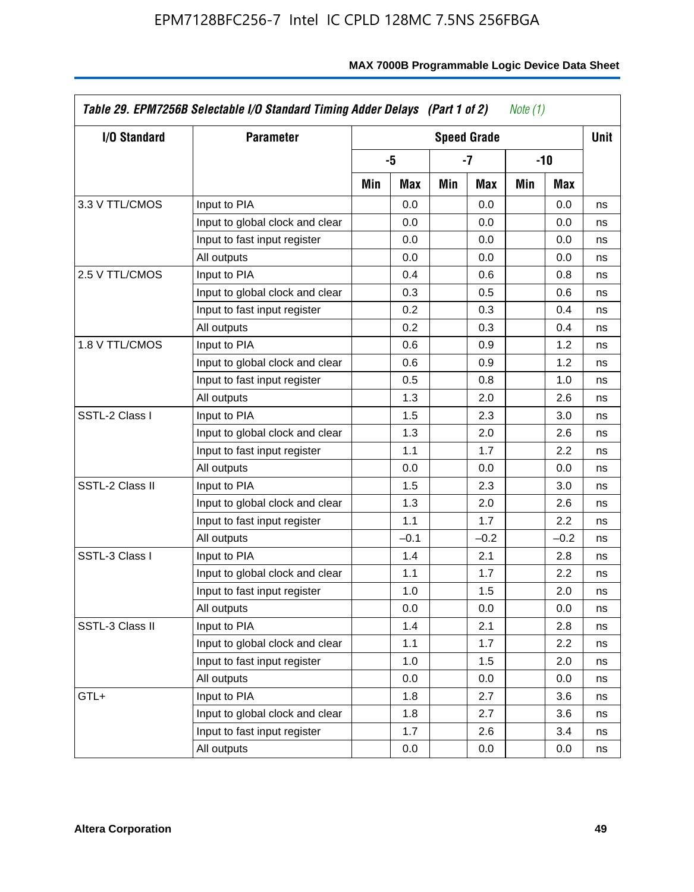**Table 29. EPM7256B Selectable I/O Standard Timing Adder Delays (Part 1 of 2)** *Note (1)*

| I/O Standard | Parameter | Speed Grade | | | | | | Unit |
|---|---|---|---|---|---|---|---|---|
| | | -5 | | -7 | | -10 | | |
| | | Min | Max | Min | Max | Min | Max | |
| 3.3 V TTL/CMOS | Input to PIA | | 0.0 | | 0.0 | | 0.0 | ns |
| | Input to global clock and clear | | 0.0 | | 0.0 | | 0.0 | ns |
| | Input to fast input register | | 0.0 | | 0.0 | | 0.0 | ns |
| | All outputs | | 0.0 | | 0.0 | | 0.0 | ns |
| 2.5 V TTL/CMOS | Input to PIA | | 0.4 | | 0.6 | | 0.8 | ns |
| | Input to global clock and clear | | 0.3 | | 0.5 | | 0.6 | ns |
| | Input to fast input register | | 0.2 | | 0.3 | | 0.4 | ns |
| | All outputs | | 0.2 | | 0.3 | | 0.4 | ns |
| 1.8 V TTL/CMOS | Input to PIA | | 0.6 | | 0.9 | | 1.2 | ns |
| | Input to global clock and clear | | 0.6 | | 0.9 | | 1.2 | ns |
| | Input to fast input register | | 0.5 | | 0.8 | | 1.0 | ns |
| | All outputs | | 1.3 | | 2.0 | | 2.6 | ns |
| SSTL-2 Class I | Input to PIA | | 1.5 | | 2.3 | | 3.0 | ns |
| | Input to global clock and clear | | 1.3 | | 2.0 | | 2.6 | ns |
| | Input to fast input register | | 1.1 | | 1.7 | | 2.2 | ns |
| | All outputs | | 0.0 | | 0.0 | | 0.0 | ns |
| SSTL-2 Class II | Input to PIA | | 1.5 | | 2.3 | | 3.0 | ns |
| | Input to global clock and clear | | 1.3 | | 2.0 | | 2.6 | ns |
| | Input to fast input register | | 1.1 | | 1.7 | | 2.2 | ns |
| | All outputs | | –0.1 | | –0.2 | | –0.2 | ns |
| SSTL-3 Class I | Input to PIA | | 1.4 | | 2.1 | | 2.8 | ns |
| | Input to global clock and clear | | 1.1 | | 1.7 | | 2.2 | ns |
| | Input to fast input register | | 1.0 | | 1.5 | | 2.0 | ns |
| | All outputs | | 0.0 | | 0.0 | | 0.0 | ns |
| SSTL-3 Class II | Input to PIA | | 1.4 | | 2.1 | | 2.8 | ns |
| | Input to global clock and clear | | 1.1 | | 1.7 | | 2.2 | ns |
| | Input to fast input register | | 1.0 | | 1.5 | | 2.0 | ns |
| | All outputs | | 0.0 | | 0.0 | | 0.0 | ns |
| GTL+ | Input to PIA | | 1.8 | | 2.7 | | 3.6 | ns |
| | Input to global clock and clear | | 1.8 | | 2.7 | | 3.6 | ns |
| | Input to fast input register | | 1.7 | | 2.6 | | 3.4 | ns |
| | All outputs | | 0.0 | | 0.0 | | 0.0 | ns |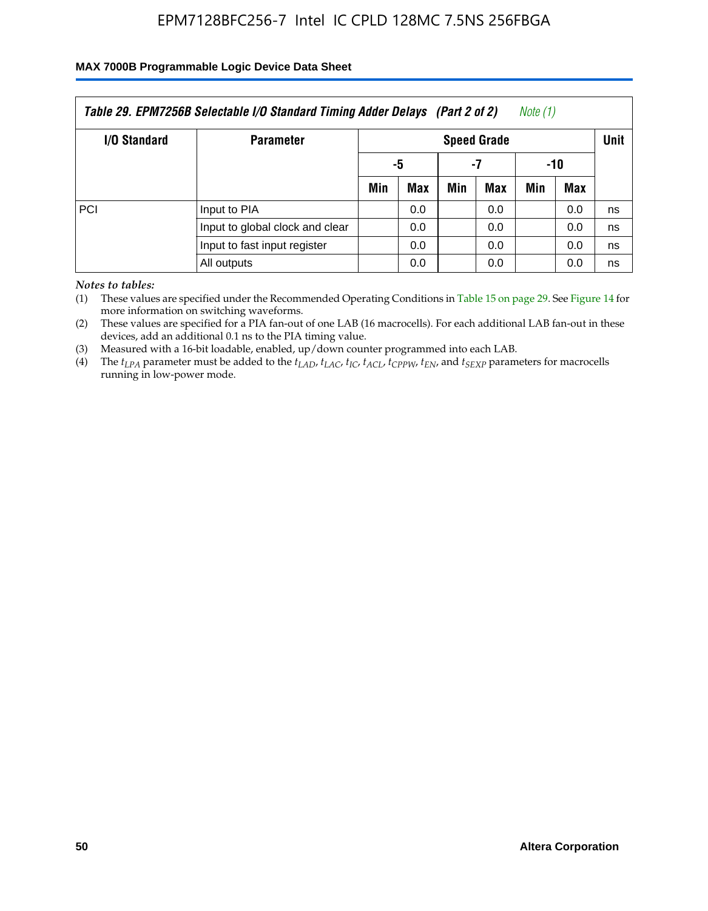**Table 29. EPM7256B Selectable I/O Standard Timing Adder Delays (Part 2 of 2)** *Note (1)*

| I/O Standard | Parameter | Speed Grade | | | | | | Unit |
|---|---|---|---|---|---|---|---|---|
| | | -5 | | -7 | | -10 | | |
| | | Min | Max | Min | Max | Min | Max | |
| PCI | Input to PIA | | 0.0 | | 0.0 | | 0.0 | ns |
| | Input to global clock and clear | | 0.0 | | 0.0 | | 0.0 | ns |
| | Input to fast input register | | 0.0 | | 0.0 | | 0.0 | ns |
| | All outputs | | 0.0 | | 0.0 | | 0.0 | ns |

*Notes to tables:*

(1) These values are specified under the Recommended Operating Conditions in Table 15 on page 29. See Figure 14 for more information on switching waveforms.

(2) These values are specified for a PIA fan-out of one LAB (16 macrocells). For each additional LAB fan-out in these devices, add an additional 0.1 ns to the PIA timing value.

(3) Measured with a 16-bit loadable, enabled, up/down counter programmed into each LAB.

(4) The $t_{LPA}$ parameter must be added to the $t_{LAD}$, $t_{LAC}$, $t_{IC}$, $t_{ACL}$, $t_{CPPW}$, $t_{EN}$, and $t_{SEXP}$ parameters for macrocells running in low-power mode.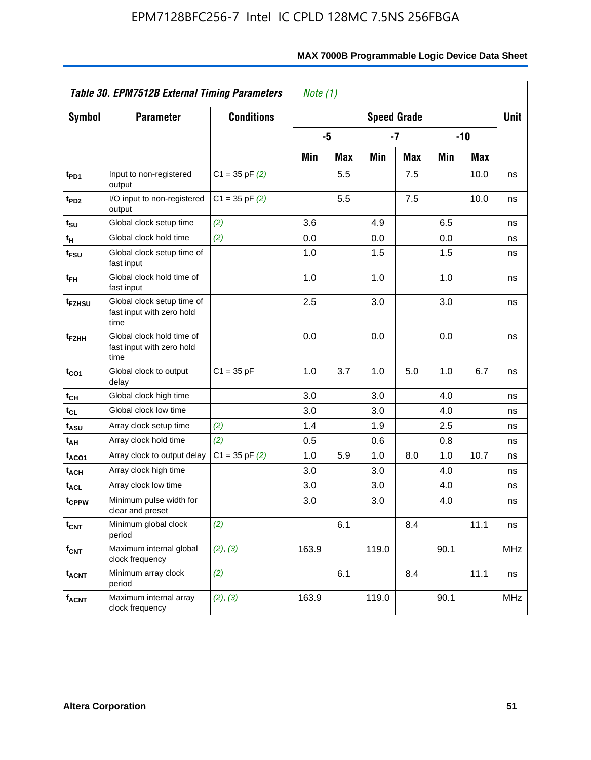EPM7128BFC256-7 Intel IC CPLD 128MC 7.5NS 256FBGA

| *Table 30. EPM7512B External Timing Parameters* *Note (1)* | | | | | | | | | |
|---|---|---|---|---|---|---|---|---|---|
| **Symbol** | **Parameter** | **Conditions** | **Speed Grade** | | | | | | **Unit** |
| | | | **-5** | | **-7** | | **-10** | | |
| | | | **Min** | **Max** | **Min** | **Max** | **Min** | **Max** | |
| $t_{PD1}$ | Input to non-registered output | C1 = 35 pF *(2)* | | 5.5 | | 7.5 | | 10.0 | ns |
| $t_{PD2}$ | I/O input to non-registered output | C1 = 35 pF *(2)* | | 5.5 | | 7.5 | | 10.0 | ns |
| $t_{SU}$ | Global clock setup time | *(2)* | 3.6 | | 4.9 | | 6.5 | | ns |
| $t_{H}$ | Global clock hold time | *(2)* | 0.0 | | 0.0 | | 0.0 | | ns |
| $t_{FSU}$ | Global clock setup time of fast input | | 1.0 | | 1.5 | | 1.5 | | ns |
| $t_{FH}$ | Global clock hold time of fast input | | 1.0 | | 1.0 | | 1.0 | | ns |
| $t_{FZHSU}$ | Global clock setup time of fast input with zero hold time | | 2.5 | | 3.0 | | 3.0 | | ns |
| $t_{FZHH}$ | Global clock hold time of fast input with zero hold time | | 0.0 | | 0.0 | | 0.0 | | ns |
| $t_{CO1}$ | Global clock to output delay | C1 = 35 pF | 1.0 | 3.7 | 1.0 | 5.0 | 1.0 | 6.7 | ns |
| $t_{CH}$ | Global clock high time | | 3.0 | | 3.0 | | 4.0 | | ns |
| $t_{CL}$ | Global clock low time | | 3.0 | | 3.0 | | 4.0 | | ns |
| $t_{ASU}$ | Array clock setup time | *(2)* | 1.4 | | 1.9 | | 2.5 | | ns |
| $t_{AH}$ | Array clock hold time | *(2)* | 0.5 | | 0.6 | | 0.8 | | ns |
| $t_{ACO1}$ | Array clock to output delay | C1 = 35 pF *(2)* | 1.0 | 5.9 | 1.0 | 8.0 | 1.0 | 10.7 | ns |
| $t_{ACH}$ | Array clock high time | | 3.0 | | 3.0 | | 4.0 | | ns |
| $t_{ACL}$ | Array clock low time | | 3.0 | | 3.0 | | 4.0 | | ns |
| $t_{CPPW}$ | Minimum pulse width for clear and preset | | 3.0 | | 3.0 | | 4.0 | | ns |
| $t_{CNT}$ | Minimum global clock period | *(2)* | | 6.1 | | 8.4 | | 11.1 | ns |
| $f_{CNT}$ | Maximum internal global clock frequency | *(2)*, *(3)* | 163.9 | | 119.0 | | 90.1 | | MHz |
| $t_{ACNT}$ | Minimum array clock period | *(2)* | | 6.1 | | 8.4 | | 11.1 | ns |
| $f_{ACNT}$ | Maximum internal array clock frequency | *(2)*, *(3)* | 163.9 | | 119.0 | | 90.1 | | MHz |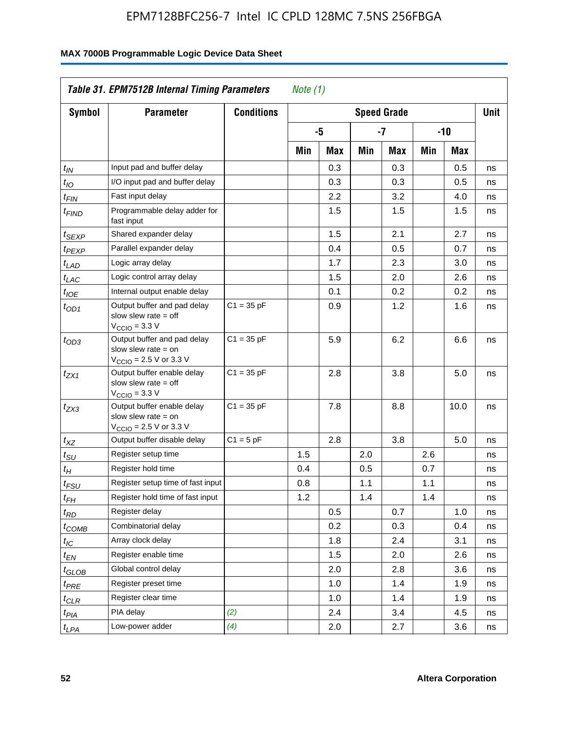**Table 31. EPM7512B Internal Timing Parameters** *Note (1)*

| Symbol | Parameter | Conditions | Speed Grade | | | | | | Unit |
|---|---|---|---|---|---|---|---|---|---|
| | | | -5 | | -7 | | -10 | | |
| | | | Min | Max | Min | Max | Min | Max | |
| $t_{IN}$ | Input pad and buffer delay | | | 0.3 | | 0.3 | | 0.5 | ns |
| $t_{IO}$ | I/O input pad and buffer delay | | | 0.3 | | 0.3 | | 0.5 | ns |
| $t_{FIN}$ | Fast input delay | | | 2.2 | | 3.2 | | 4.0 | ns |
| $t_{FIND}$ | Programmable delay adder for fast input | | | 1.5 | | 1.5 | | 1.5 | ns |
| $t_{SEXP}$ | Shared expander delay | | | 1.5 | | 2.1 | | 2.7 | ns |
| $t_{PEXP}$ | Parallel expander delay | | | 0.4 | | 0.5 | | 0.7 | ns |
| $t_{LAD}$ | Logic array delay | | | 1.7 | | 2.3 | | 3.0 | ns |
| $t_{LAC}$ | Logic control array delay | | | 1.5 | | 2.0 | | 2.6 | ns |
| $t_{IOE}$ | Internal output enable delay | | | 0.1 | | 0.2 | | 0.2 | ns |
| $t_{OD1}$ | Output buffer and pad delay slow slew rate = off $V_{CCIO}$ = 3.3 V | C1 = 35 pF | | 0.9 | | 1.2 | | 1.6 | ns |
| $t_{OD3}$ | Output buffer and pad delay slow slew rate = on $V_{CCIO}$ = 2.5 V or 3.3 V | C1 = 35 pF | | 5.9 | | 6.2 | | 6.6 | ns |
| $t_{ZX1}$ | Output buffer enable delay slow slew rate = off $V_{CCIO}$ = 3.3 V | C1 = 35 pF | | 2.8 | | 3.8 | | 5.0 | ns |
| $t_{ZX3}$ | Output buffer enable delay slow slew rate = on $V_{CCIO}$ = 2.5 V or 3.3 V | C1 = 35 pF | | 7.8 | | 8.8 | | 10.0 | ns |
| $t_{XZ}$ | Output buffer disable delay | C1 = 5 pF | | 2.8 | | 3.8 | | 5.0 | ns |
| $t_{SU}$ | Register setup time | | 1.5 | | 2.0 | | 2.6 | | ns |
| $t_{H}$ | Register hold time | | 0.4 | | 0.5 | | 0.7 | | ns |
| $t_{FSU}$ | Register setup time of fast input | | 0.8 | | 1.1 | | 1.1 | | ns |
| $t_{FH}$ | Register hold time of fast input | | 1.2 | | 1.4 | | 1.4 | | ns |
| $t_{RD}$ | Register delay | | | 0.5 | | 0.7 | | 1.0 | ns |
| $t_{COMB}$ | Combinatorial delay | | | 0.2 | | 0.3 | | 0.4 | ns |
| $t_{IC}$ | Array clock delay | | | 1.8 | | 2.4 | | 3.1 | ns |
| $t_{EN}$ | Register enable time | | | 1.5 | | 2.0 | | 2.6 | ns |
| $t_{GLOB}$ | Global control delay | | | 2.0 | | 2.8 | | 3.6 | ns |
| $t_{PRE}$ | Register preset time | | | 1.0 | | 1.4 | | 1.9 | ns |
| $t_{CLR}$ | Register clear time | | | 1.0 | | 1.4 | | 1.9 | ns |
| $t_{PIA}$ | PIA delay | *(2)* | | 2.4 | | 3.4 | | 4.5 | ns |
| $t_{LPA}$ | Low-power adder | *(4)* | | 2.0 | | 2.7 | | 3.6 | ns |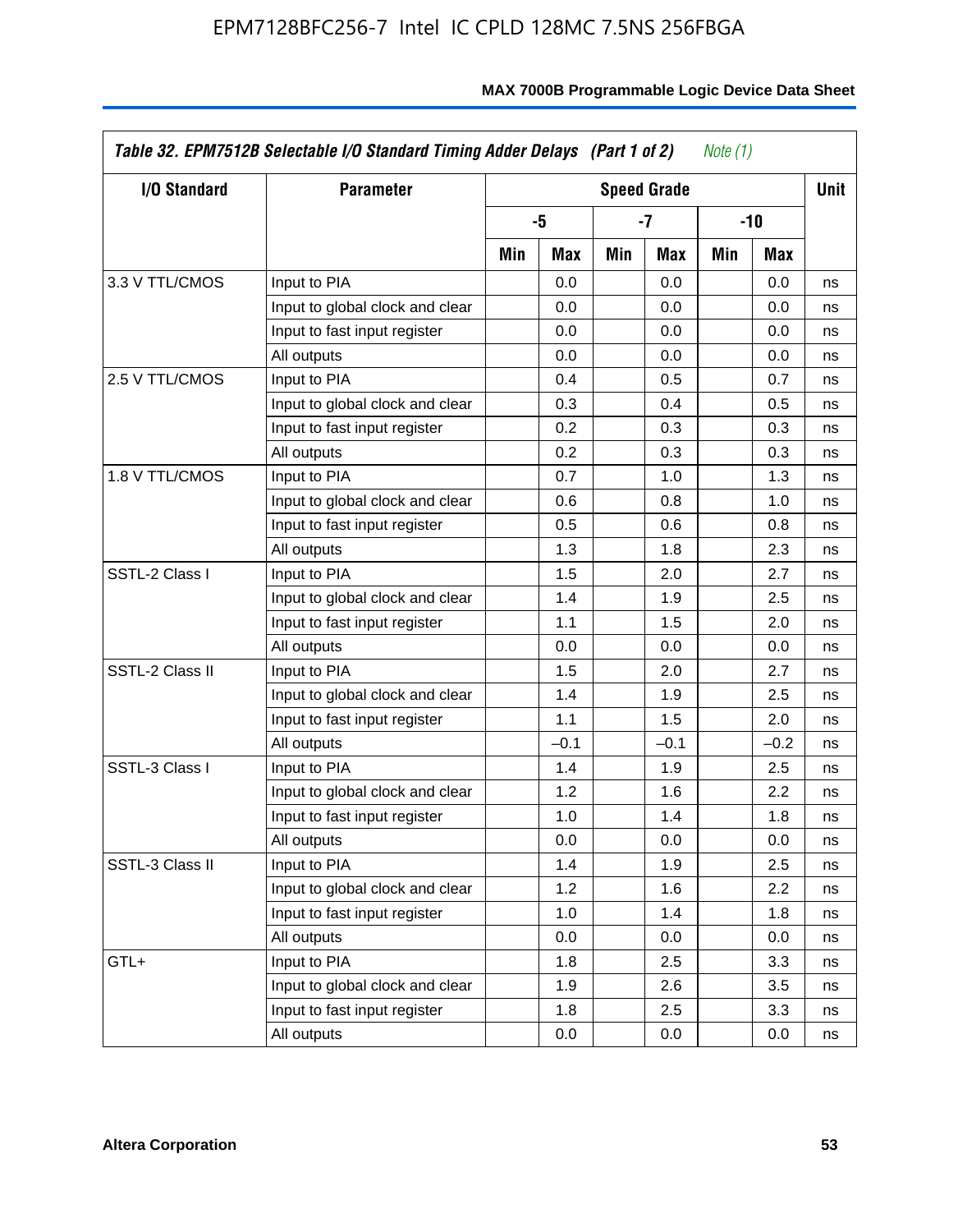**Table 32. EPM7512B Selectable I/O Standard Timing Adder Delays (Part 1 of 2)** *Note (1)*

| I/O Standard | Parameter | Speed Grade | | | | | | Unit |
|---|---|---|---|---|---|---|---|---|
| | | -5 | | -7 | | -10 | | |
| | | Min | Max | Min | Max | Min | Max | |
| 3.3 V TTL/CMOS | Input to PIA | | 0.0 | | 0.0 | | 0.0 | ns |
| | Input to global clock and clear | | 0.0 | | 0.0 | | 0.0 | ns |
| | Input to fast input register | | 0.0 | | 0.0 | | 0.0 | ns |
| | All outputs | | 0.0 | | 0.0 | | 0.0 | ns |
| 2.5 V TTL/CMOS | Input to PIA | | 0.4 | | 0.5 | | 0.7 | ns |
| | Input to global clock and clear | | 0.3 | | 0.4 | | 0.5 | ns |
| | Input to fast input register | | 0.2 | | 0.3 | | 0.3 | ns |
| | All outputs | | 0.2 | | 0.3 | | 0.3 | ns |
| 1.8 V TTL/CMOS | Input to PIA | | 0.7 | | 1.0 | | 1.3 | ns |
| | Input to global clock and clear | | 0.6 | | 0.8 | | 1.0 | ns |
| | Input to fast input register | | 0.5 | | 0.6 | | 0.8 | ns |
| | All outputs | | 1.3 | | 1.8 | | 2.3 | ns |
| SSTL-2 Class I | Input to PIA | | 1.5 | | 2.0 | | 2.7 | ns |
| | Input to global clock and clear | | 1.4 | | 1.9 | | 2.5 | ns |
| | Input to fast input register | | 1.1 | | 1.5 | | 2.0 | ns |
| | All outputs | | 0.0 | | 0.0 | | 0.0 | ns |
| SSTL-2 Class II | Input to PIA | | 1.5 | | 2.0 | | 2.7 | ns |
| | Input to global clock and clear | | 1.4 | | 1.9 | | 2.5 | ns |
| | Input to fast input register | | 1.1 | | 1.5 | | 2.0 | ns |
| | All outputs | | –0.1 | | –0.1 | | –0.2 | ns |
| SSTL-3 Class I | Input to PIA | | 1.4 | | 1.9 | | 2.5 | ns |
| | Input to global clock and clear | | 1.2 | | 1.6 | | 2.2 | ns |
| | Input to fast input register | | 1.0 | | 1.4 | | 1.8 | ns |
| | All outputs | | 0.0 | | 0.0 | | 0.0 | ns |
| SSTL-3 Class II | Input to PIA | | 1.4 | | 1.9 | | 2.5 | ns |
| | Input to global clock and clear | | 1.2 | | 1.6 | | 2.2 | ns |
| | Input to fast input register | | 1.0 | | 1.4 | | 1.8 | ns |
| | All outputs | | 0.0 | | 0.0 | | 0.0 | ns |
| GTL+ | Input to PIA | | 1.8 | | 2.5 | | 3.3 | ns |
| | Input to global clock and clear | | 1.9 | | 2.6 | | 3.5 | ns |
| | Input to fast input register | | 1.8 | | 2.5 | | 3.3 | ns |
| | All outputs | | 0.0 | | 0.0 | | 0.0 | ns |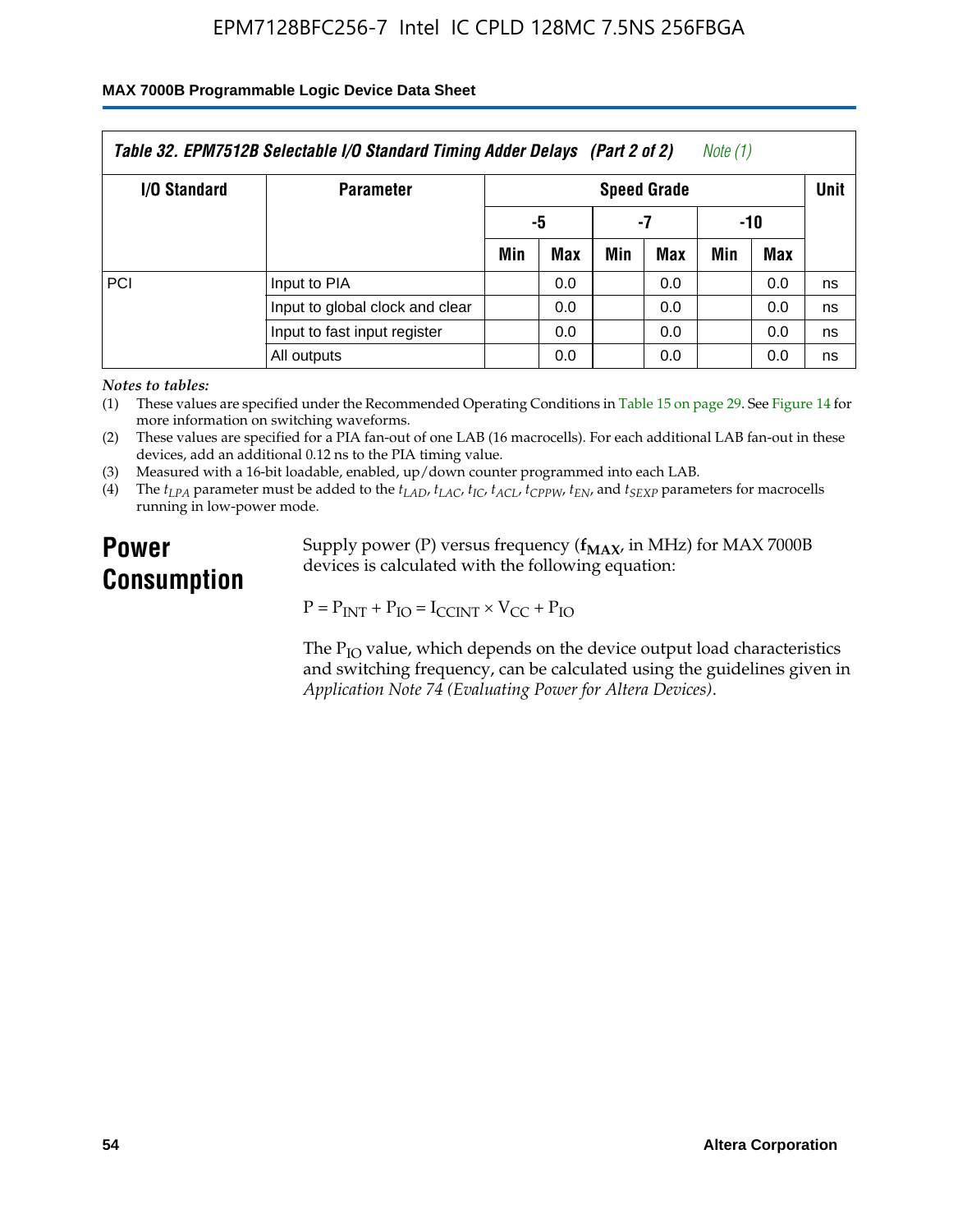| Table 32. EPM7512B Selectable I/O Standard Timing Adder Delays (Part 2 of 2) Note (1) | | | | | | | | |
|---|---|---|---|---|---|---|---|---|
| I/O Standard | Parameter | Speed Grade | | | | | | Unit |
| | | -5 | | -7 | | -10 | | |
| | | Min | Max | Min | Max | Min | Max | |
| PCI | Input to PIA | | 0.0 | | 0.0 | | 0.0 | ns |
| | Input to global clock and clear | | 0.0 | | 0.0 | | 0.0 | ns |
| | Input to fast input register | | 0.0 | | 0.0 | | 0.0 | ns |
| | All outputs | | 0.0 | | 0.0 | | 0.0 | ns |

*Notes to tables:*

(1) These values are specified under the Recommended Operating Conditions in Table 15 on page 29. See Figure 14 for more information on switching waveforms.

(2) These values are specified for a PIA fan-out of one LAB (16 macrocells). For each additional LAB fan-out in these devices, add an additional 0.12 ns to the PIA timing value.

(3) Measured with a 16-bit loadable, enabled, up/down counter programmed into each LAB.

(4) The $t_{LPA}$ parameter must be added to the $t_{LAD}$, $t_{LAC}$, $t_{IC}$, $t_{ACL}$, $t_{CPPW}$, $t_{EN}$, and $t_{SEXP}$ parameters for macrocells running in low-power mode.

## Power Consumption

Supply power (P) versus frequency ($\mathbf{f_{MAX}}$, in MHz) for MAX 7000B devices is calculated with the following equation:

$$P = P_{INT} + P_{IO} = I_{CCINT} \times V_{CC} + P_{IO}$$

The $P_{IO}$ value, which depends on the device output load characteristics and switching frequency, can be calculated using the guidelines given in *Application Note 74 (Evaluating Power for Altera Devices)*.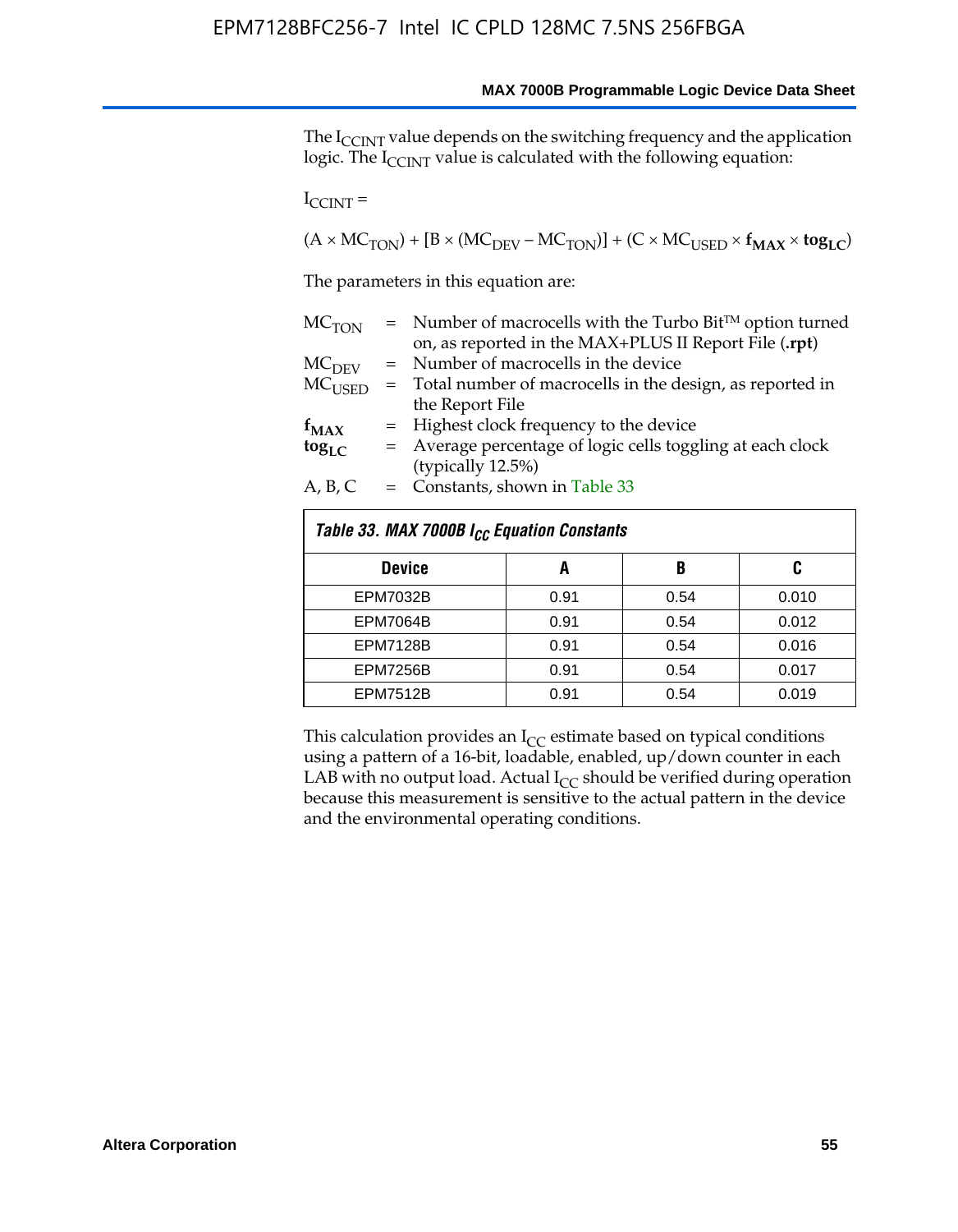The $I_{CCINT}$ value depends on the switching frequency and the application logic. The $I_{CCINT}$ value is calculated with the following equation:

$I_{CCINT} =$

$$(A \times MC_{TON}) + [B \times (MC_{DEV} - MC_{TON})] + (C \times MC_{USED} \times \mathbf{f_{MAX}} \times \mathbf{tog_{LC}})$$

The parameters in this equation are:

| | | |
|---|---|---|
| $MC_{TON}$ | = | Number of macrocells with the Turbo Bit™ option turned on, as reported in the MAX+PLUS II Report File (**.rpt**) |
| $MC_{DEV}$ | = | Number of macrocells in the device |
| $MC_{USED}$ | = | Total number of macrocells in the design, as reported in the Report File |
| $\mathbf{f_{MAX}}$ | = | Highest clock frequency to the device |
| $\mathbf{tog_{LC}}$ | = | Average percentage of logic cells toggling at each clock (typically 12.5%) |
| A, B, C | = | Constants, shown in Table 33 |

*Table 33. MAX 7000B $I_{CC}$ Equation Constants*

| Device | A | B | C |
|---|---|---|---|
| EPM7032B | 0.91 | 0.54 | 0.010 |
| EPM7064B | 0.91 | 0.54 | 0.012 |
| EPM7128B | 0.91 | 0.54 | 0.016 |
| EPM7256B | 0.91 | 0.54 | 0.017 |
| EPM7512B | 0.91 | 0.54 | 0.019 |

This calculation provides an $I_{CC}$ estimate based on typical conditions using a pattern of a 16-bit, loadable, enabled, up/down counter in each LAB with no output load. Actual $I_{CC}$ should be verified during operation because this measurement is sensitive to the actual pattern in the device and the environmental operating conditions.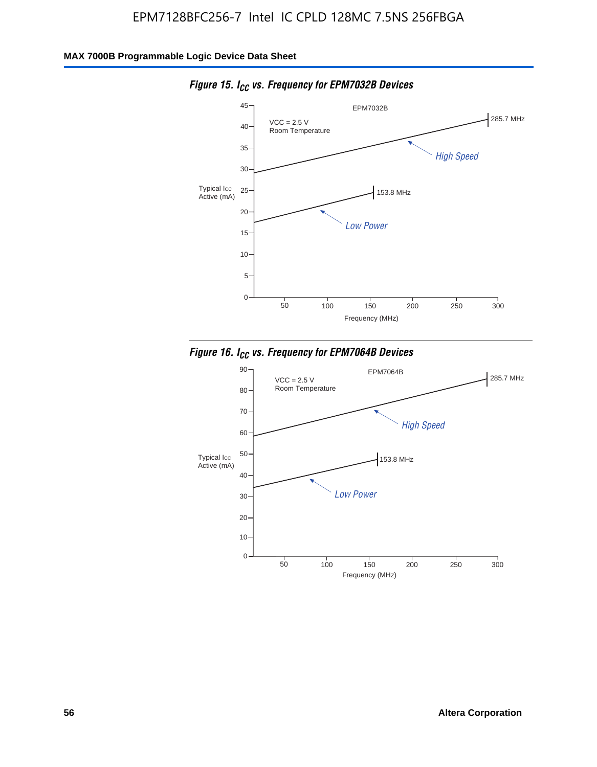**Figure 15. $I_{CC}$ vs. Frequency for EPM7032B Devices**

EPM7032B

VCC = 2.5 V
Room Temperature

Typical Icc Active (mA)

Frequency (MHz)

285.7 MHz

High Speed

153.8 MHz

Low Power

**Figure 16. $I_{CC}$ vs. Frequency for EPM7064B Devices**

EPM7064B

VCC = 2.5 V
Room Temperature

Typical Icc Active (mA)

Frequency (MHz)

285.7 MHz

High Speed

153.8 MHz

Low Power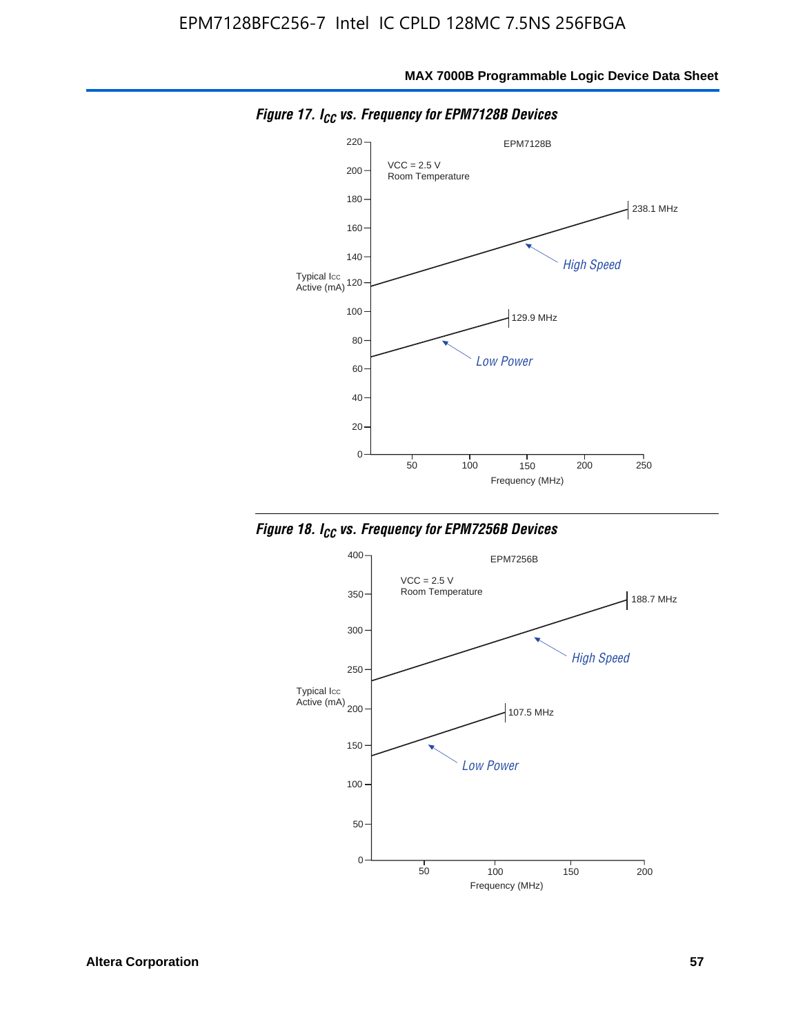*Figure 17. $I_{CC}$ vs. Frequency for EPM7128B Devices*

EPM7128B

VCC = 2.5 V
Room Temperature

Typical ICC Active (mA)

238.1 MHz

High Speed

129.9 MHz

Low Power

Frequency (MHz)

*Figure 18. $I_{CC}$ vs. Frequency for EPM7256B Devices*

EPM7256B

VCC = 2.5 V
Room Temperature

Typical ICC Active (mA)

188.7 MHz

High Speed

107.5 MHz

Low Power

Frequency (MHz)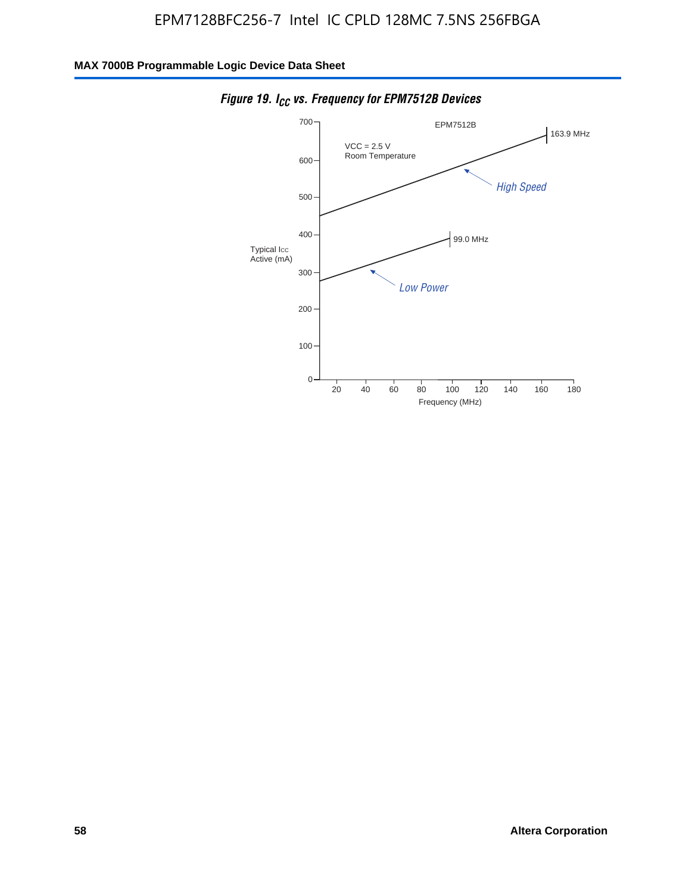**Figure 19. $I_{CC}$ vs. Frequency for EPM7512B Devices**

EPM7512B

VCC = 2.5 V
Room Temperature

Typical Icc Active (mA)

700
600
500
400
300
200
100
0

163.9 MHz

*High Speed*

99.0 MHz

*Low Power*

20 40 60 80 100 120 140 160 180

Frequency (MHz)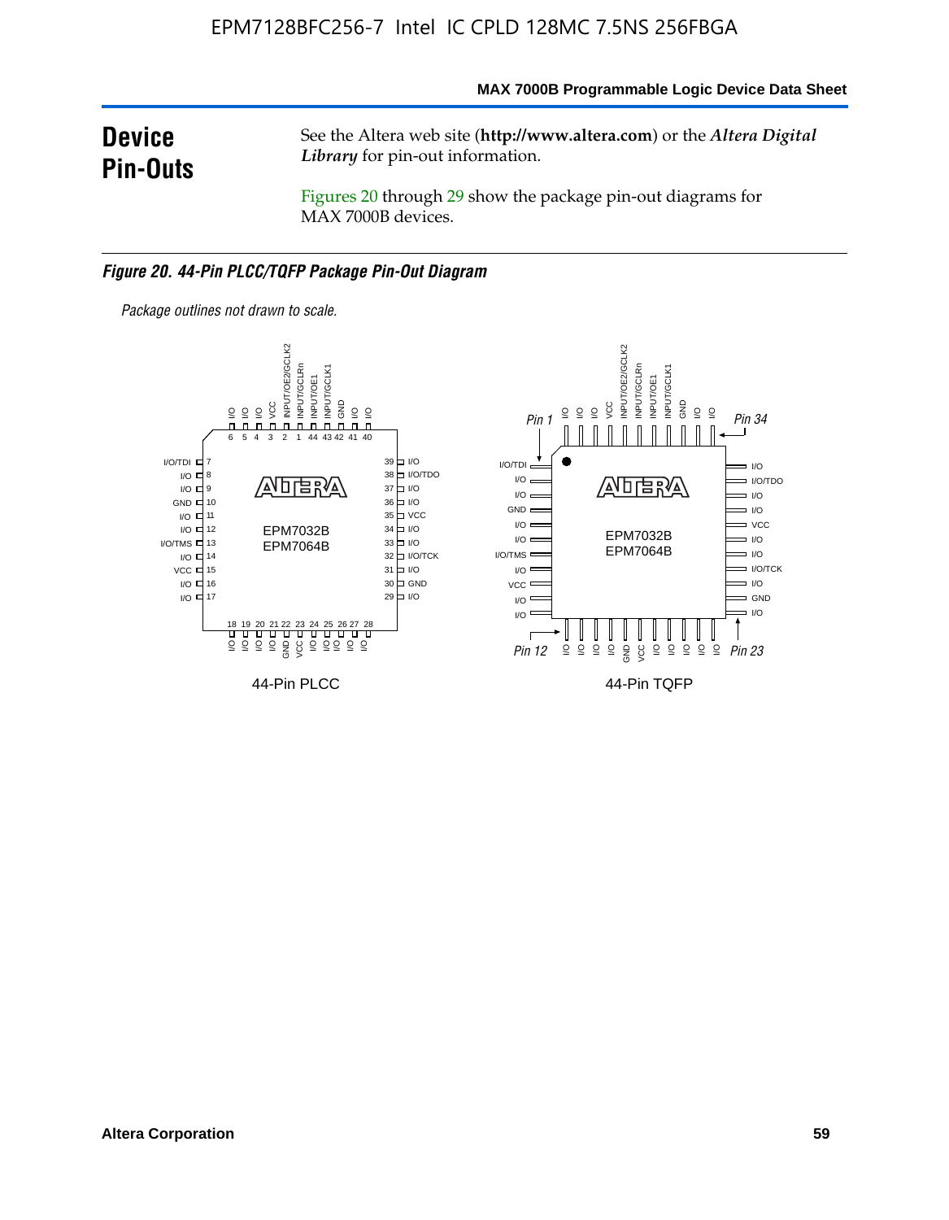## Device Pin-Outs

See the Altera web site (**http://www.altera.com**) or the *Altera Digital Library* for pin-out information.

Figures 20 through 29 show the package pin-out diagrams for MAX 7000B devices.

***Figure 20. 44-Pin PLCC/TQFP Package Pin-Out Diagram***

*Package outlines not drawn to scale.*

44-Pin PLCC

44-Pin TQFP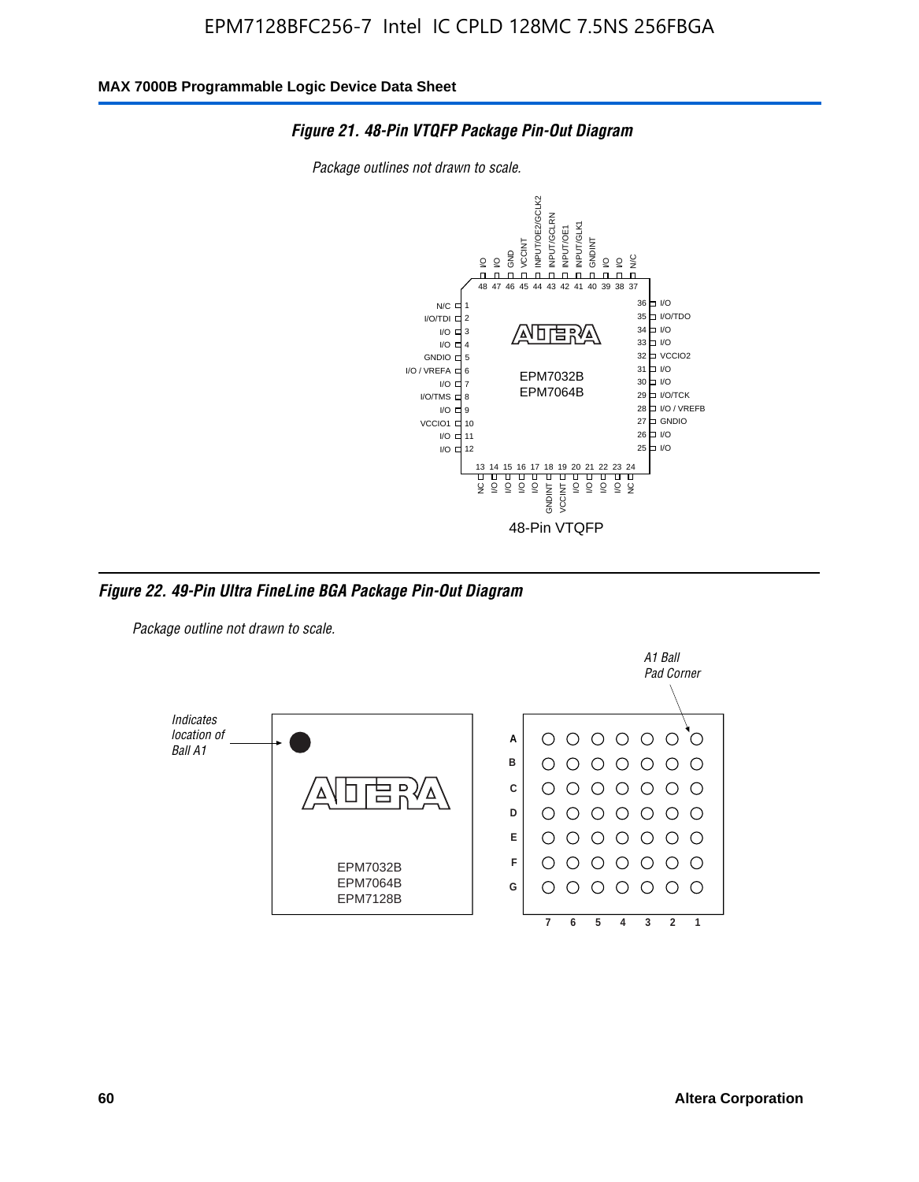EPM7128BFC256-7 Intel IC CPLD 128MC 7.5NS 256FBGA

**MAX 7000B Programmable Logic Device Data Sheet**

*Figure 21. 48-Pin VTQFP Package Pin-Out Diagram*

*Package outlines not drawn to scale.*

| Pin | Name | Pin | Name | Pin | Name | Pin | Name |
|---|---|---|---|---|---|---|---|
| 1 | N/C | 13 | NC | 25 | I/O | 37 | N/C |
| 2 | I/O/TDI | 14 | I/O | 26 | I/O | 38 | I/O |
| 3 | I/O | 15 | I/O | 27 | GNDIO | 39 | I/O |
| 4 | I/O | 16 | I/O | 28 | I/O / VREFB | 40 | GNDINT |
| 5 | GNDIO | 17 | I/O | 29 | I/O/TCK | 41 | INPUT/GLK1 |
| 6 | I/O / VREFA | 18 | GNDINT | 30 | I/O | 42 | INPUT/OE1 |
| 7 | I/O | 19 | VCCINT | 31 | I/O | 43 | INPUT/GCLRN |
| 8 | I/O/TMS | 20 | I/O | 32 | VCCIO2 | 44 | INPUT/OE2/GCLK2 |
| 9 | I/O | 21 | I/O | 33 | I/O | 45 | VCCINT |
| 10 | VCCIO1 | 22 | I/O | 34 | I/O | 46 | GND |
| 11 | I/O | 23 | I/O | 35 | I/O/TDO | 47 | I/O |
| 12 | I/O | 24 | NC | 36 | I/O | 48 | I/O |

EPM7032B
EPM7064B

48-Pin VTQFP

*Figure 22. 49-Pin Ultra FineLine BGA Package Pin-Out Diagram*

*Package outline not drawn to scale.*

*Indicates location of Ball A1*

*A1 Ball Pad Corner*

EPM7032B
EPM7064B
EPM7128B

Rows: A, B, C, D, E, F, G
Columns: 7, 6, 5, 4, 3, 2, 1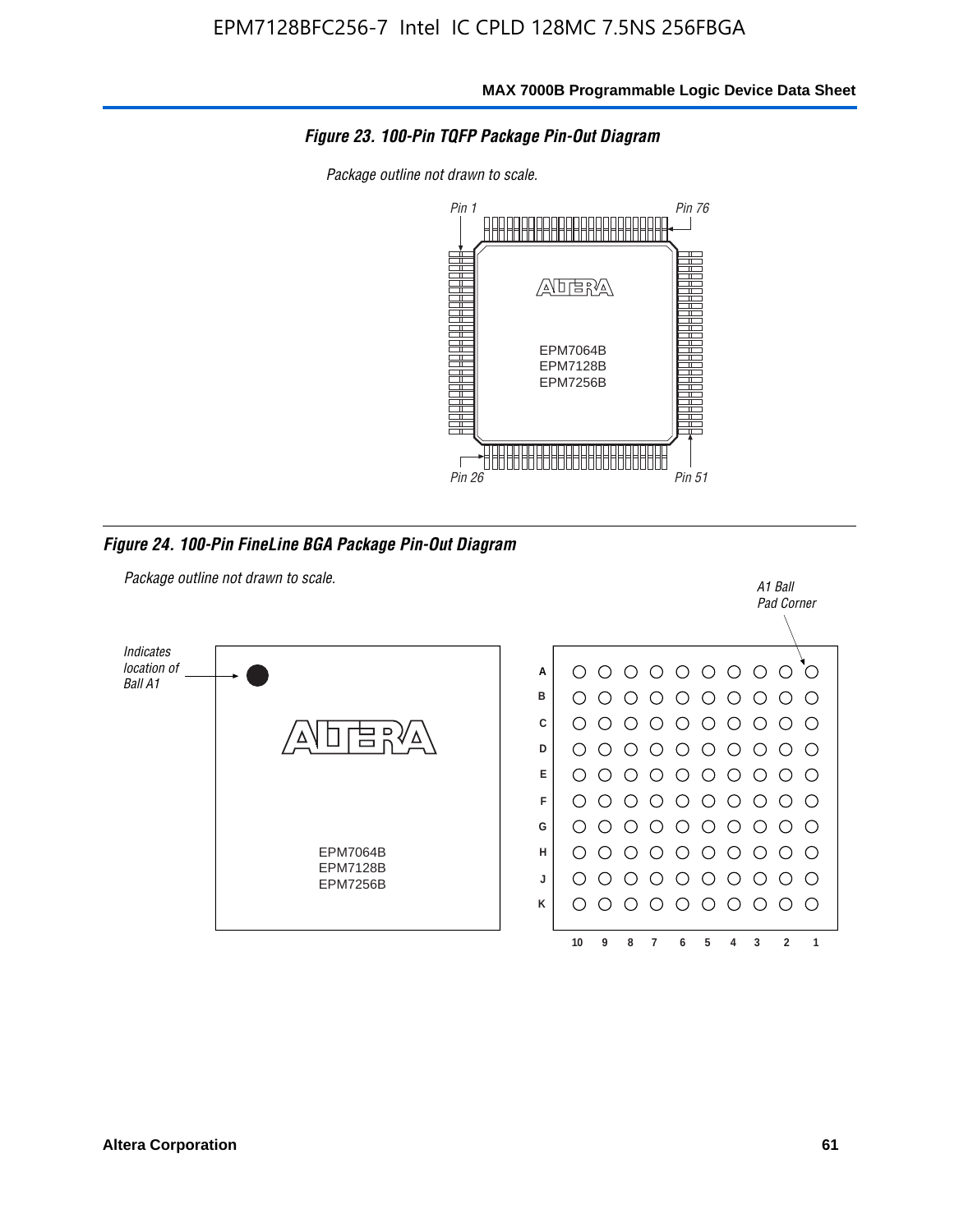**Figure 23. 100-Pin TQFP Package Pin-Out Diagram**

*Package outline not drawn to scale.*

Pin 1
Pin 76
Pin 26
Pin 51

EPM7064B
EPM7128B
EPM7256B

**Figure 24. 100-Pin FineLine BGA Package Pin-Out Diagram**

*Package outline not drawn to scale.*

*Indicates location of Ball A1*

*A1 Ball Pad Corner*

EPM7064B
EPM7128B
EPM7256B

Rows: A B C D E F G H J K

Columns: 10 9 8 7 6 5 4 3 2 1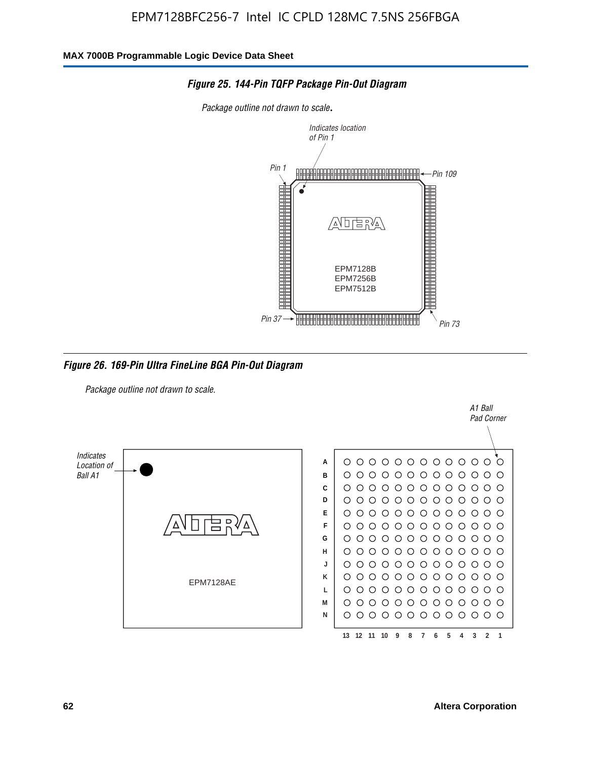### Figure 25. 144-Pin TQFP Package Pin-Out Diagram

*Package outline not drawn to scale.*

Indicates location of Pin 1

Pin 1

Pin 109

EPM7128B
EPM7256B
EPM7512B

Pin 37

Pin 73

### Figure 26. 169-Pin Ultra FineLine BGA Pin-Out Diagram

*Package outline not drawn to scale.*

A1 Ball Pad Corner

Indicates Location of Ball A1

EPM7128AE

A B C D E F G H J K L M N

13 12 11 10 9 8 7 6 5 4 3 2 1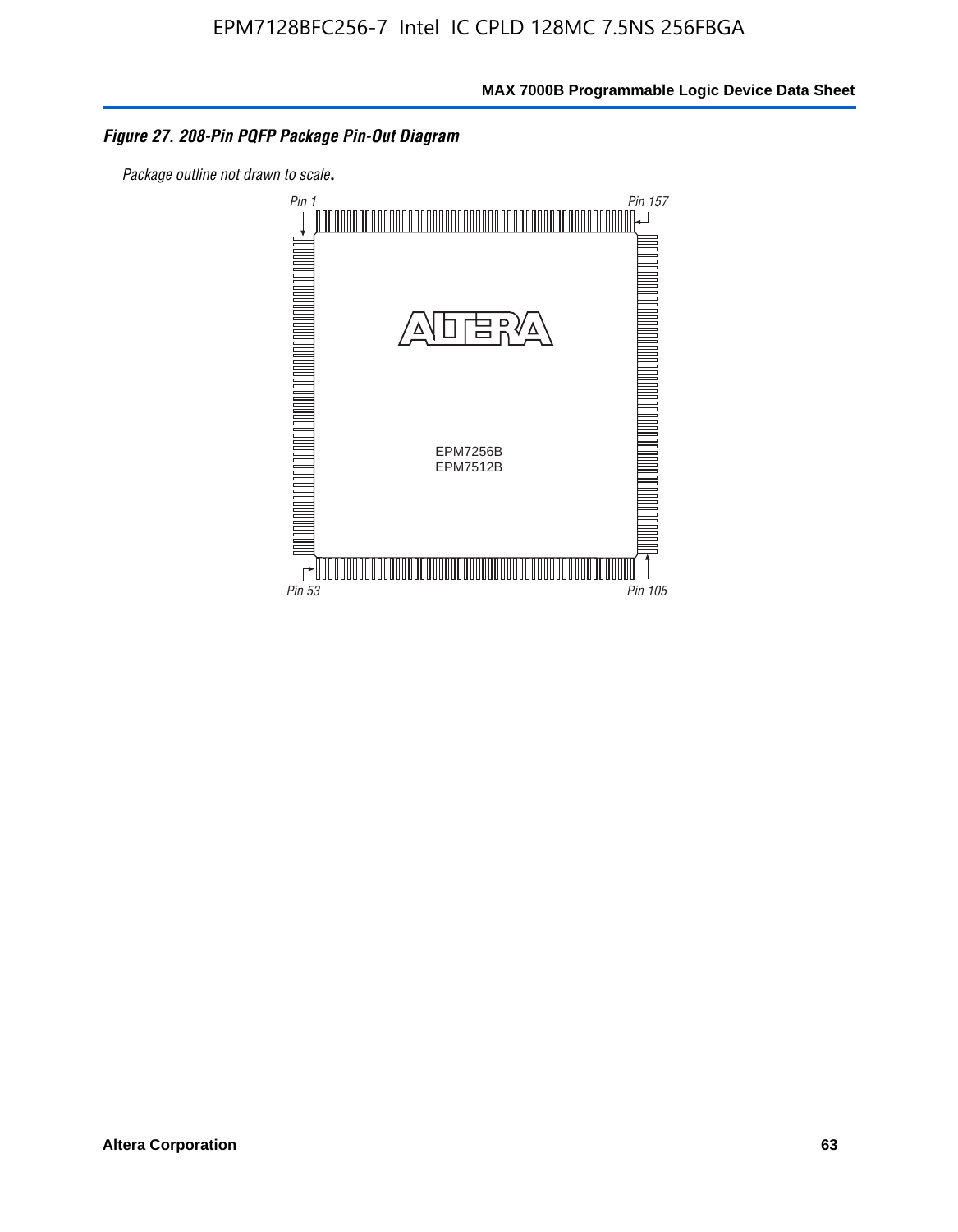*Figure 27. 208-Pin PQFP Package Pin-Out Diagram*

*Package outline not drawn to scale.*

Pin 1

Pin 157

EPM7256B
EPM7512B

Pin 53

Pin 105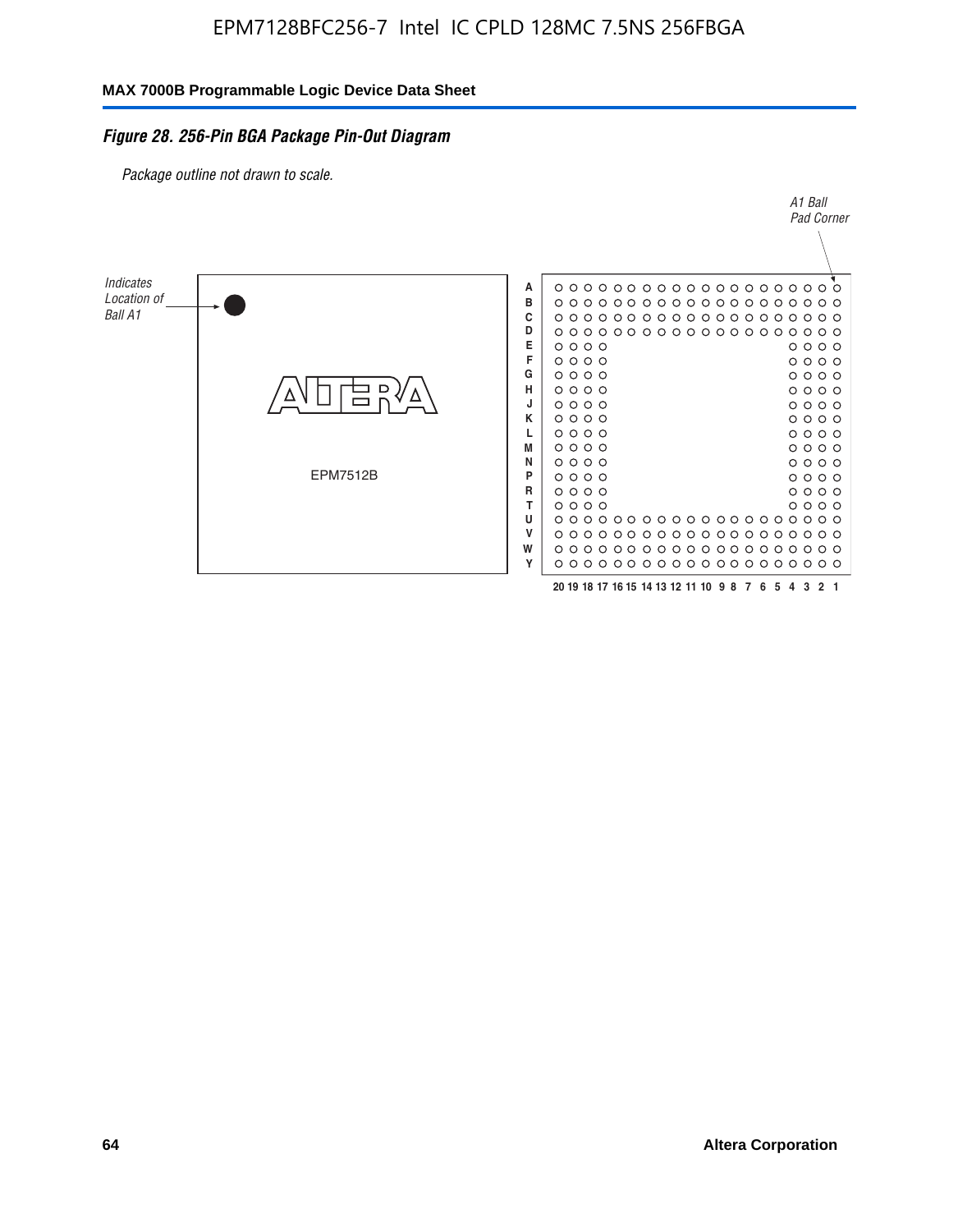EPM7128BFC256-7 Intel IC CPLD 128MC 7.5NS 256FBGA

### *Figure 28. 256-Pin BGA Package Pin-Out Diagram*

*Package outline not drawn to scale.*

*A1 Ball Pad Corner*

*Indicates Location of Ball A1*

EPM7512B

A B C D E F G H J K L M N P R T U V W Y

20 19 18 17 16 15 14 13 12 11 10 9 8 7 6 5 4 3 2 1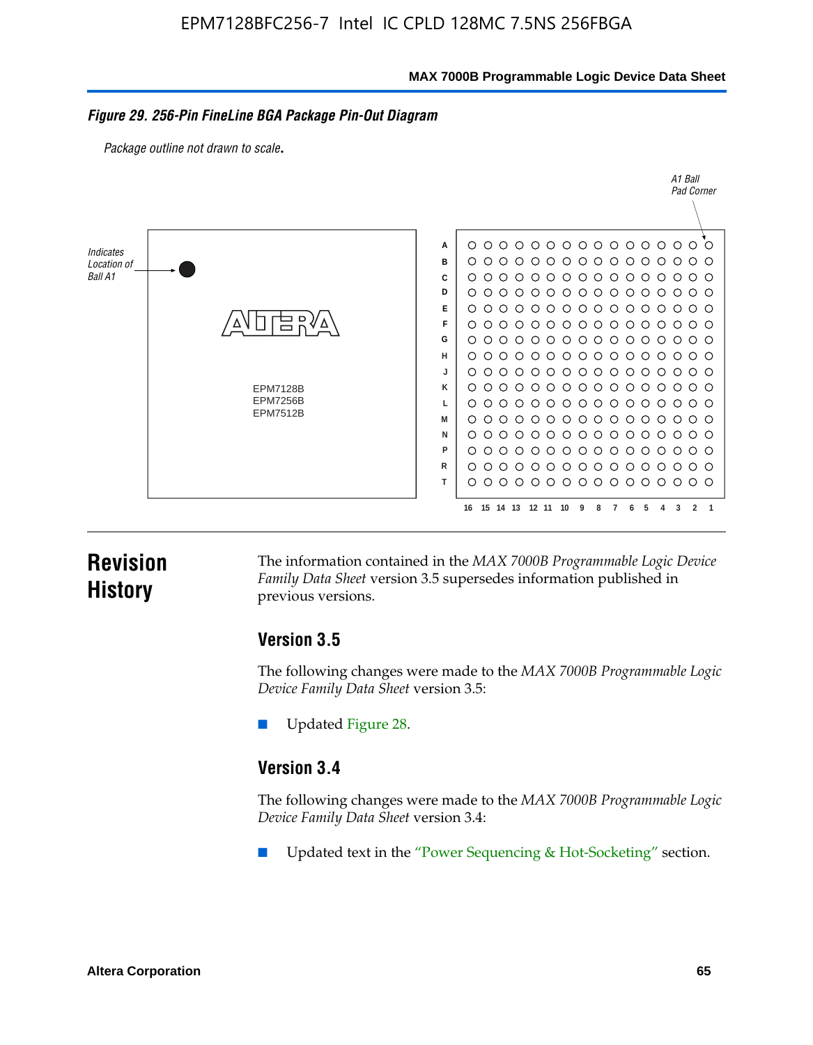*Figure 29. 256-Pin FineLine BGA Package Pin-Out Diagram*

*Package outline not drawn to scale.*

## Revision History

The information contained in the *MAX 7000B Programmable Logic Device Family Data Sheet* version 3.5 supersedes information published in previous versions.

### Version 3.5

The following changes were made to the *MAX 7000B Programmable Logic Device Family Data Sheet* version 3.5:

- Updated Figure 28.

### Version 3.4

The following changes were made to the *MAX 7000B Programmable Logic Device Family Data Sheet* version 3.4:

- Updated text in the "Power Sequencing & Hot-Socketing" section.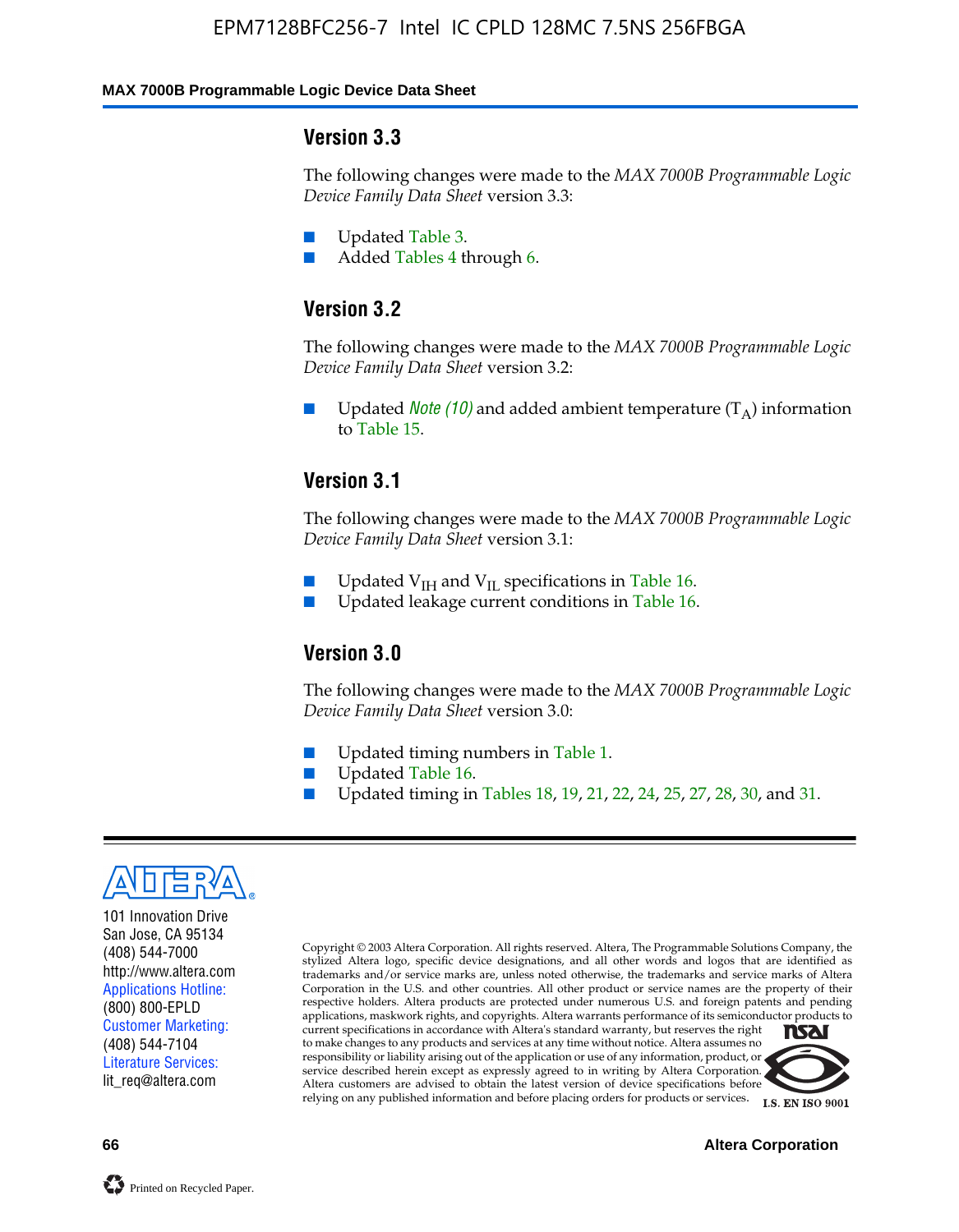### Version 3.3

The following changes were made to the *MAX 7000B Programmable Logic Device Family Data Sheet* version 3.3:

- Updated Table 3.
- Added Tables 4 through 6.

### Version 3.2

The following changes were made to the *MAX 7000B Programmable Logic Device Family Data Sheet* version 3.2:

- Updated *Note (10)* and added ambient temperature ($T_A$) information to Table 15.

### Version 3.1

The following changes were made to the *MAX 7000B Programmable Logic Device Family Data Sheet* version 3.1:

- Updated $V_{IH}$ and $V_{IL}$ specifications in Table 16.
- Updated leakage current conditions in Table 16.

### Version 3.0

The following changes were made to the *MAX 7000B Programmable Logic Device Family Data Sheet* version 3.0:

- Updated timing numbers in Table 1.
- Updated Table 16.
- Updated timing in Tables 18, 19, 21, 22, 24, 25, 27, 28, 30, and 31.

---

101 Innovation Drive
San Jose, CA 95134
(408) 544-7000
http://www.altera.com
Applications Hotline:
(800) 800-EPLD
Customer Marketing:
(408) 544-7104
Literature Services:
lit_req@altera.com

Copyright © 2003 Altera Corporation. All rights reserved. Altera, The Programmable Solutions Company, the stylized Altera logo, specific device designations, and all other words and logos that are identified as trademarks and/or service marks are, unless noted otherwise, the trademarks and service marks of Altera Corporation in the U.S. and other countries. All other product or service names are the property of their respective holders. Altera products are protected under numerous U.S. and foreign patents and pending applications, maskwork rights, and copyrights. Altera warrants performance of its semiconductor products to current specifications in accordance with Altera's standard warranty, but reserves the right to make changes to any products and services at any time without notice. Altera assumes no responsibility or liability arising out of the application or use of any information, product, or service described herein except as expressly agreed to in writing by Altera Corporation. Altera customers are advised to obtain the latest version of device specifications before relying on any published information and before placing orders for products or services.

I.S. EN ISO 9001

Printed on Recycled Paper.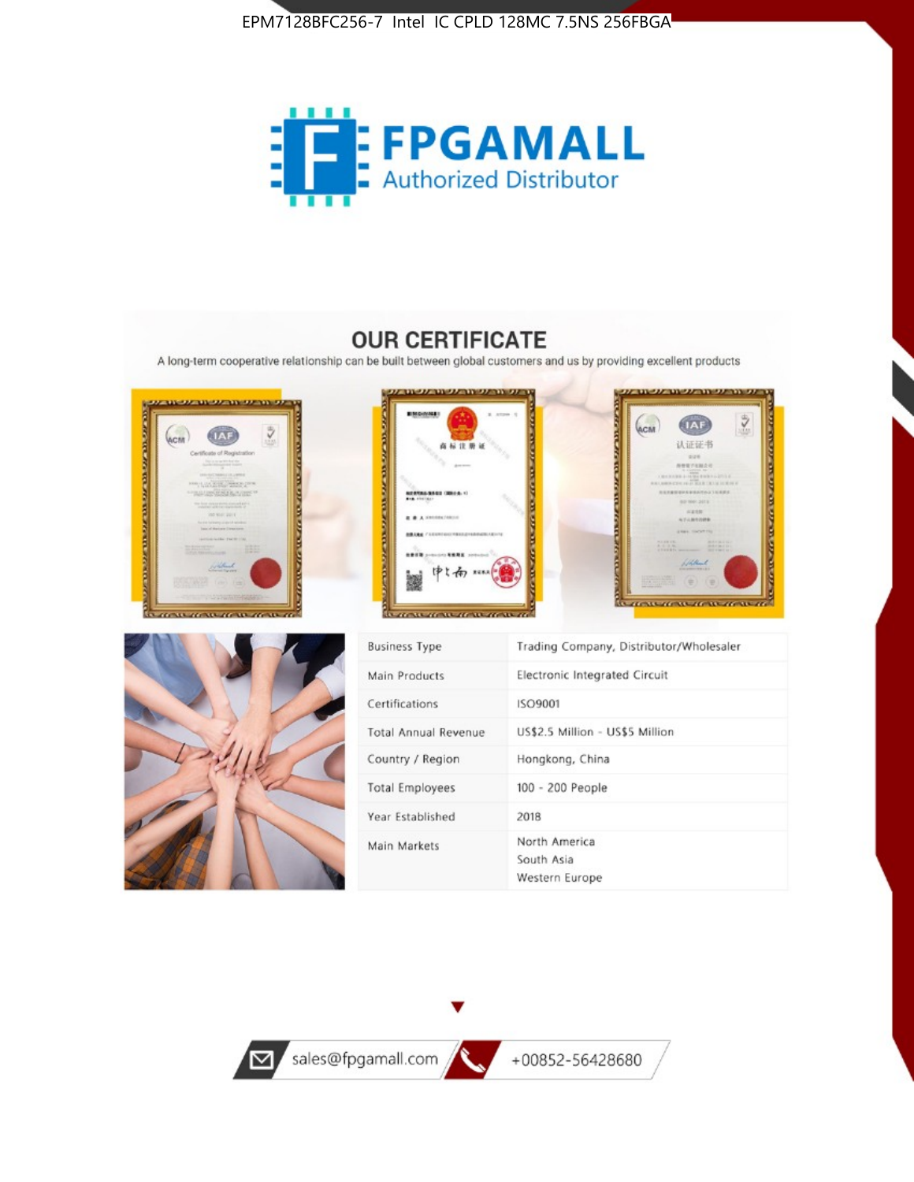FPGAMALL
Authorized Distributor

## OUR CERTIFICATE

A long-term cooperative relationship can be built between global customers and us by providing excellent products

| | |
|---|---|
| Business Type | Trading Company, Distributor/Wholesaler |
| Main Products | Electronic Integrated Circuit |
| Certifications | ISO9001 |
| Total Annual Revenue | US$2.5 Million - US$5 Million |
| Country / Region | Hongkong, China |
| Total Employees | 100 - 200 People |
| Year Established | 2018 |
| Main Markets | North America<br>South Asia<br>Western Europe |

sales@fpgamall.com

+00852-56428680